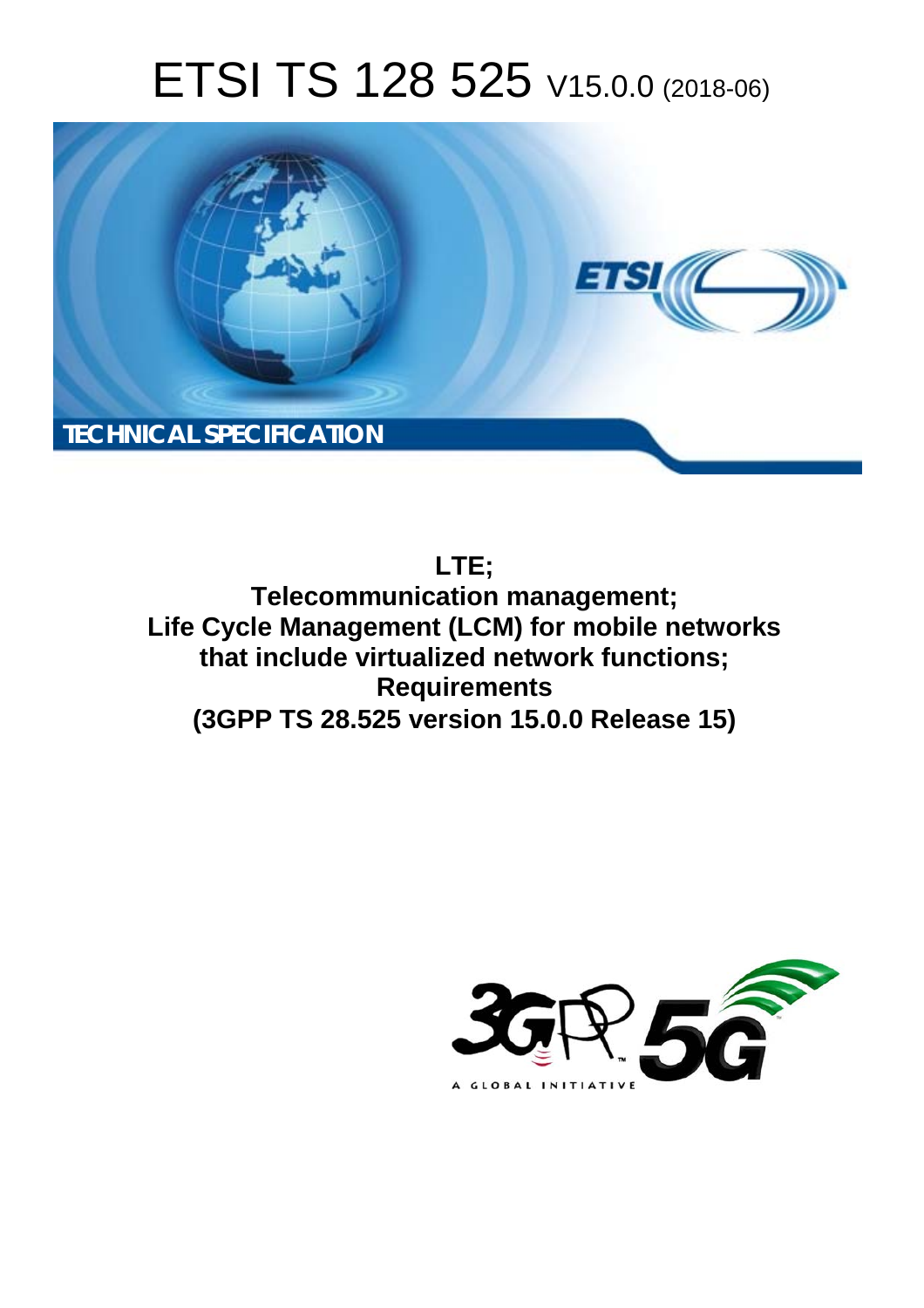# ETSI TS 128 525 V15.0.0 (2018-06)

TECHNICAL SPECIFICATION

**LTE;**
**Telecommunication management;**
**Life Cycle Management (LCM) for mobile networks that include virtualized network functions;**
**Requirements**
**(3GPP TS 28.525 version 15.0.0 Release 15)**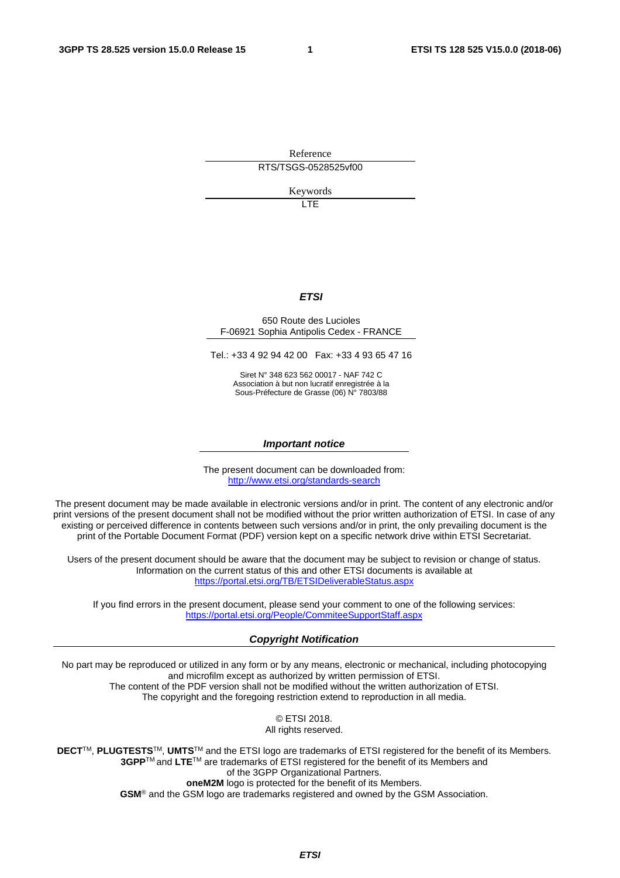Reference

RTS/TSGS-0528525vf00

Keywords

LTE

***ETSI***

650 Route des Lucioles
F-06921 Sophia Antipolis Cedex - FRANCE

Tel.: +33 4 92 94 42 00 Fax: +33 4 93 65 47 16

Siret N° 348 623 562 00017 - NAF 742 C
Association à but non lucratif enregistrée à la
Sous-Préfecture de Grasse (06) N° 7803/88

***Important notice***

The present document can be downloaded from:
http://www.etsi.org/standards-search

The present document may be made available in electronic versions and/or in print. The content of any electronic and/or print versions of the present document shall not be modified without the prior written authorization of ETSI. In case of any existing or perceived difference in contents between such versions and/or in print, the only prevailing document is the print of the Portable Document Format (PDF) version kept on a specific network drive within ETSI Secretariat.

Users of the present document should be aware that the document may be subject to revision or change of status. Information on the current status of this and other ETSI documents is available at
https://portal.etsi.org/TB/ETSIDeliverableStatus.aspx

If you find errors in the present document, please send your comment to one of the following services:
https://portal.etsi.org/People/CommiteeSupportStaff.aspx

***Copyright Notification***

No part may be reproduced or utilized in any form or by any means, electronic or mechanical, including photocopying and microfilm except as authorized by written permission of ETSI.
The content of the PDF version shall not be modified without the written authorization of ETSI.
The copyright and the foregoing restriction extend to reproduction in all media.

© ETSI 2018.
All rights reserved.

**DECT**TM, **PLUGTESTS**TM, **UMTS**TM and the ETSI logo are trademarks of ETSI registered for the benefit of its Members.
**3GPP**TM and **LTE**TM are trademarks of ETSI registered for the benefit of its Members and of the 3GPP Organizational Partners.
**oneM2M** logo is protected for the benefit of its Members.
**GSM**® and the GSM logo are trademarks registered and owned by the GSM Association.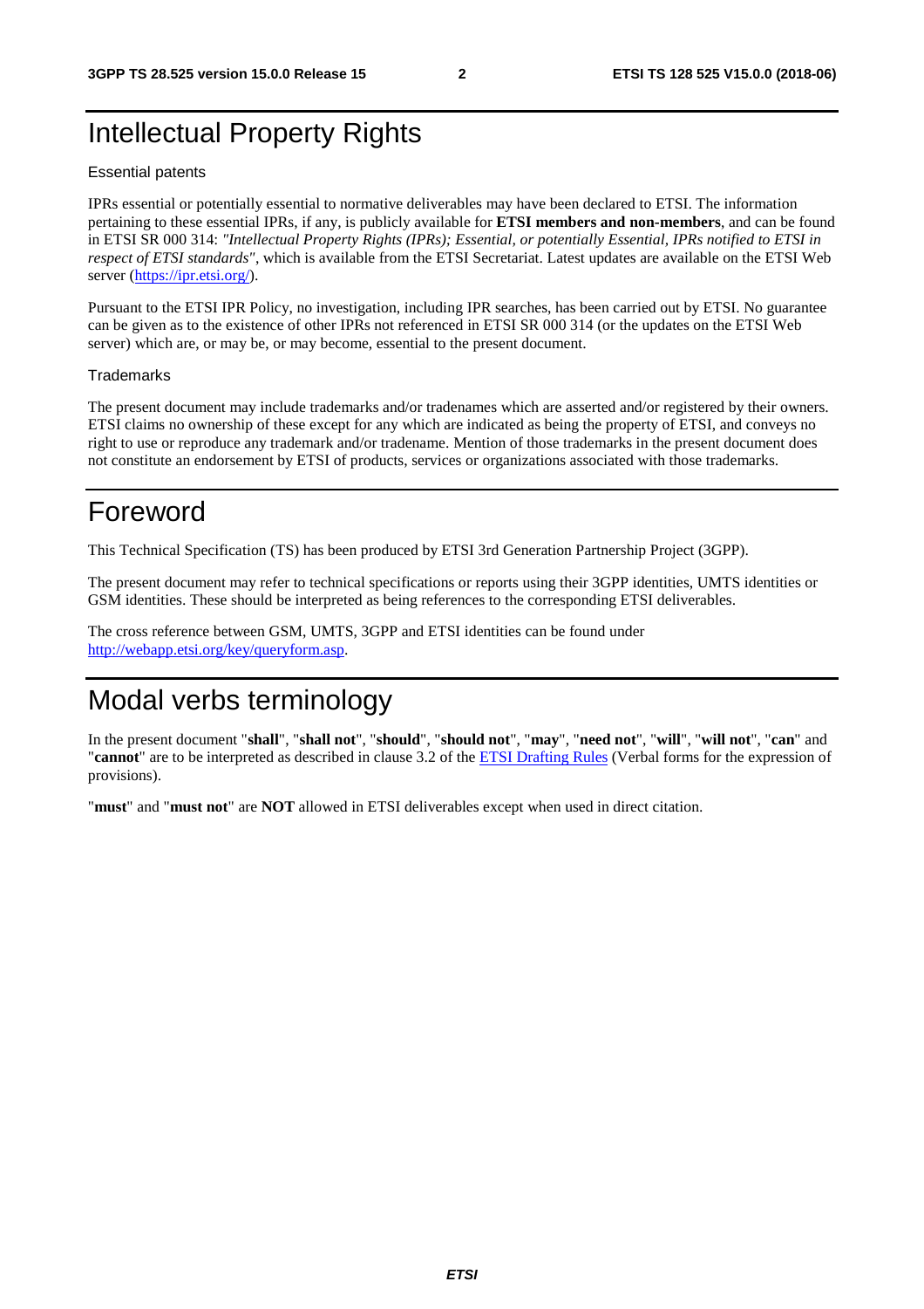# Intellectual Property Rights

## Essential patents

IPRs essential or potentially essential to normative deliverables may have been declared to ETSI. The information pertaining to these essential IPRs, if any, is publicly available for **ETSI members and non-members**, and can be found in ETSI SR 000 314: *"Intellectual Property Rights (IPRs); Essential, or potentially Essential, IPRs notified to ETSI in respect of ETSI standards"*, which is available from the ETSI Secretariat. Latest updates are available on the ETSI Web server (https://ipr.etsi.org/).

Pursuant to the ETSI IPR Policy, no investigation, including IPR searches, has been carried out by ETSI. No guarantee can be given as to the existence of other IPRs not referenced in ETSI SR 000 314 (or the updates on the ETSI Web server) which are, or may be, or may become, essential to the present document.

## Trademarks

The present document may include trademarks and/or tradenames which are asserted and/or registered by their owners. ETSI claims no ownership of these except for any which are indicated as being the property of ETSI, and conveys no right to use or reproduce any trademark and/or tradename. Mention of those trademarks in the present document does not constitute an endorsement by ETSI of products, services or organizations associated with those trademarks.

# Foreword

This Technical Specification (TS) has been produced by ETSI 3rd Generation Partnership Project (3GPP).

The present document may refer to technical specifications or reports using their 3GPP identities, UMTS identities or GSM identities. These should be interpreted as being references to the corresponding ETSI deliverables.

The cross reference between GSM, UMTS, 3GPP and ETSI identities can be found under http://webapp.etsi.org/key/queryform.asp.

# Modal verbs terminology

In the present document "**shall**", "**shall not**", "**should**", "**should not**", "**may**", "**need not**", "**will**", "**will not**", "**can**" and "**cannot**" are to be interpreted as described in clause 3.2 of the ETSI Drafting Rules (Verbal forms for the expression of provisions).

"**must**" and "**must not**" are **NOT** allowed in ETSI deliverables except when used in direct citation.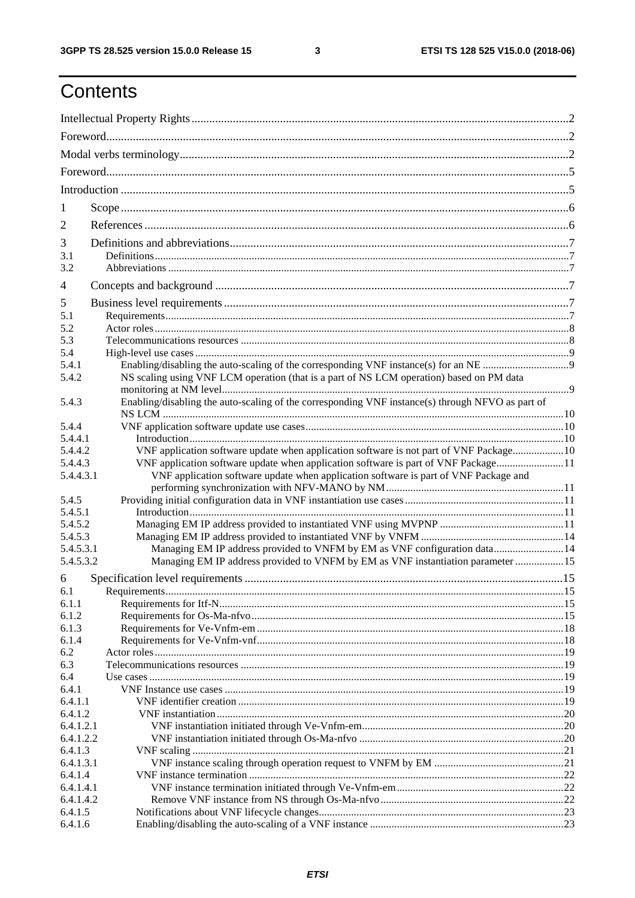# Contents

Intellectual Property Rights ..... 2

Foreword ..... 2

Modal verbs terminology ..... 2

Foreword ..... 5

Introduction ..... 5

1 Scope ..... 6

2 References ..... 6

3 Definitions and abbreviations ..... 7

3.1 Definitions ..... 7

3.2 Abbreviations ..... 7

4 Concepts and background ..... 7

5 Business level requirements ..... 7

5.1 Requirements ..... 7

5.2 Actor roles ..... 8

5.3 Telecommunications resources ..... 8

5.4 High-level use cases ..... 9

5.4.1 Enabling/disabling the auto-scaling of the corresponding VNF instance(s) for an NE ..... 9

5.4.2 NS scaling using VNF LCM operation (that is a part of NS LCM operation) based on PM data monitoring at NM level ..... 9

5.4.3 Enabling/disabling the auto-scaling of the corresponding VNF instance(s) through NFVO as part of NS LCM ..... 10

5.4.4 VNF application software update use cases ..... 10

5.4.4.1 Introduction ..... 10

5.4.4.2 VNF application software update when application software is not part of VNF Package ..... 10

5.4.4.3 VNF application software update when application software is part of VNF Package ..... 11

5.4.4.3.1 VNF application software update when application software is part of VNF Package and performing synchronization with NFV-MANO by NM ..... 11

5.4.5 Providing initial configuration data in VNF instantiation use cases ..... 11

5.4.5.1 Introduction ..... 11

5.4.5.2 Managing EM IP address provided to instantiated VNF using MVPNP ..... 11

5.4.5.3 Managing EM IP address provided to instantiated VNF by VNFM ..... 14

5.4.5.3.1 Managing EM IP address provided to VNFM by EM as VNF configuration data ..... 14

5.4.5.3.2 Managing EM IP address provided to VNFM by EM as VNF instantiation parameter ..... 15

6 Specification level requirements ..... 15

6.1 Requirements ..... 15

6.1.1 Requirements for Itf-N ..... 15

6.1.2 Requirements for Os-Ma-nfvo ..... 15

6.1.3 Requirements for Ve-Vnfm-em ..... 18

6.1.4 Requirements for Ve-Vnfm-vnf ..... 18

6.2 Actor roles ..... 19

6.3 Telecommunications resources ..... 19

6.4 Use cases ..... 19

6.4.1 VNF Instance use cases ..... 19

6.4.1.1 VNF identifier creation ..... 19

6.4.1.2 VNF instantiation ..... 20

6.4.1.2.1 VNF instantiation initiated through Ve-Vnfm-em ..... 20

6.4.1.2.2 VNF instantiation initiated through Os-Ma-nfvo ..... 20

6.4.1.3 VNF scaling ..... 21

6.4.1.3.1 VNF instance scaling through operation request to VNFM by EM ..... 21

6.4.1.4 VNF instance termination ..... 22

6.4.1.4.1 VNF instance termination initiated through Ve-Vnfm-em ..... 22

6.4.1.4.2 Remove VNF instance from NS through Os-Ma-nfvo ..... 22

6.4.1.5 Notifications about VNF lifecycle changes ..... 23

6.4.1.6 Enabling/disabling the auto-scaling of a VNF instance ..... 23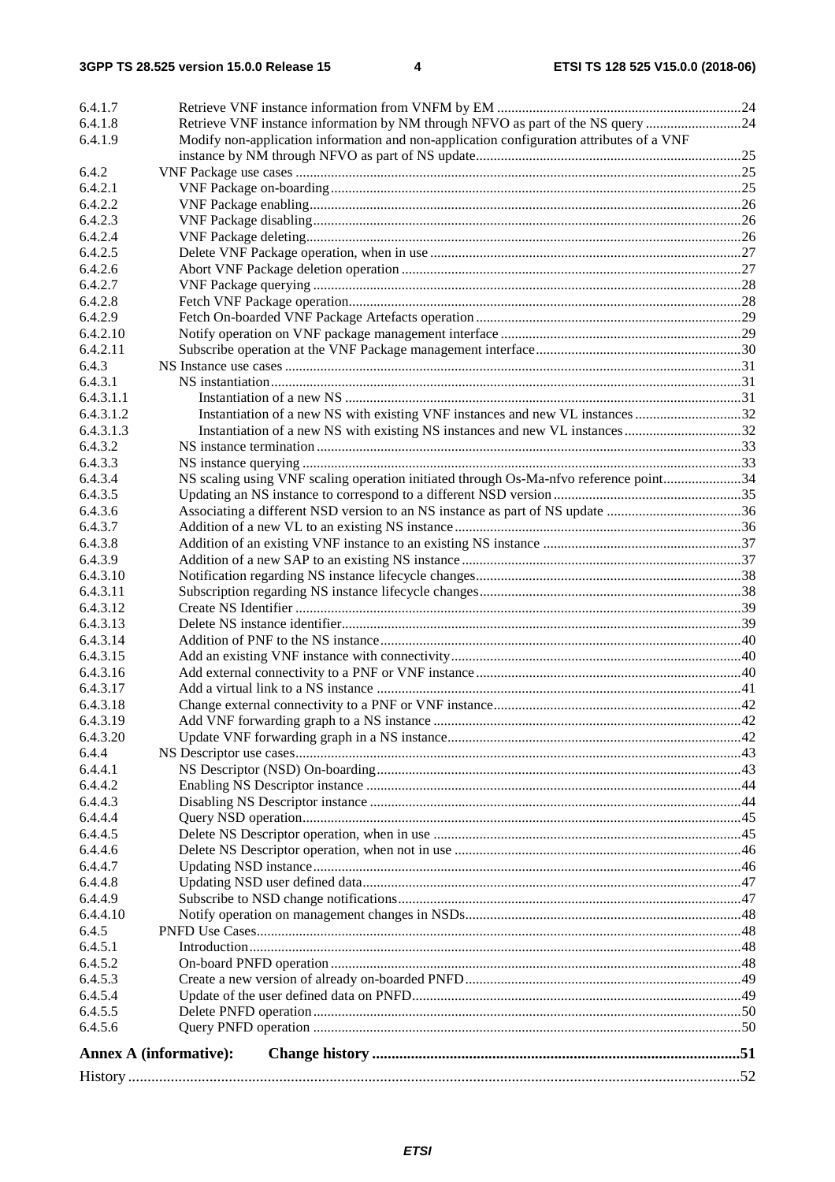6.4.1.7 Retrieve VNF instance information from VNFM by EM .....................................................................24
6.4.1.8 Retrieve VNF instance information by NM through NFVO as part of the NS query ...........................24
6.4.1.9 Modify non-application information and non-application configuration attributes of a VNF instance by NM through NFVO as part of NS update..........................................................................25
6.4.2 VNF Package use cases .............................................................................................................................25
6.4.2.1 VNF Package on-boarding...................................................................................................................25
6.4.2.2 VNF Package enabling.........................................................................................................................26
6.4.2.3 VNF Package disabling........................................................................................................................26
6.4.2.4 VNF Package deleting..........................................................................................................................26
6.4.2.5 Delete VNF Package operation, when in use .......................................................................................27
6.4.2.6 Abort VNF Package deletion operation ...............................................................................................27
6.4.2.7 VNF Package querying ........................................................................................................................28
6.4.2.8 Fetch VNF Package operation..............................................................................................................28
6.4.2.9 Fetch On-boarded VNF Package Artefacts operation ...........................................................................29
6.4.2.10 Notify operation on VNF package management interface ...................................................................29
6.4.2.11 Subscribe operation at the VNF Package management interface..........................................................30
6.4.3 NS Instance use cases ................................................................................................................................31
6.4.3.1 NS instantiation....................................................................................................................................31
6.4.3.1.1 Instantiation of a new NS ...............................................................................................................31
6.4.3.1.2 Instantiation of a new NS with existing VNF instances and new VL instances ..............................32
6.4.3.1.3 Instantiation of a new NS with existing NS instances and new VL instances.................................32
6.4.3.2 NS instance termination .......................................................................................................................33
6.4.3.3 NS instance querying ...........................................................................................................................33
6.4.3.4 NS scaling using VNF scaling operation initiated through Os-Ma-nfvo reference point......................34
6.4.3.5 Updating an NS instance to correspond to a different NSD version .....................................................35
6.4.3.6 Associating a different NSD version to an NS instance as part of NS update ......................................36
6.4.3.7 Addition of a new VL to an existing NS instance.................................................................................36
6.4.3.8 Addition of an existing VNF instance to an existing NS instance ........................................................37
6.4.3.9 Addition of a new SAP to an existing NS instance...............................................................................37
6.4.3.10 Notification regarding NS instance lifecycle changes..........................................................................38
6.4.3.11 Subscription regarding NS instance lifecycle changes..........................................................................38
6.4.3.12 Create NS Identifier .............................................................................................................................39
6.4.3.13 Delete NS instance identifier................................................................................................................39
6.4.3.14 Addition of PNF to the NS instance.....................................................................................................40
6.4.3.15 Add an existing VNF instance with connectivity..................................................................................40
6.4.3.16 Add external connectivity to a PNF or VNF instance ...........................................................................40
6.4.3.17 Add a virtual link to a NS instance ......................................................................................................41
6.4.3.18 Change external connectivity to a PNF or VNF instance......................................................................42
6.4.3.19 Add VNF forwarding graph to a NS instance .......................................................................................42
6.4.3.20 Update VNF forwarding graph in a NS instance..................................................................................42
6.4.4 NS Descriptor use cases.............................................................................................................................43
6.4.4.1 NS Descriptor (NSD) On-boarding......................................................................................................43
6.4.4.2 Enabling NS Descriptor instance .........................................................................................................44
6.4.4.3 Disabling NS Descriptor instance ........................................................................................................44
6.4.4.4 Query NSD operation...........................................................................................................................45
6.4.4.5 Delete NS Descriptor operation, when in use .......................................................................................45
6.4.4.6 Delete NS Descriptor operation, when not in use ................................................................................46
6.4.4.7 Updating NSD instance........................................................................................................................46
6.4.4.8 Updating NSD user defined data..........................................................................................................47
6.4.4.9 Subscribe to NSD change notifications................................................................................................47
6.4.4.10 Notify operation on management changes in NSDs.............................................................................48
6.4.5 PNFD Use Cases........................................................................................................................................48
6.4.5.1 Introduction.........................................................................................................................................48
6.4.5.2 On-board PNFD operation ...................................................................................................................48
6.4.5.3 Create a new version of already on-boarded PNFD.............................................................................49
6.4.5.4 Update of the user defined data on PNFD............................................................................................49
6.4.5.5 Delete PNFD operation........................................................................................................................50
6.4.5.6 Query PNFD operation ........................................................................................................................50

**Annex A (informative): Change history ..............................................................................................51**

History .............................................................................................................................................................52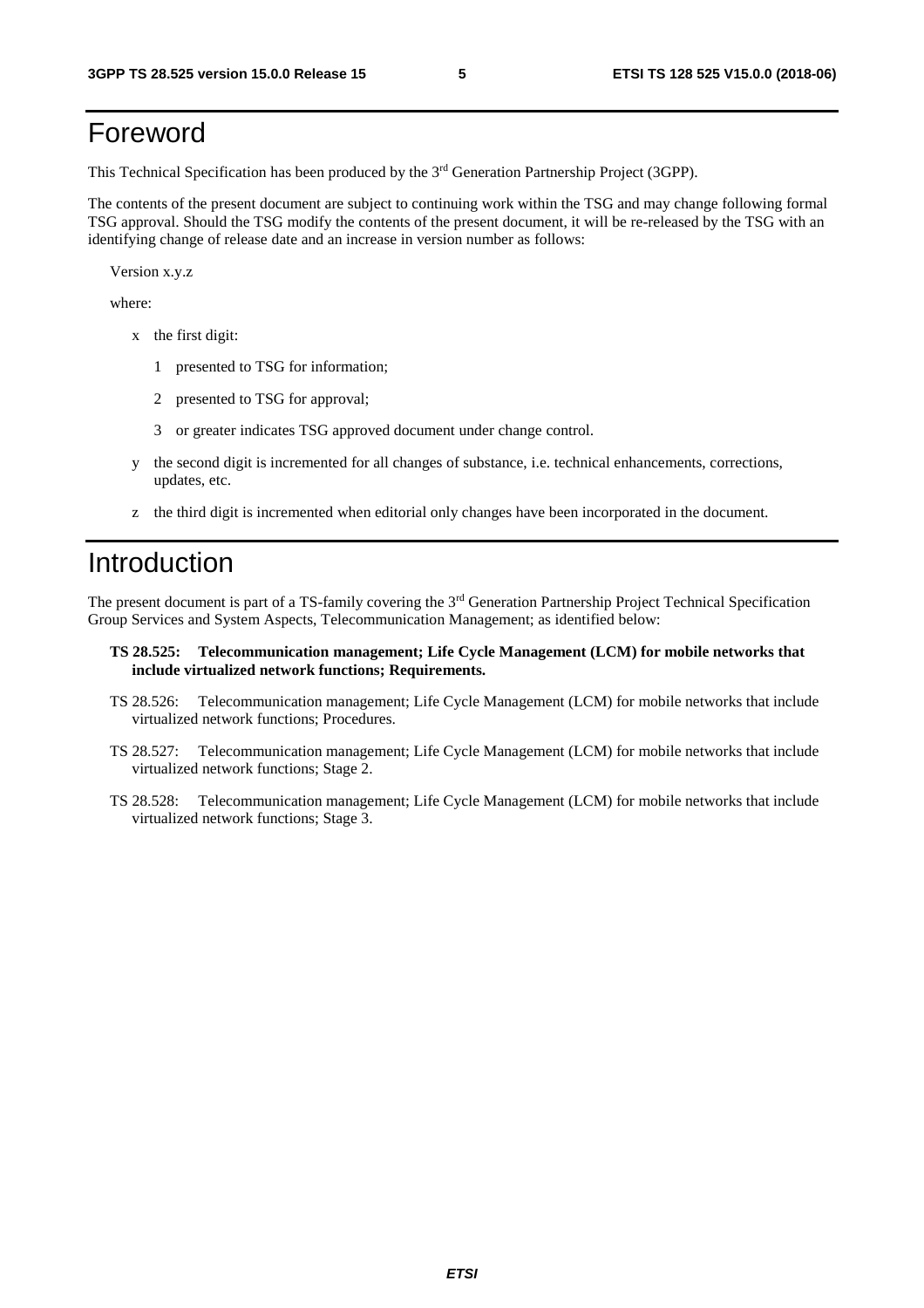# Foreword

This Technical Specification has been produced by the 3rd Generation Partnership Project (3GPP).

The contents of the present document are subject to continuing work within the TSG and may change following formal TSG approval. Should the TSG modify the contents of the present document, it will be re-released by the TSG with an identifying change of release date and an increase in version number as follows:

Version x.y.z

where:

- x the first digit:
  - 1 presented to TSG for information;
  - 2 presented to TSG for approval;
  - 3 or greater indicates TSG approved document under change control.
- y the second digit is incremented for all changes of substance, i.e. technical enhancements, corrections, updates, etc.
- z the third digit is incremented when editorial only changes have been incorporated in the document.

# Introduction

The present document is part of a TS-family covering the 3rd Generation Partnership Project Technical Specification Group Services and System Aspects, Telecommunication Management; as identified below:

**TS 28.525: Telecommunication management; Life Cycle Management (LCM) for mobile networks that include virtualized network functions; Requirements.**

TS 28.526: Telecommunication management; Life Cycle Management (LCM) for mobile networks that include virtualized network functions; Procedures.

TS 28.527: Telecommunication management; Life Cycle Management (LCM) for mobile networks that include virtualized network functions; Stage 2.

TS 28.528: Telecommunication management; Life Cycle Management (LCM) for mobile networks that include virtualized network functions; Stage 3.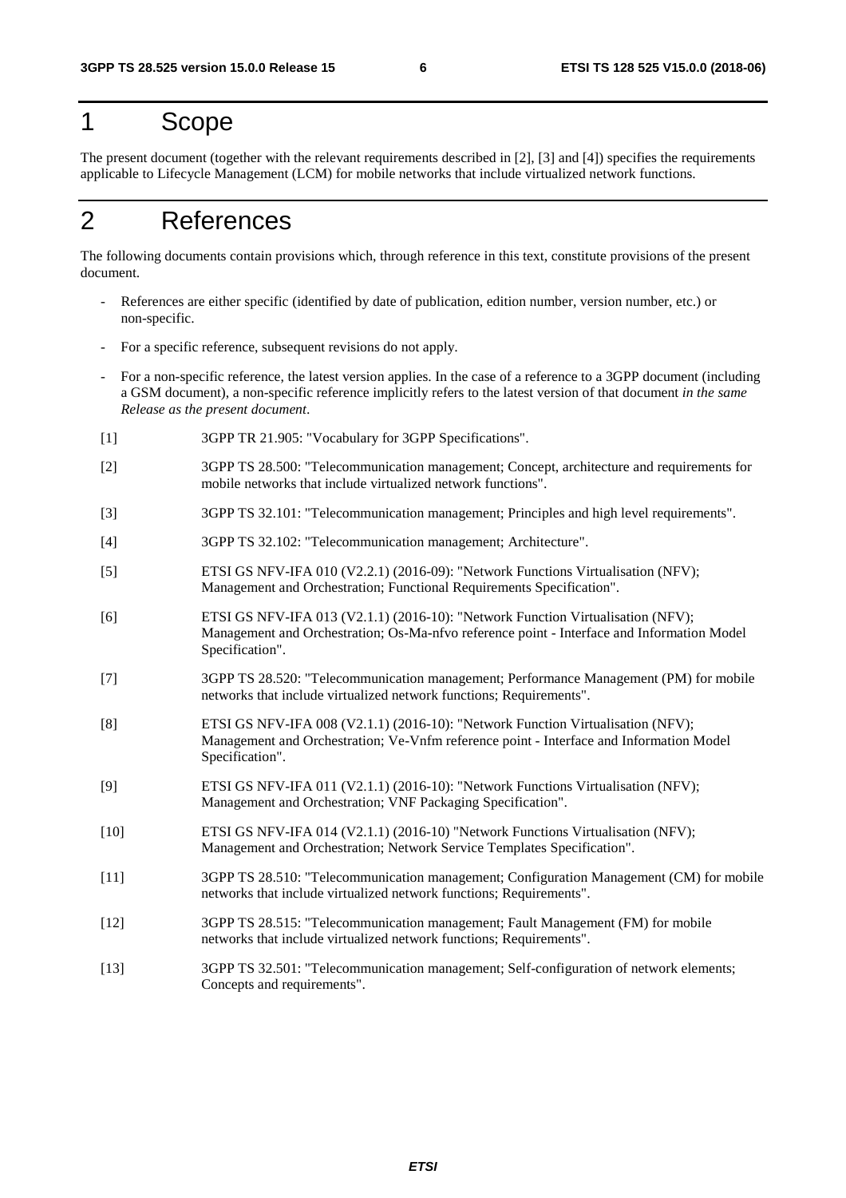# 1 Scope

The present document (together with the relevant requirements described in [2], [3] and [4]) specifies the requirements applicable to Lifecycle Management (LCM) for mobile networks that include virtualized network functions.

# 2 References

The following documents contain provisions which, through reference in this text, constitute provisions of the present document.

- References are either specific (identified by date of publication, edition number, version number, etc.) or non-specific.
- For a specific reference, subsequent revisions do not apply.
- For a non-specific reference, the latest version applies. In the case of a reference to a 3GPP document (including a GSM document), a non-specific reference implicitly refers to the latest version of that document *in the same Release as the present document*.

[1] 3GPP TR 21.905: "Vocabulary for 3GPP Specifications".

[2] 3GPP TS 28.500: "Telecommunication management; Concept, architecture and requirements for mobile networks that include virtualized network functions".

[3] 3GPP TS 32.101: "Telecommunication management; Principles and high level requirements".

[4] 3GPP TS 32.102: "Telecommunication management; Architecture".

[5] ETSI GS NFV-IFA 010 (V2.2.1) (2016-09): "Network Functions Virtualisation (NFV); Management and Orchestration; Functional Requirements Specification".

[6] ETSI GS NFV-IFA 013 (V2.1.1) (2016-10): "Network Function Virtualisation (NFV); Management and Orchestration; Os-Ma-nfvo reference point - Interface and Information Model Specification".

[7] 3GPP TS 28.520: "Telecommunication management; Performance Management (PM) for mobile networks that include virtualized network functions; Requirements".

[8] ETSI GS NFV-IFA 008 (V2.1.1) (2016-10): "Network Function Virtualisation (NFV); Management and Orchestration; Ve-Vnfm reference point - Interface and Information Model Specification".

[9] ETSI GS NFV-IFA 011 (V2.1.1) (2016-10): "Network Functions Virtualisation (NFV); Management and Orchestration; VNF Packaging Specification".

[10] ETSI GS NFV-IFA 014 (V2.1.1) (2016-10) "Network Functions Virtualisation (NFV); Management and Orchestration; Network Service Templates Specification".

[11] 3GPP TS 28.510: "Telecommunication management; Configuration Management (CM) for mobile networks that include virtualized network functions; Requirements".

[12] 3GPP TS 28.515: "Telecommunication management; Fault Management (FM) for mobile networks that include virtualized network functions; Requirements".

[13] 3GPP TS 32.501: "Telecommunication management; Self-configuration of network elements; Concepts and requirements".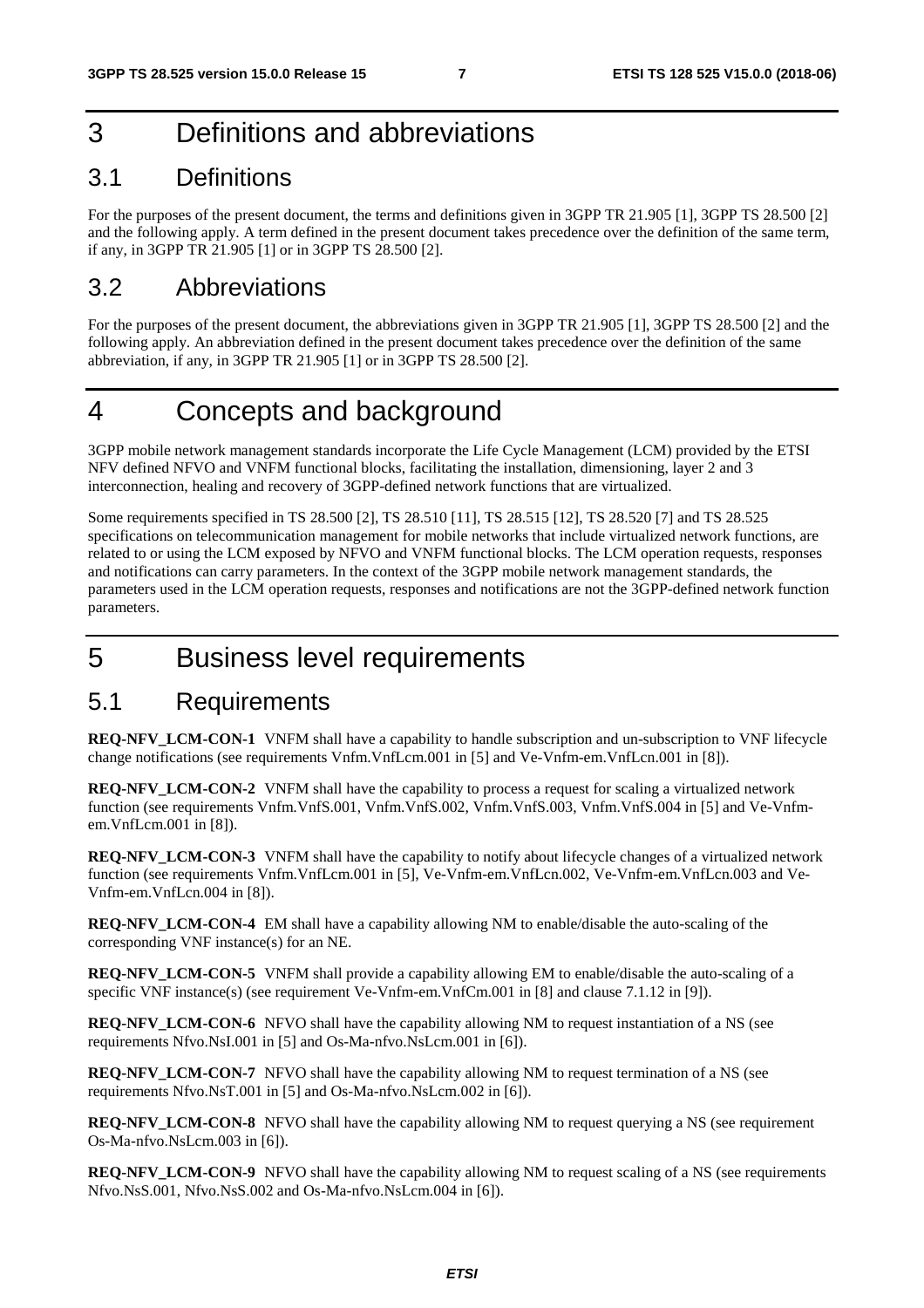# 3 Definitions and abbreviations

## 3.1 Definitions

For the purposes of the present document, the terms and definitions given in 3GPP TR 21.905 [1], 3GPP TS 28.500 [2] and the following apply. A term defined in the present document takes precedence over the definition of the same term, if any, in 3GPP TR 21.905 [1] or in 3GPP TS 28.500 [2].

## 3.2 Abbreviations

For the purposes of the present document, the abbreviations given in 3GPP TR 21.905 [1], 3GPP TS 28.500 [2] and the following apply. An abbreviation defined in the present document takes precedence over the definition of the same abbreviation, if any, in 3GPP TR 21.905 [1] or in 3GPP TS 28.500 [2].

# 4 Concepts and background

3GPP mobile network management standards incorporate the Life Cycle Management (LCM) provided by the ETSI NFV defined NFVO and VNFM functional blocks, facilitating the installation, dimensioning, layer 2 and 3 interconnection, healing and recovery of 3GPP-defined network functions that are virtualized.

Some requirements specified in TS 28.500 [2], TS 28.510 [11], TS 28.515 [12], TS 28.520 [7] and TS 28.525 specifications on telecommunication management for mobile networks that include virtualized network functions, are related to or using the LCM exposed by NFVO and VNFM functional blocks. The LCM operation requests, responses and notifications can carry parameters. In the context of the 3GPP mobile network management standards, the parameters used in the LCM operation requests, responses and notifications are not the 3GPP-defined network function parameters.

# 5 Business level requirements

## 5.1 Requirements

**REQ-NFV_LCM-CON-1** VNFM shall have a capability to handle subscription and un-subscription to VNF lifecycle change notifications (see requirements Vnfm.VnfLcm.001 in [5] and Ve-Vnfm-em.VnfLcn.001 in [8]).

**REQ-NFV_LCM-CON-2** VNFM shall have the capability to process a request for scaling a virtualized network function (see requirements Vnfm.VnfS.001, Vnfm.VnfS.002, Vnfm.VnfS.003, Vnfm.VnfS.004 in [5] and Ve-Vnfm-em.VnfLcm.001 in [8]).

**REQ-NFV_LCM-CON-3** VNFM shall have the capability to notify about lifecycle changes of a virtualized network function (see requirements Vnfm.VnfLcm.001 in [5], Ve-Vnfm-em.VnfLcn.002, Ve-Vnfm-em.VnfLcn.003 and Ve-Vnfm-em.VnfLcn.004 in [8]).

**REQ-NFV_LCM-CON-4** EM shall have a capability allowing NM to enable/disable the auto-scaling of the corresponding VNF instance(s) for an NE.

**REQ-NFV_LCM-CON-5** VNFM shall provide a capability allowing EM to enable/disable the auto-scaling of a specific VNF instance(s) (see requirement Ve-Vnfm-em.VnfCm.001 in [8] and clause 7.1.12 in [9]).

**REQ-NFV_LCM-CON-6** NFVO shall have the capability allowing NM to request instantiation of a NS (see requirements Nfvo.NsI.001 in [5] and Os-Ma-nfvo.NsLcm.001 in [6]).

**REQ-NFV_LCM-CON-7** NFVO shall have the capability allowing NM to request termination of a NS (see requirements Nfvo.NsT.001 in [5] and Os-Ma-nfvo.NsLcm.002 in [6]).

**REQ-NFV_LCM-CON-8** NFVO shall have the capability allowing NM to request querying a NS (see requirement Os-Ma-nfvo.NsLcm.003 in [6]).

**REQ-NFV_LCM-CON-9** NFVO shall have the capability allowing NM to request scaling of a NS (see requirements Nfvo.NsS.001, Nfvo.NsS.002 and Os-Ma-nfvo.NsLcm.004 in [6]).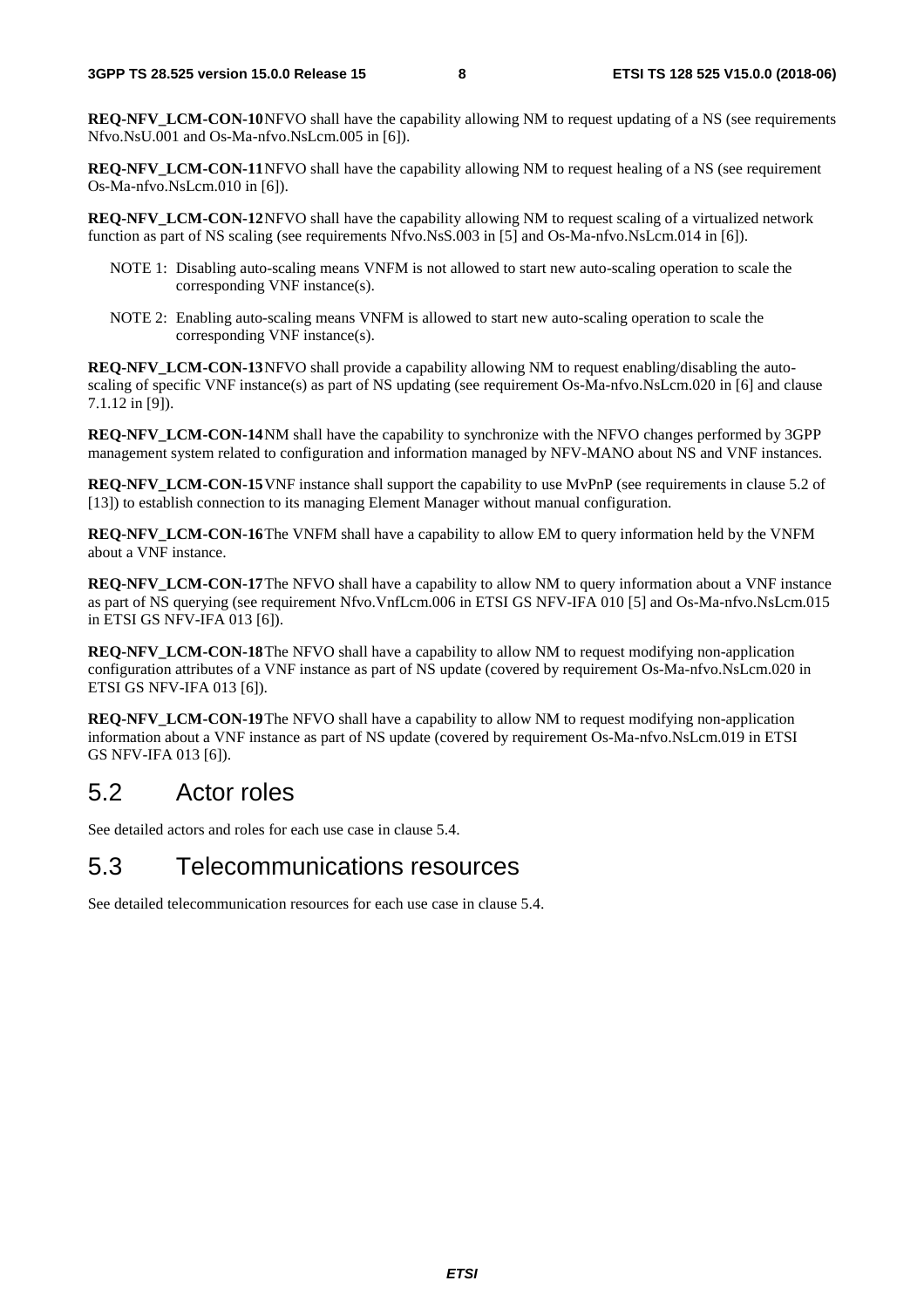**REQ-NFV_LCM-CON-10** NFVO shall have the capability allowing NM to request updating of a NS (see requirements Nfvo.NsU.001 and Os-Ma-nfvo.NsLcm.005 in [6]).

**REQ-NFV_LCM-CON-11** NFVO shall have the capability allowing NM to request healing of a NS (see requirement Os-Ma-nfvo.NsLcm.010 in [6]).

**REQ-NFV_LCM-CON-12** NFVO shall have the capability allowing NM to request scaling of a virtualized network function as part of NS scaling (see requirements Nfvo.NsS.003 in [5] and Os-Ma-nfvo.NsLcm.014 in [6]).

NOTE 1: Disabling auto-scaling means VNFM is not allowed to start new auto-scaling operation to scale the corresponding VNF instance(s).

NOTE 2: Enabling auto-scaling means VNFM is allowed to start new auto-scaling operation to scale the corresponding VNF instance(s).

**REQ-NFV_LCM-CON-13** NFVO shall provide a capability allowing NM to request enabling/disabling the auto-scaling of specific VNF instance(s) as part of NS updating (see requirement Os-Ma-nfvo.NsLcm.020 in [6] and clause 7.1.12 in [9]).

**REQ-NFV_LCM-CON-14** NM shall have the capability to synchronize with the NFVO changes performed by 3GPP management system related to configuration and information managed by NFV-MANO about NS and VNF instances.

**REQ-NFV_LCM-CON-15** VNF instance shall support the capability to use MvPnP (see requirements in clause 5.2 of [13]) to establish connection to its managing Element Manager without manual configuration.

**REQ-NFV_LCM-CON-16** The VNFM shall have a capability to allow EM to query information held by the VNFM about a VNF instance.

**REQ-NFV_LCM-CON-17** The NFVO shall have a capability to allow NM to query information about a VNF instance as part of NS querying (see requirement Nfvo.VnfLcm.006 in ETSI GS NFV-IFA 010 [5] and Os-Ma-nfvo.NsLcm.015 in ETSI GS NFV-IFA 013 [6]).

**REQ-NFV_LCM-CON-18** The NFVO shall have a capability to allow NM to request modifying non-application configuration attributes of a VNF instance as part of NS update (covered by requirement Os-Ma-nfvo.NsLcm.020 in ETSI GS NFV-IFA 013 [6]).

**REQ-NFV_LCM-CON-19** The NFVO shall have a capability to allow NM to request modifying non-application information about a VNF instance as part of NS update (covered by requirement Os-Ma-nfvo.NsLcm.019 in ETSI GS NFV-IFA 013 [6]).

## 5.2 Actor roles

See detailed actors and roles for each use case in clause 5.4.

## 5.3 Telecommunications resources

See detailed telecommunication resources for each use case in clause 5.4.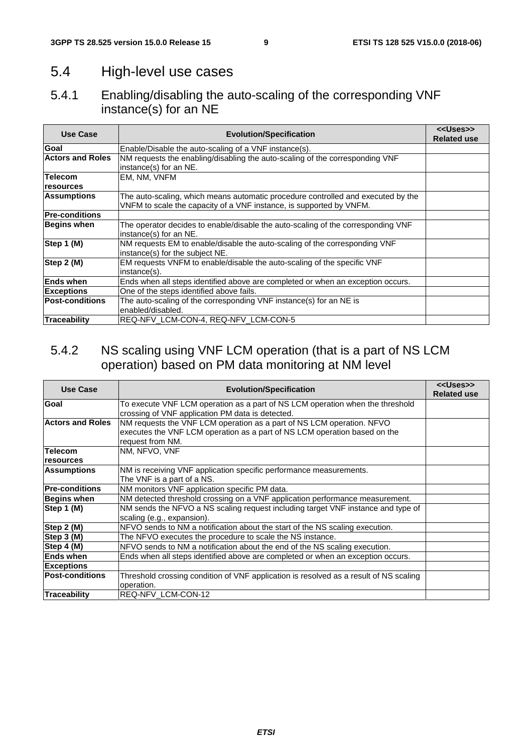## 5.4 High-level use cases

### 5.4.1 Enabling/disabling the auto-scaling of the corresponding VNF instance(s) for an NE

| Use Case | Evolution/Specification | <<Uses>> Related use |
|---|---|---|
| **Goal** | Enable/Disable the auto-scaling of a VNF instance(s). | |
| **Actors and Roles** | NM requests the enabling/disabling the auto-scaling of the corresponding VNF instance(s) for an NE. | |
| **Telecom resources** | EM, NM, VNFM | |
| **Assumptions** | The auto-scaling, which means automatic procedure controlled and executed by the VNFM to scale the capacity of a VNF instance, is supported by VNFM. | |
| **Pre-conditions** | | |
| **Begins when** | The operator decides to enable/disable the auto-scaling of the corresponding VNF instance(s) for an NE. | |
| **Step 1 (M)** | NM requests EM to enable/disable the auto-scaling of the corresponding VNF instance(s) for the subject NE. | |
| **Step 2 (M)** | EM requests VNFM to enable/disable the auto-scaling of the specific VNF instance(s). | |
| **Ends when** | Ends when all steps identified above are completed or when an exception occurs. | |
| **Exceptions** | One of the steps identified above fails. | |
| **Post-conditions** | The auto-scaling of the corresponding VNF instance(s) for an NE is enabled/disabled. | |
| **Traceability** | REQ-NFV_LCM-CON-4, REQ-NFV_LCM-CON-5 | |

### 5.4.2 NS scaling using VNF LCM operation (that is a part of NS LCM operation) based on PM data monitoring at NM level

| Use Case | Evolution/Specification | <<Uses>> Related use |
|---|---|---|
| **Goal** | To execute VNF LCM operation as a part of NS LCM operation when the threshold crossing of VNF application PM data is detected. | |
| **Actors and Roles** | NM requests the VNF LCM operation as a part of NS LCM operation. NFVO executes the VNF LCM operation as a part of NS LCM operation based on the request from NM. | |
| **Telecom resources** | NM, NFVO, VNF | |
| **Assumptions** | NM is receiving VNF application specific performance measurements.<br>The VNF is a part of a NS. | |
| **Pre-conditions** | NM monitors VNF application specific PM data. | |
| **Begins when** | NM detected threshold crossing on a VNF application performance measurement. | |
| **Step 1 (M)** | NM sends the NFVO a NS scaling request including target VNF instance and type of scaling (e.g., expansion). | |
| **Step 2 (M)** | NFVO sends to NM a notification about the start of the NS scaling execution. | |
| **Step 3 (M)** | The NFVO executes the procedure to scale the NS instance. | |
| **Step 4 (M)** | NFVO sends to NM a notification about the end of the NS scaling execution. | |
| **Ends when** | Ends when all steps identified above are completed or when an exception occurs. | |
| **Exceptions** | | |
| **Post-conditions** | Threshold crossing condition of VNF application is resolved as a result of NS scaling operation. | |
| **Traceability** | REQ-NFV_LCM-CON-12 | |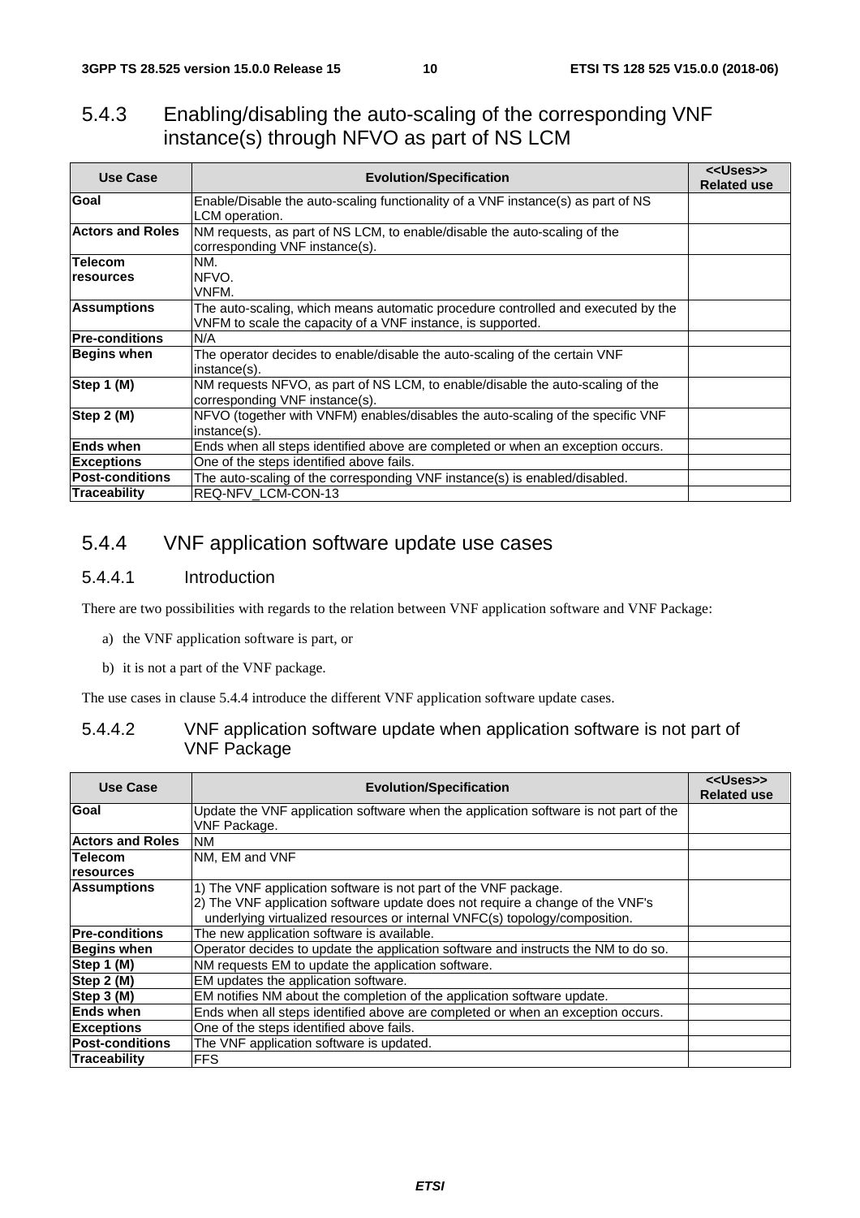### 5.4.3 Enabling/disabling the auto-scaling of the corresponding VNF instance(s) through NFVO as part of NS LCM

| Use Case | Evolution/Specification | <<Uses>> Related use |
|---|---|---|
| **Goal** | Enable/Disable the auto-scaling functionality of a VNF instance(s) as part of NS LCM operation. | |
| **Actors and Roles** | NM requests, as part of NS LCM, to enable/disable the auto-scaling of the corresponding VNF instance(s). | |
| **Telecom resources** | NM.<br>NFVO.<br>VNFM. | |
| **Assumptions** | The auto-scaling, which means automatic procedure controlled and executed by the VNFM to scale the capacity of a VNF instance, is supported. | |
| **Pre-conditions** | N/A | |
| **Begins when** | The operator decides to enable/disable the auto-scaling of the certain VNF instance(s). | |
| **Step 1 (M)** | NM requests NFVO, as part of NS LCM, to enable/disable the auto-scaling of the corresponding VNF instance(s). | |
| **Step 2 (M)** | NFVO (together with VNFM) enables/disables the auto-scaling of the specific VNF instance(s). | |
| **Ends when** | Ends when all steps identified above are completed or when an exception occurs. | |
| **Exceptions** | One of the steps identified above fails. | |
| **Post-conditions** | The auto-scaling of the corresponding VNF instance(s) is enabled/disabled. | |
| **Traceability** | REQ-NFV_LCM-CON-13 | |

### 5.4.4 VNF application software update use cases

#### 5.4.4.1 Introduction

There are two possibilities with regards to the relation between VNF application software and VNF Package:

a) the VNF application software is part, or

b) it is not a part of the VNF package.

The use cases in clause 5.4.4 introduce the different VNF application software update cases.

#### 5.4.4.2 VNF application software update when application software is not part of VNF Package

| Use Case | Evolution/Specification | <<Uses>> Related use |
|---|---|---|
| **Goal** | Update the VNF application software when the application software is not part of the VNF Package. | |
| **Actors and Roles** | NM | |
| **Telecom resources** | NM, EM and VNF | |
| **Assumptions** | 1) The VNF application software is not part of the VNF package.<br>2) The VNF application software update does not require a change of the VNF's underlying virtualized resources or internal VNFC(s) topology/composition. | |
| **Pre-conditions** | The new application software is available. | |
| **Begins when** | Operator decides to update the application software and instructs the NM to do so. | |
| **Step 1 (M)** | NM requests EM to update the application software. | |
| **Step 2 (M)** | EM updates the application software. | |
| **Step 3 (M)** | EM notifies NM about the completion of the application software update. | |
| **Ends when** | Ends when all steps identified above are completed or when an exception occurs. | |
| **Exceptions** | One of the steps identified above fails. | |
| **Post-conditions** | The VNF application software is updated. | |
| **Traceability** | FFS | |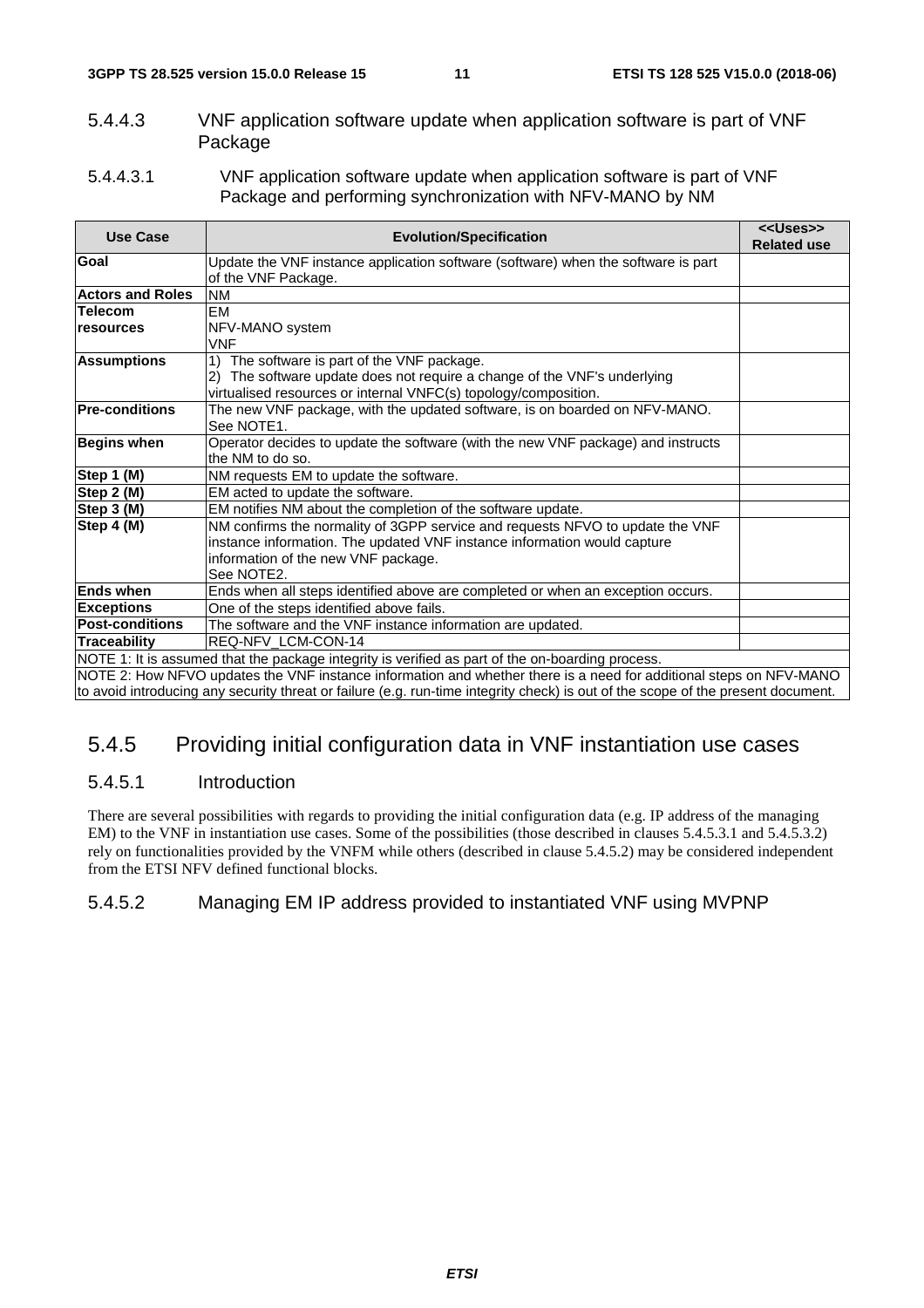#### 5.4.4.3 VNF application software update when application software is part of VNF Package

##### 5.4.4.3.1 VNF application software update when application software is part of VNF Package and performing synchronization with NFV-MANO by NM

| Use Case | Evolution/Specification | <<Uses>> Related use |
|---|---|---|
| **Goal** | Update the VNF instance application software (software) when the software is part of the VNF Package. | |
| **Actors and Roles** | NM | |
| **Telecom resources** | EM<br>NFV-MANO system<br>VNF | |
| **Assumptions** | 1) The software is part of the VNF package.<br>2) The software update does not require a change of the VNF's underlying virtualised resources or internal VNFC(s) topology/composition. | |
| **Pre-conditions** | The new VNF package, with the updated software, is on boarded on NFV-MANO. See NOTE1. | |
| **Begins when** | Operator decides to update the software (with the new VNF package) and instructs the NM to do so. | |
| **Step 1 (M)** | NM requests EM to update the software. | |
| **Step 2 (M)** | EM acted to update the software. | |
| **Step 3 (M)** | EM notifies NM about the completion of the software update. | |
| **Step 4 (M)** | NM confirms the normality of 3GPP service and requests NFVO to update the VNF instance information. The updated VNF instance information would capture information of the new VNF package.<br>See NOTE2. | |
| **Ends when** | Ends when all steps identified above are completed or when an exception occurs. | |
| **Exceptions** | One of the steps identified above fails. | |
| **Post-conditions** | The software and the VNF instance information are updated. | |
| **Traceability** | REQ-NFV_LCM-CON-14 | |
| NOTE 1: It is assumed that the package integrity is verified as part of the on-boarding process. | | |
| NOTE 2: How NFVO updates the VNF instance information and whether there is a need for additional steps on NFV-MANO to avoid introducing any security threat or failure (e.g. run-time integrity check) is out of the scope of the present document. | | |

### 5.4.5 Providing initial configuration data in VNF instantiation use cases

#### 5.4.5.1 Introduction

There are several possibilities with regards to providing the initial configuration data (e.g. IP address of the managing EM) to the VNF in instantiation use cases. Some of the possibilities (those described in clauses 5.4.5.3.1 and 5.4.5.3.2) rely on functionalities provided by the VNFM while others (described in clause 5.4.5.2) may be considered independent from the ETSI NFV defined functional blocks.

#### 5.4.5.2 Managing EM IP address provided to instantiated VNF using MVPNP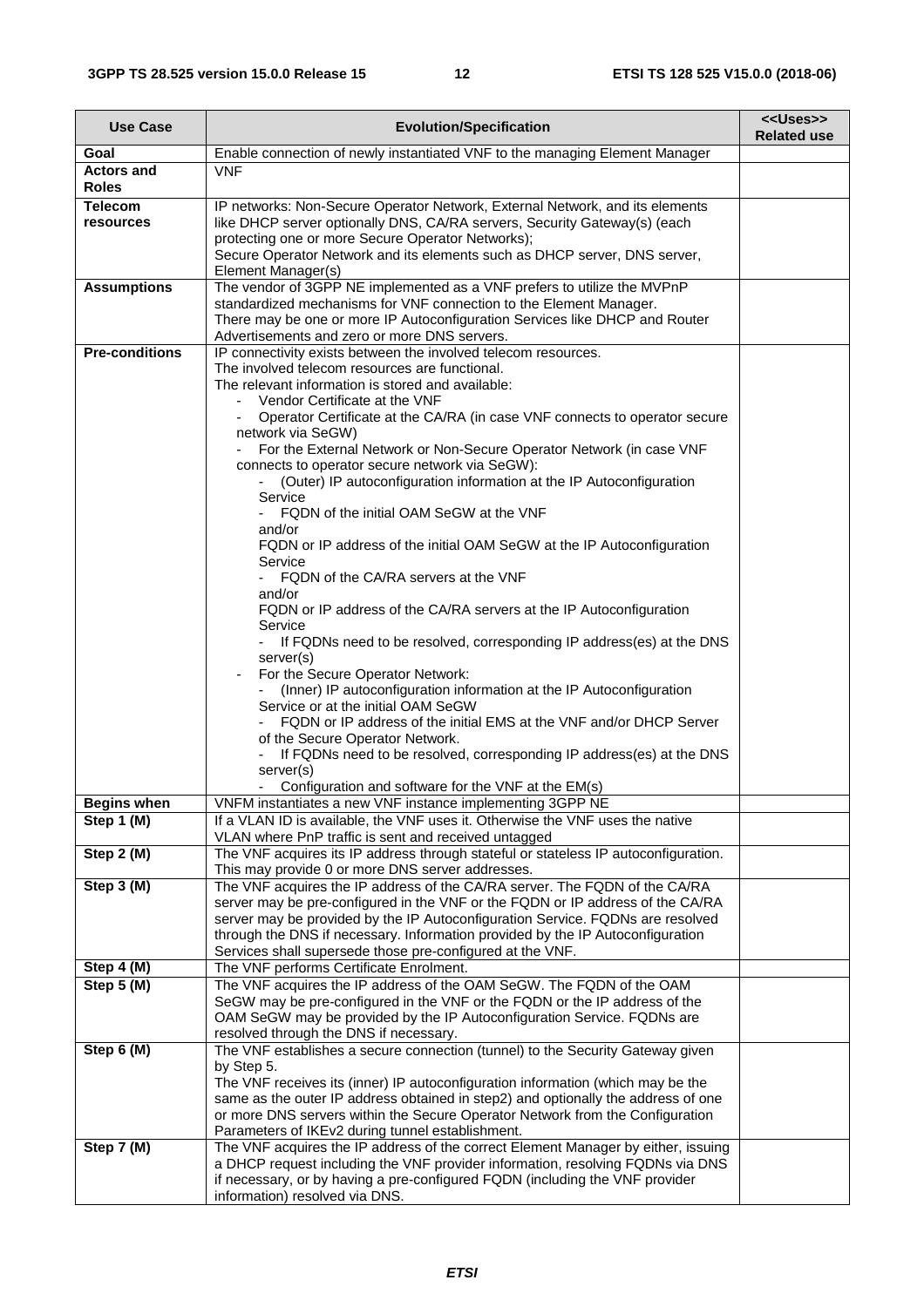| Use Case | Evolution/Specification | <<Uses>> Related use |
|---|---|---|
| **Goal** | Enable connection of newly instantiated VNF to the managing Element Manager | |
| **Actors and Roles** | VNF | |
| **Telecom resources** | IP networks: Non-Secure Operator Network, External Network, and its elements like DHCP server optionally DNS, CA/RA servers, Security Gateway(s) (each protecting one or more Secure Operator Networks);<br>Secure Operator Network and its elements such as DHCP server, DNS server, Element Manager(s) | |
| **Assumptions** | The vendor of 3GPP NE implemented as a VNF prefers to utilize the MVPnP standardized mechanisms for VNF connection to the Element Manager.<br>There may be one or more IP Autoconfiguration Services like DHCP and Router Advertisements and zero or more DNS servers. | |
| **Pre-conditions** | IP connectivity exists between the involved telecom resources.<br>The involved telecom resources are functional.<br>The relevant information is stored and available:<br>- Vendor Certificate at the VNF<br>- Operator Certificate at the CA/RA (in case VNF connects to operator secure network via SeGW)<br>- For the External Network or Non-Secure Operator Network (in case VNF connects to operator secure network via SeGW):<br>&nbsp;&nbsp;- (Outer) IP autoconfiguration information at the IP Autoconfiguration Service<br>&nbsp;&nbsp;- FQDN of the initial OAM SeGW at the VNF<br>&nbsp;&nbsp;and/or<br>&nbsp;&nbsp;FQDN or IP address of the initial OAM SeGW at the IP Autoconfiguration Service<br>&nbsp;&nbsp;- FQDN of the CA/RA servers at the VNF<br>&nbsp;&nbsp;and/or<br>&nbsp;&nbsp;FQDN or IP address of the CA/RA servers at the IP Autoconfiguration Service<br>&nbsp;&nbsp;- If FQDNs need to be resolved, corresponding IP address(es) at the DNS server(s)<br>- For the Secure Operator Network:<br>&nbsp;&nbsp;- (Inner) IP autoconfiguration information at the IP Autoconfiguration Service or at the initial OAM SeGW<br>&nbsp;&nbsp;- FQDN or IP address of the initial EMS at the VNF and/or DHCP Server of the Secure Operator Network.<br>&nbsp;&nbsp;- If FQDNs need to be resolved, corresponding IP address(es) at the DNS server(s)<br>&nbsp;&nbsp;- Configuration and software for the VNF at the EM(s) | |
| **Begins when** | VNFM instantiates a new VNF instance implementing 3GPP NE | |
| **Step 1 (M)** | If a VLAN ID is available, the VNF uses it. Otherwise the VNF uses the native VLAN where PnP traffic is sent and received untagged | |
| **Step 2 (M)** | The VNF acquires its IP address through stateful or stateless IP autoconfiguration. This may provide 0 or more DNS server addresses. | |
| **Step 3 (M)** | The VNF acquires the IP address of the CA/RA server. The FQDN of the CA/RA server may be pre-configured in the VNF or the FQDN or IP address of the CA/RA server may be provided by the IP Autoconfiguration Service. FQDNs are resolved through the DNS if necessary. Information provided by the IP Autoconfiguration Services shall supersede those pre-configured at the VNF. | |
| **Step 4 (M)** | The VNF performs Certificate Enrolment. | |
| **Step 5 (M)** | The VNF acquires the IP address of the OAM SeGW. The FQDN of the OAM SeGW may be pre-configured in the VNF or the FQDN or the IP address of the OAM SeGW may be provided by the IP Autoconfiguration Service. FQDNs are resolved through the DNS if necessary. | |
| **Step 6 (M)** | The VNF establishes a secure connection (tunnel) to the Security Gateway given by Step 5.<br>The VNF receives its (inner) IP autoconfiguration information (which may be the same as the outer IP address obtained in step2) and optionally the address of one or more DNS servers within the Secure Operator Network from the Configuration Parameters of IKEv2 during tunnel establishment. | |
| **Step 7 (M)** | The VNF acquires the IP address of the correct Element Manager by either, issuing a DHCP request including the VNF provider information, resolving FQDNs via DNS if necessary, or by having a pre-configured FQDN (including the VNF provider information) resolved via DNS. | |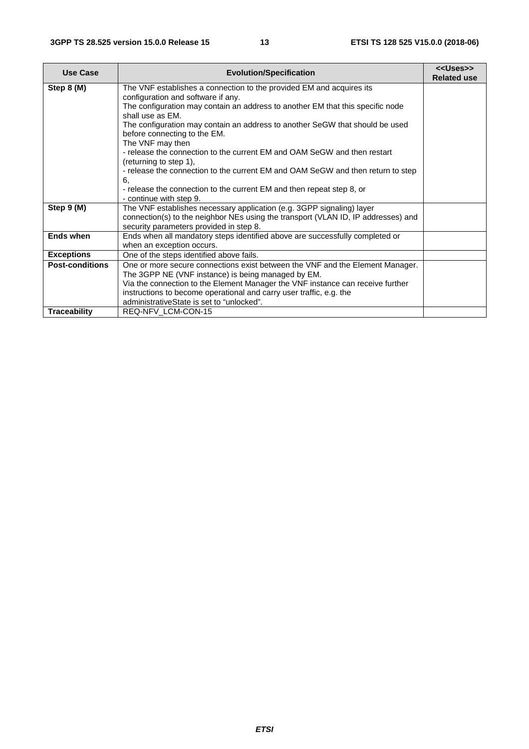| Use Case | Evolution/Specification | <<Uses>> Related use |
|---|---|---|
| **Step 8 (M)** | The VNF establishes a connection to the provided EM and acquires its configuration and software if any.<br>The configuration may contain an address to another EM that this specific node shall use as EM.<br>The configuration may contain an address to another SeGW that should be used before connecting to the EM.<br>The VNF may then<br>- release the connection to the current EM and OAM SeGW and then restart (returning to step 1),<br>- release the connection to the current EM and OAM SeGW and then return to step 6,<br>- release the connection to the current EM and then repeat step 8, or<br>- continue with step 9. | |
| **Step 9 (M)** | The VNF establishes necessary application (e.g. 3GPP signaling) layer connection(s) to the neighbor NEs using the transport (VLAN ID, IP addresses) and security parameters provided in step 8. | |
| **Ends when** | Ends when all mandatory steps identified above are successfully completed or when an exception occurs. | |
| **Exceptions** | One of the steps identified above fails. | |
| **Post-conditions** | One or more secure connections exist between the VNF and the Element Manager.<br>The 3GPP NE (VNF instance) is being managed by EM.<br>Via the connection to the Element Manager the VNF instance can receive further instructions to become operational and carry user traffic, e.g. the administrativeState is set to "unlocked". | |
| **Traceability** | REQ-NFV_LCM-CON-15 | |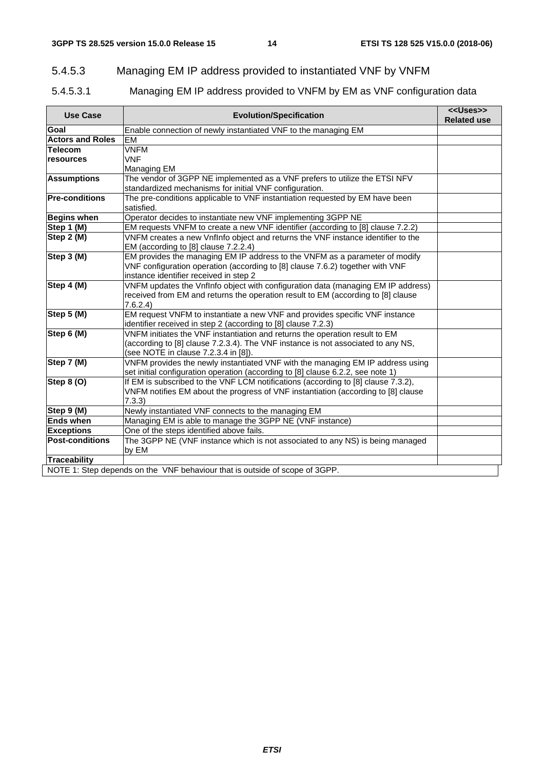#### 5.4.5.3 Managing EM IP address provided to instantiated VNF by VNFM

##### 5.4.5.3.1 Managing EM IP address provided to VNFM by EM as VNF configuration data

| Use Case | Evolution/Specification | <<Uses>> Related use |
|---|---|---|
| **Goal** | Enable connection of newly instantiated VNF to the managing EM | |
| **Actors and Roles** | EM | |
| **Telecom resources** | VNFM<br>VNF<br>Managing EM | |
| **Assumptions** | The vendor of 3GPP NE implemented as a VNF prefers to utilize the ETSI NFV standardized mechanisms for initial VNF configuration. | |
| **Pre-conditions** | The pre-conditions applicable to VNF instantiation requested by EM have been satisfied. | |
| **Begins when** | Operator decides to instantiate new VNF implementing 3GPP NE | |
| **Step 1 (M)** | EM requests VNFM to create a new VNF identifier (according to [8] clause 7.2.2) | |
| **Step 2 (M)** | VNFM creates a new VnfInfo object and returns the VNF instance identifier to the EM (according to [8] clause 7.2.2.4) | |
| **Step 3 (M)** | EM provides the managing EM IP address to the VNFM as a parameter of modify VNF configuration operation (according to [8] clause 7.6.2) together with VNF instance identifier received in step 2 | |
| **Step 4 (M)** | VNFM updates the VnfInfo object with configuration data (managing EM IP address) received from EM and returns the operation result to EM (according to [8] clause 7.6.2.4) | |
| **Step 5 (M)** | EM request VNFM to instantiate a new VNF and provides specific VNF instance identifier received in step 2 (according to [8] clause 7.2.3) | |
| **Step 6 (M)** | VNFM initiates the VNF instantiation and returns the operation result to EM (according to [8] clause 7.2.3.4). The VNF instance is not associated to any NS, (see NOTE in clause 7.2.3.4 in [8]). | |
| **Step 7 (M)** | VNFM provides the newly instantiated VNF with the managing EM IP address using set initial configuration operation (according to [8] clause 6.2.2, see note 1) | |
| **Step 8 (O)** | If EM is subscribed to the VNF LCM notifications (according to [8] clause 7.3.2), VNFM notifies EM about the progress of VNF instantiation (according to [8] clause 7.3.3) | |
| **Step 9 (M)** | Newly instantiated VNF connects to the managing EM | |
| **Ends when** | Managing EM is able to manage the 3GPP NE (VNF instance) | |
| **Exceptions** | One of the steps identified above fails. | |
| **Post-conditions** | The 3GPP NE (VNF instance which is not associated to any NS) is being managed by EM | |
| **Traceability** | | |
| NOTE 1: Step depends on the VNF behaviour that is outside of scope of 3GPP. | | |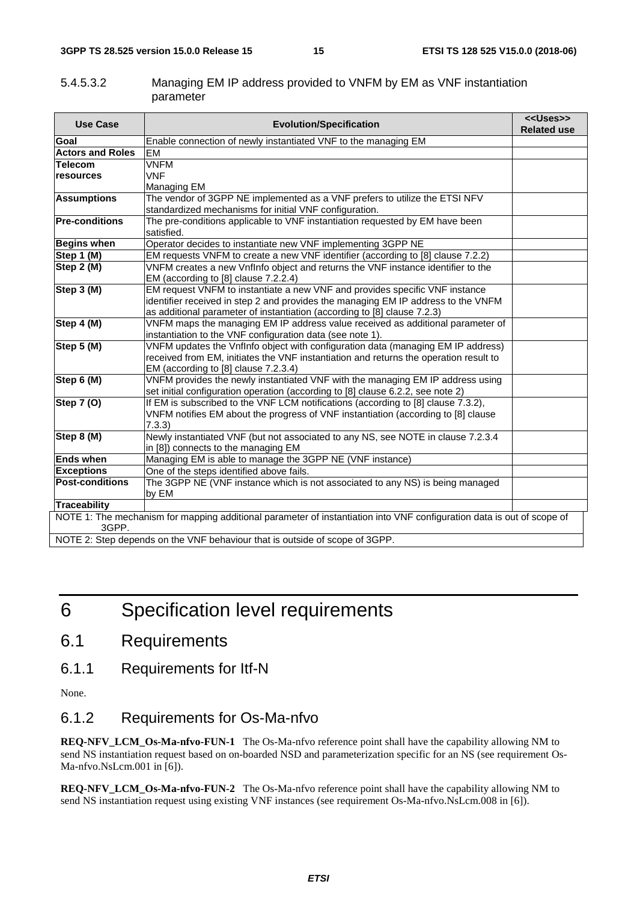#### 5.4.5.3.2 Managing EM IP address provided to VNFM by EM as VNF instantiation parameter

| Use Case | Evolution/Specification | <<Uses>> Related use |
| --- | --- | --- |
| **Goal** | Enable connection of newly instantiated VNF to the managing EM | |
| **Actors and Roles** | EM | |
| **Telecom resources** | VNFM<br>VNF<br>Managing EM | |
| **Assumptions** | The vendor of 3GPP NE implemented as a VNF prefers to utilize the ETSI NFV standardized mechanisms for initial VNF configuration. | |
| **Pre-conditions** | The pre-conditions applicable to VNF instantiation requested by EM have been satisfied. | |
| **Begins when** | Operator decides to instantiate new VNF implementing 3GPP NE | |
| **Step 1 (M)** | EM requests VNFM to create a new VNF identifier (according to [8] clause 7.2.2) | |
| **Step 2 (M)** | VNFM creates a new VnfInfo object and returns the VNF instance identifier to the EM (according to [8] clause 7.2.2.4) | |
| **Step 3 (M)** | EM request VNFM to instantiate a new VNF and provides specific VNF instance identifier received in step 2 and provides the managing EM IP address to the VNFM as additional parameter of instantiation (according to [8] clause 7.2.3) | |
| **Step 4 (M)** | VNFM maps the managing EM IP address value received as additional parameter of instantiation to the VNF configuration data (see note 1). | |
| **Step 5 (M)** | VNFM updates the VnfInfo object with configuration data (managing EM IP address) received from EM, initiates the VNF instantiation and returns the operation result to EM (according to [8] clause 7.2.3.4) | |
| **Step 6 (M)** | VNFM provides the newly instantiated VNF with the managing EM IP address using set initial configuration operation (according to [8] clause 6.2.2, see note 2) | |
| **Step 7 (O)** | If EM is subscribed to the VNF LCM notifications (according to [8] clause 7.3.2), VNFM notifies EM about the progress of VNF instantiation (according to [8] clause 7.3.3) | |
| **Step 8 (M)** | Newly instantiated VNF (but not associated to any NS, see NOTE in clause 7.2.3.4 in [8]) connects to the managing EM | |
| **Ends when** | Managing EM is able to manage the 3GPP NE (VNF instance) | |
| **Exceptions** | One of the steps identified above fails. | |
| **Post-conditions** | The 3GPP NE (VNF instance which is not associated to any NS) is being managed by EM | |
| **Traceability** | | |
| NOTE 1: The mechanism for mapping additional parameter of instantiation into VNF configuration data is out of scope of 3GPP. | | |
| NOTE 2: Step depends on the VNF behaviour that is outside of scope of 3GPP. | | |

# 6 Specification level requirements

## 6.1 Requirements

### 6.1.1 Requirements for Itf-N

None.

### 6.1.2 Requirements for Os-Ma-nfvo

**REQ-NFV_LCM_Os-Ma-nfvo-FUN-1** The Os-Ma-nfvo reference point shall have the capability allowing NM to send NS instantiation request based on on-boarded NSD and parameterization specific for an NS (see requirement Os-Ma-nfvo.NsLcm.001 in [6]).

**REQ-NFV_LCM_Os-Ma-nfvo-FUN-2** The Os-Ma-nfvo reference point shall have the capability allowing NM to send NS instantiation request using existing VNF instances (see requirement Os-Ma-nfvo.NsLcm.008 in [6]).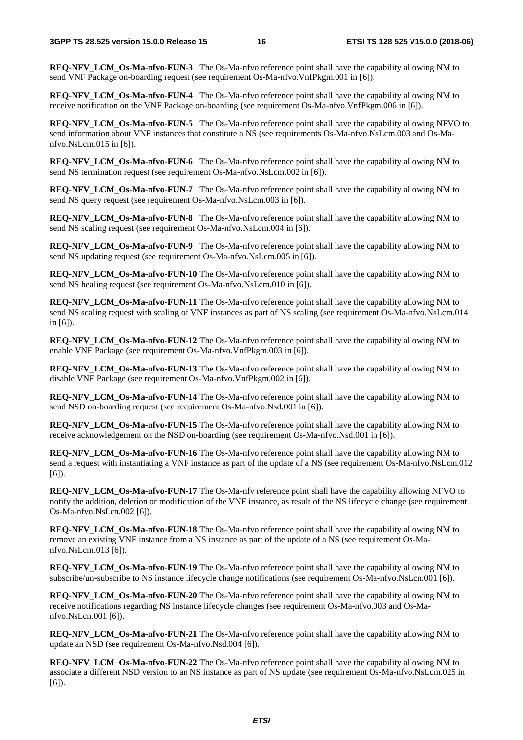**REQ-NFV_LCM_Os-Ma-nfvo-FUN-3** The Os-Ma-nfvo reference point shall have the capability allowing NM to send VNF Package on-boarding request (see requirement Os-Ma-nfvo.VnfPkgm.001 in [6]).

**REQ-NFV_LCM_Os-Ma-nfvo-FUN-4** The Os-Ma-nfvo reference point shall have the capability allowing NM to receive notification on the VNF Package on-boarding (see requirement Os-Ma-nfvo.VnfPkgm.006 in [6]).

**REQ-NFV_LCM_Os-Ma-nfvo-FUN-5** The Os-Ma-nfvo reference point shall have the capability allowing NFVO to send information about VNF instances that constitute a NS (see requirements Os-Ma-nfvo.NsLcm.003 and Os-Ma-nfvo.NsLcm.015 in [6]).

**REQ-NFV_LCM_Os-Ma-nfvo-FUN-6** The Os-Ma-nfvo reference point shall have the capability allowing NM to send NS termination request (see requirement Os-Ma-nfvo.NsLcm.002 in [6]).

**REQ-NFV_LCM_Os-Ma-nfvo-FUN-7** The Os-Ma-nfvo reference point shall have the capability allowing NM to send NS query request (see requirement Os-Ma-nfvo.NsLcm.003 in [6]).

**REQ-NFV_LCM_Os-Ma-nfvo-FUN-8** The Os-Ma-nfvo reference point shall have the capability allowing NM to send NS scaling request (see requirement Os-Ma-nfvo.NsLcm.004 in [6]).

**REQ-NFV_LCM_Os-Ma-nfvo-FUN-9** The Os-Ma-nfvo reference point shall have the capability allowing NM to send NS updating request (see requirement Os-Ma-nfvo.NsLcm.005 in [6]).

**REQ-NFV_LCM_Os-Ma-nfvo-FUN-10** The Os-Ma-nfvo reference point shall have the capability allowing NM to send NS healing request (see requirement Os-Ma-nfvo.NsLcm.010 in [6]).

**REQ-NFV_LCM_Os-Ma-nfvo-FUN-11** The Os-Ma-nfvo reference point shall have the capability allowing NM to send NS scaling request with scaling of VNF instances as part of NS scaling (see requirement Os-Ma-nfvo.NsLcm.014 in [6]).

**REQ-NFV_LCM_Os-Ma-nfvo-FUN-12** The Os-Ma-nfvo reference point shall have the capability allowing NM to enable VNF Package (see requirement Os-Ma-nfvo.VnfPkgm.003 in [6]).

**REQ-NFV_LCM_Os-Ma-nfvo-FUN-13** The Os-Ma-nfvo reference point shall have the capability allowing NM to disable VNF Package (see requirement Os-Ma-nfvo.VnfPkgm.002 in [6]).

**REQ-NFV_LCM_Os-Ma-nfvo-FUN-14** The Os-Ma-nfvo reference point shall have the capability allowing NM to send NSD on-boarding request (see requirement Os-Ma-nfvo.Nsd.001 in [6]).

**REQ-NFV_LCM_Os-Ma-nfvo-FUN-15** The Os-Ma-nfvo reference point shall have the capability allowing NM to receive acknowledgement on the NSD on-boarding (see requirement Os-Ma-nfvo.Nsd.001 in [6]).

**REQ-NFV_LCM_Os-Ma-nfvo-FUN-16** The Os-Ma-nfvo reference point shall have the capability allowing NM to send a request with instantiating a VNF instance as part of the update of a NS (see requirement Os-Ma-nfvo.NsLcm.012 [6]).

**REQ-NFV_LCM_Os-Ma-nfvo-FUN-17** The Os-Ma-nfv reference point shall have the capability allowing NFVO to notify the addition, deletion or modification of the VNF instance, as result of the NS lifecycle change (see requirement Os-Ma-nfvo.NsLcn.002 [6]).

**REQ-NFV_LCM_Os-Ma-nfvo-FUN-18** The Os-Ma-nfvo reference point shall have the capability allowing NM to remove an existing VNF instance from a NS instance as part of the update of a NS (see requirement Os-Ma-nfvo.NsLcm.013 [6]).

**REQ-NFV_LCM_Os-Ma-nfvo-FUN-19** The Os-Ma-nfvo reference point shall have the capability allowing NM to subscribe/un-subscribe to NS instance lifecycle change notifications (see requirement Os-Ma-nfvo.NsLcn.001 [6]).

**REQ-NFV_LCM_Os-Ma-nfvo-FUN-20** The Os-Ma-nfvo reference point shall have the capability allowing NM to receive notifications regarding NS instance lifecycle changes (see requirement Os-Ma-nfvo.003 and Os-Ma-nfvo.NsLcn.001 [6]).

**REQ-NFV_LCM_Os-Ma-nfvo-FUN-21** The Os-Ma-nfvo reference point shall have the capability allowing NM to update an NSD (see requirement Os-Ma-nfvo.Nsd.004 [6]).

**REQ-NFV_LCM_Os-Ma-nfvo-FUN-22** The Os-Ma-nfvo reference point shall have the capability allowing NM to associate a different NSD version to an NS instance as part of NS update (see requirement Os-Ma-nfvo.NsLcm.025 in [6]).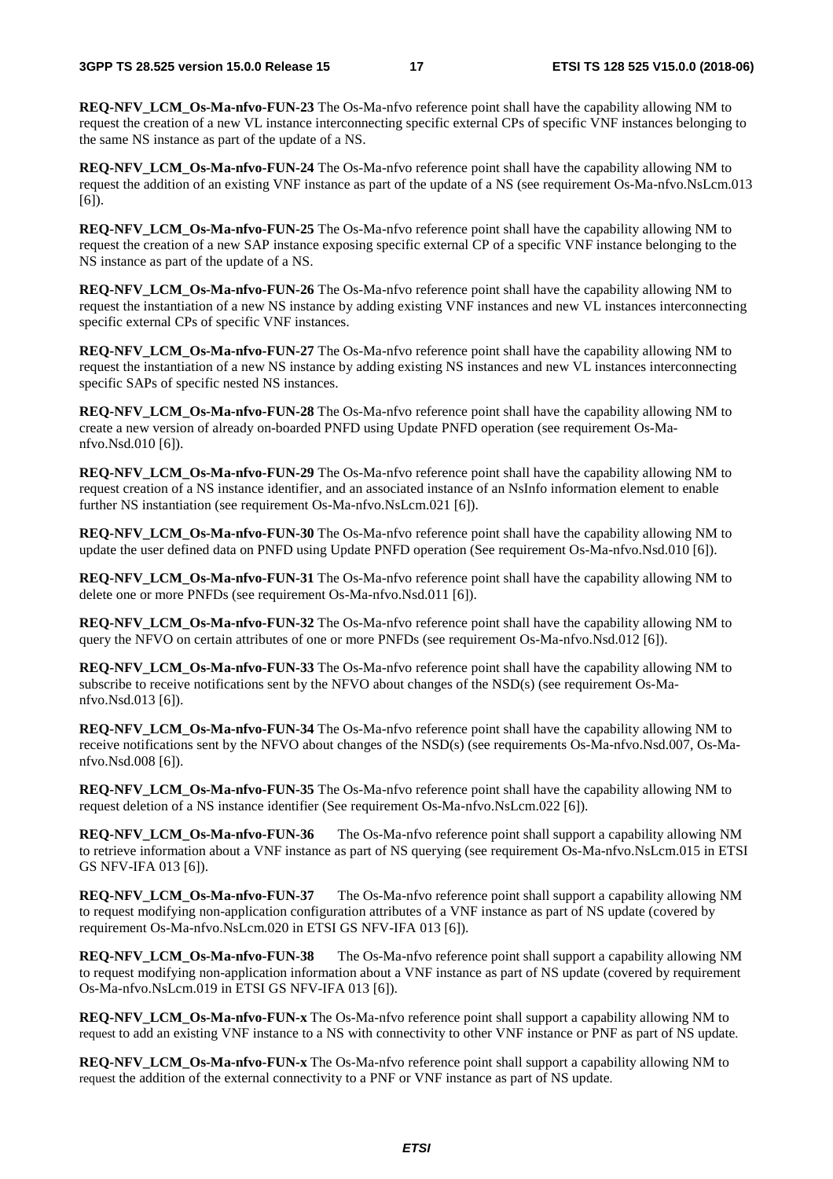**REQ-NFV_LCM_Os-Ma-nfvo-FUN-23** The Os-Ma-nfvo reference point shall have the capability allowing NM to request the creation of a new VL instance interconnecting specific external CPs of specific VNF instances belonging to the same NS instance as part of the update of a NS.

**REQ-NFV_LCM_Os-Ma-nfvo-FUN-24** The Os-Ma-nfvo reference point shall have the capability allowing NM to request the addition of an existing VNF instance as part of the update of a NS (see requirement Os-Ma-nfvo.NsLcm.013 [6]).

**REQ-NFV_LCM_Os-Ma-nfvo-FUN-25** The Os-Ma-nfvo reference point shall have the capability allowing NM to request the creation of a new SAP instance exposing specific external CP of a specific VNF instance belonging to the NS instance as part of the update of a NS.

**REQ-NFV_LCM_Os-Ma-nfvo-FUN-26** The Os-Ma-nfvo reference point shall have the capability allowing NM to request the instantiation of a new NS instance by adding existing VNF instances and new VL instances interconnecting specific external CPs of specific VNF instances.

**REQ-NFV_LCM_Os-Ma-nfvo-FUN-27** The Os-Ma-nfvo reference point shall have the capability allowing NM to request the instantiation of a new NS instance by adding existing NS instances and new VL instances interconnecting specific SAPs of specific nested NS instances.

**REQ-NFV_LCM_Os-Ma-nfvo-FUN-28** The Os-Ma-nfvo reference point shall have the capability allowing NM to create a new version of already on-boarded PNFD using Update PNFD operation (see requirement Os-Ma-nfvo.Nsd.010 [6]).

**REQ-NFV_LCM_Os-Ma-nfvo-FUN-29** The Os-Ma-nfvo reference point shall have the capability allowing NM to request creation of a NS instance identifier, and an associated instance of an NsInfo information element to enable further NS instantiation (see requirement Os-Ma-nfvo.NsLcm.021 [6]).

**REQ-NFV_LCM_Os-Ma-nfvo-FUN-30** The Os-Ma-nfvo reference point shall have the capability allowing NM to update the user defined data on PNFD using Update PNFD operation (See requirement Os-Ma-nfvo.Nsd.010 [6]).

**REQ-NFV_LCM_Os-Ma-nfvo-FUN-31** The Os-Ma-nfvo reference point shall have the capability allowing NM to delete one or more PNFDs (see requirement Os-Ma-nfvo.Nsd.011 [6]).

**REQ-NFV_LCM_Os-Ma-nfvo-FUN-32** The Os-Ma-nfvo reference point shall have the capability allowing NM to query the NFVO on certain attributes of one or more PNFDs (see requirement Os-Ma-nfvo.Nsd.012 [6]).

**REQ-NFV_LCM_Os-Ma-nfvo-FUN-33** The Os-Ma-nfvo reference point shall have the capability allowing NM to subscribe to receive notifications sent by the NFVO about changes of the NSD(s) (see requirement Os-Ma-nfvo.Nsd.013 [6]).

**REQ-NFV_LCM_Os-Ma-nfvo-FUN-34** The Os-Ma-nfvo reference point shall have the capability allowing NM to receive notifications sent by the NFVO about changes of the NSD(s) (see requirements Os-Ma-nfvo.Nsd.007, Os-Ma-nfvo.Nsd.008 [6]).

**REQ-NFV_LCM_Os-Ma-nfvo-FUN-35** The Os-Ma-nfvo reference point shall have the capability allowing NM to request deletion of a NS instance identifier (See requirement Os-Ma-nfvo.NsLcm.022 [6]).

**REQ-NFV_LCM_Os-Ma-nfvo-FUN-36** The Os-Ma-nfvo reference point shall support a capability allowing NM to retrieve information about a VNF instance as part of NS querying (see requirement Os-Ma-nfvo.NsLcm.015 in ETSI GS NFV-IFA 013 [6]).

**REQ-NFV_LCM_Os-Ma-nfvo-FUN-37** The Os-Ma-nfvo reference point shall support a capability allowing NM to request modifying non-application configuration attributes of a VNF instance as part of NS update (covered by requirement Os-Ma-nfvo.NsLcm.020 in ETSI GS NFV-IFA 013 [6]).

**REQ-NFV_LCM_Os-Ma-nfvo-FUN-38** The Os-Ma-nfvo reference point shall support a capability allowing NM to request modifying non-application information about a VNF instance as part of NS update (covered by requirement Os-Ma-nfvo.NsLcm.019 in ETSI GS NFV-IFA 013 [6]).

**REQ-NFV_LCM_Os-Ma-nfvo-FUN-x** The Os-Ma-nfvo reference point shall support a capability allowing NM to request to add an existing VNF instance to a NS with connectivity to other VNF instance or PNF as part of NS update.

**REQ-NFV_LCM_Os-Ma-nfvo-FUN-x** The Os-Ma-nfvo reference point shall support a capability allowing NM to request the addition of the external connectivity to a PNF or VNF instance as part of NS update.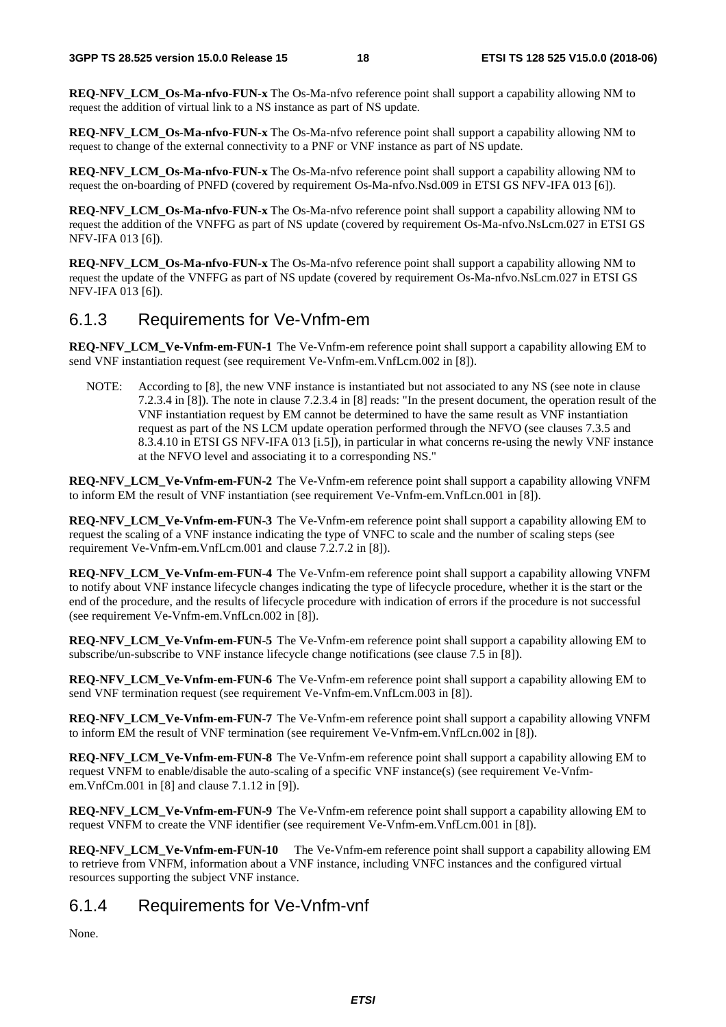**REQ-NFV_LCM_Os-Ma-nfvo-FUN-x** The Os-Ma-nfvo reference point shall support a capability allowing NM to request the addition of virtual link to a NS instance as part of NS update.

**REQ-NFV_LCM_Os-Ma-nfvo-FUN-x** The Os-Ma-nfvo reference point shall support a capability allowing NM to request to change of the external connectivity to a PNF or VNF instance as part of NS update.

**REQ-NFV_LCM_Os-Ma-nfvo-FUN-x** The Os-Ma-nfvo reference point shall support a capability allowing NM to request the on-boarding of PNFD (covered by requirement Os-Ma-nfvo.Nsd.009 in ETSI GS NFV-IFA 013 [6]).

**REQ-NFV_LCM_Os-Ma-nfvo-FUN-x** The Os-Ma-nfvo reference point shall support a capability allowing NM to request the addition of the VNFFG as part of NS update (covered by requirement Os-Ma-nfvo.NsLcm.027 in ETSI GS NFV-IFA 013 [6]).

**REQ-NFV_LCM_Os-Ma-nfvo-FUN-x** The Os-Ma-nfvo reference point shall support a capability allowing NM to request the update of the VNFFG as part of NS update (covered by requirement Os-Ma-nfvo.NsLcm.027 in ETSI GS NFV-IFA 013 [6]).

### 6.1.3 Requirements for Ve-Vnfm-em

**REQ-NFV_LCM_Ve-Vnfm-em-FUN-1** The Ve-Vnfm-em reference point shall support a capability allowing EM to send VNF instantiation request (see requirement Ve-Vnfm-em.VnfLcm.002 in [8]).

NOTE: According to [8], the new VNF instance is instantiated but not associated to any NS (see note in clause 7.2.3.4 in [8]). The note in clause 7.2.3.4 in [8] reads: "In the present document, the operation result of the VNF instantiation request by EM cannot be determined to have the same result as VNF instantiation request as part of the NS LCM update operation performed through the NFVO (see clauses 7.3.5 and 8.3.4.10 in ETSI GS NFV-IFA 013 [i.5]), in particular in what concerns re-using the newly VNF instance at the NFVO level and associating it to a corresponding NS."

**REQ-NFV_LCM_Ve-Vnfm-em-FUN-2** The Ve-Vnfm-em reference point shall support a capability allowing VNFM to inform EM the result of VNF instantiation (see requirement Ve-Vnfm-em.VnfLcn.001 in [8]).

**REQ-NFV_LCM_Ve-Vnfm-em-FUN-3** The Ve-Vnfm-em reference point shall support a capability allowing EM to request the scaling of a VNF instance indicating the type of VNFC to scale and the number of scaling steps (see requirement Ve-Vnfm-em.VnfLcm.001 and clause 7.2.7.2 in [8]).

**REQ-NFV_LCM_Ve-Vnfm-em-FUN-4** The Ve-Vnfm-em reference point shall support a capability allowing VNFM to notify about VNF instance lifecycle changes indicating the type of lifecycle procedure, whether it is the start or the end of the procedure, and the results of lifecycle procedure with indication of errors if the procedure is not successful (see requirement Ve-Vnfm-em.VnfLcn.002 in [8]).

**REQ-NFV_LCM_Ve-Vnfm-em-FUN-5** The Ve-Vnfm-em reference point shall support a capability allowing EM to subscribe/un-subscribe to VNF instance lifecycle change notifications (see clause 7.5 in [8]).

**REQ-NFV_LCM_Ve-Vnfm-em-FUN-6** The Ve-Vnfm-em reference point shall support a capability allowing EM to send VNF termination request (see requirement Ve-Vnfm-em.VnfLcm.003 in [8]).

**REQ-NFV_LCM_Ve-Vnfm-em-FUN-7** The Ve-Vnfm-em reference point shall support a capability allowing VNFM to inform EM the result of VNF termination (see requirement Ve-Vnfm-em.VnfLcn.002 in [8]).

**REQ-NFV_LCM_Ve-Vnfm-em-FUN-8** The Ve-Vnfm-em reference point shall support a capability allowing EM to request VNFM to enable/disable the auto-scaling of a specific VNF instance(s) (see requirement Ve-Vnfm-em.VnfCm.001 in [8] and clause 7.1.12 in [9]).

**REQ-NFV_LCM_Ve-Vnfm-em-FUN-9** The Ve-Vnfm-em reference point shall support a capability allowing EM to request VNFM to create the VNF identifier (see requirement Ve-Vnfm-em.VnfLcm.001 in [8]).

**REQ-NFV_LCM_Ve-Vnfm-em-FUN-10** The Ve-Vnfm-em reference point shall support a capability allowing EM to retrieve from VNFM, information about a VNF instance, including VNFC instances and the configured virtual resources supporting the subject VNF instance.

### 6.1.4 Requirements for Ve-Vnfm-vnf

None.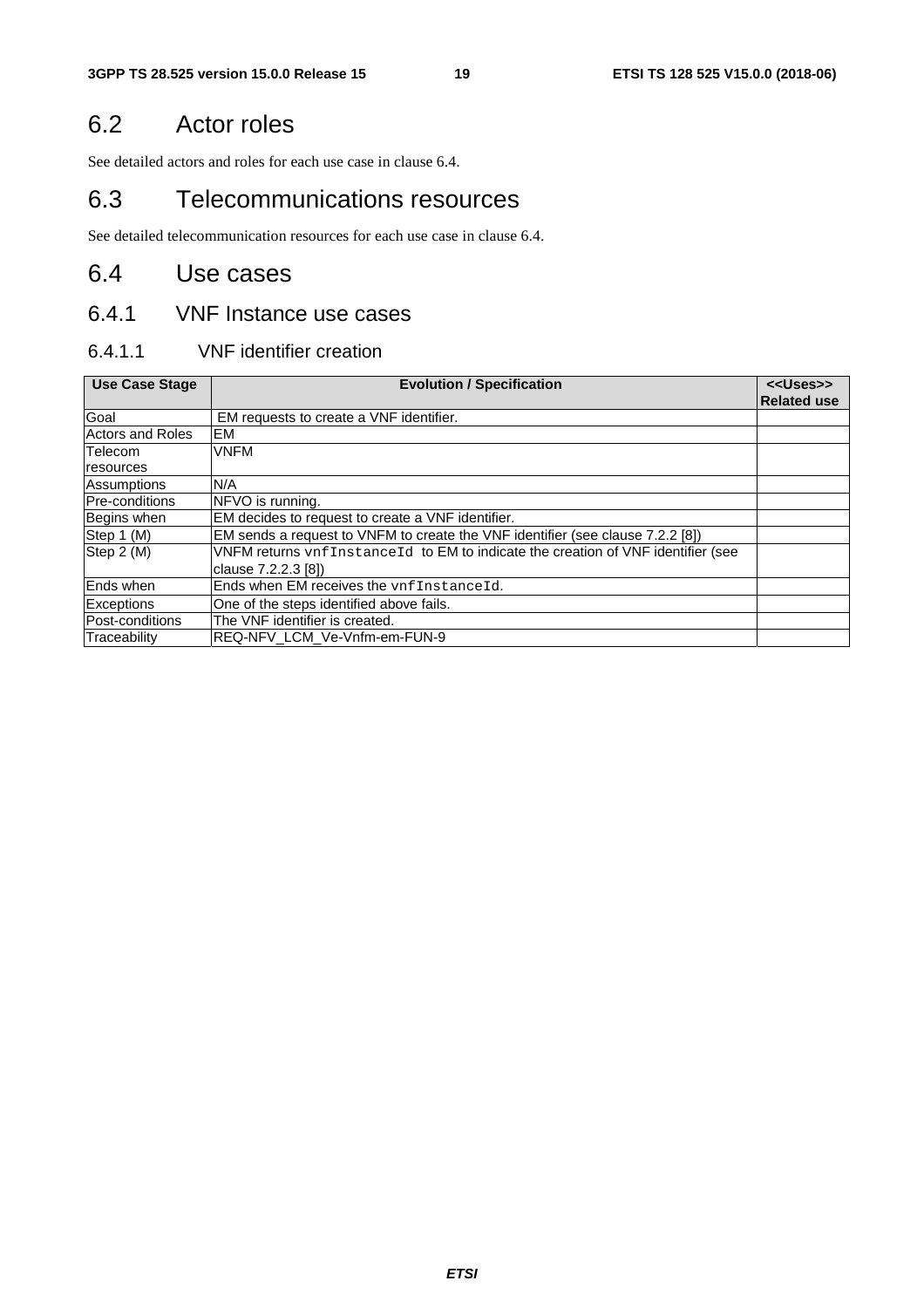## 6.2 Actor roles

See detailed actors and roles for each use case in clause 6.4.

## 6.3 Telecommunications resources

See detailed telecommunication resources for each use case in clause 6.4.

## 6.4 Use cases

### 6.4.1 VNF Instance use cases

#### 6.4.1.1 VNF identifier creation

| Use Case Stage | Evolution / Specification | <<Uses>> Related use |
|---|---|---|
| Goal | EM requests to create a VNF identifier. | |
| Actors and Roles | EM | |
| Telecom resources | VNFM | |
| Assumptions | N/A | |
| Pre-conditions | NFVO is running. | |
| Begins when | EM decides to request to create a VNF identifier. | |
| Step 1 (M) | EM sends a request to VNFM to create the VNF identifier (see clause 7.2.2 [8]) | |
| Step 2 (M) | VNFM returns `vnfInstanceId` to EM to indicate the creation of VNF identifier (see clause 7.2.2.3 [8]) | |
| Ends when | Ends when EM receives the `vnfInstanceId`. | |
| Exceptions | One of the steps identified above fails. | |
| Post-conditions | The VNF identifier is created. | |
| Traceability | REQ-NFV_LCM_Ve-Vnfm-em-FUN-9 | |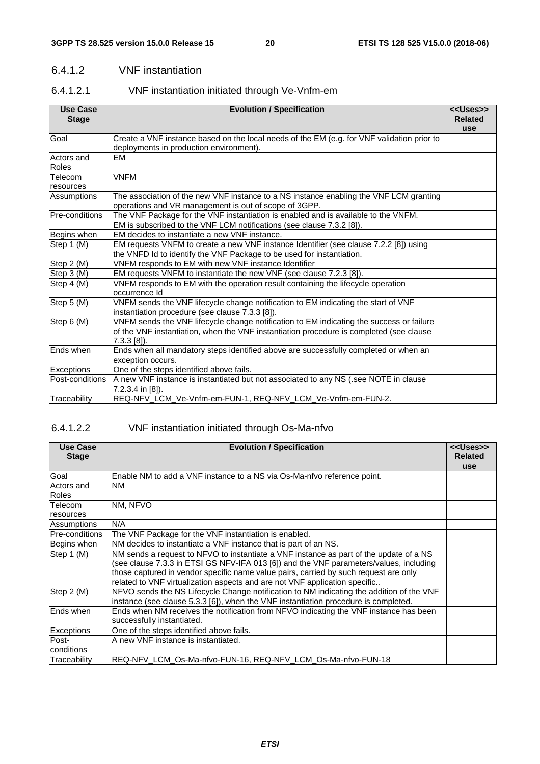#### 6.4.1.2 VNF instantiation

##### 6.4.1.2.1 VNF instantiation initiated through Ve-Vnfm-em

| Use Case Stage | Evolution / Specification | <<Uses>> Related use |
|---|---|---|
| Goal | Create a VNF instance based on the local needs of the EM (e.g. for VNF validation prior to deployments in production environment). | |
| Actors and Roles | EM | |
| Telecom resources | VNFM | |
| Assumptions | The association of the new VNF instance to a NS instance enabling the VNF LCM granting operations and VR management is out of scope of 3GPP. | |
| Pre-conditions | The VNF Package for the VNF instantiation is enabled and is available to the VNFM.<br>EM is subscribed to the VNF LCM notifications (see clause 7.3.2 [8]). | |
| Begins when | EM decides to instantiate a new VNF instance. | |
| Step 1 (M) | EM requests VNFM to create a new VNF instance Identifier (see clause 7.2.2 [8]) using the VNFD Id to identify the VNF Package to be used for instantiation. | |
| Step 2 (M) | VNFM responds to EM with new VNF instance Identifier | |
| Step 3 (M) | EM requests VNFM to instantiate the new VNF (see clause 7.2.3 [8]). | |
| Step 4 (M) | VNFM responds to EM with the operation result containing the lifecycle operation occurrence Id | |
| Step 5 (M) | VNFM sends the VNF lifecycle change notification to EM indicating the start of VNF instantiation procedure (see clause 7.3.3 [8]). | |
| Step 6 (M) | VNFM sends the VNF lifecycle change notification to EM indicating the success or failure of the VNF instantiation, when the VNF instantiation procedure is completed (see clause 7.3.3 [8]). | |
| Ends when | Ends when all mandatory steps identified above are successfully completed or when an exception occurs. | |
| Exceptions | One of the steps identified above fails. | |
| Post-conditions | A new VNF instance is instantiated but not associated to any NS (.see NOTE in clause 7.2.3.4 in [8]). | |
| Traceability | REQ-NFV_LCM_Ve-Vnfm-em-FUN-1, REQ-NFV_LCM_Ve-Vnfm-em-FUN-2. | |

##### 6.4.1.2.2 VNF instantiation initiated through Os-Ma-nfvo

| Use Case Stage | Evolution / Specification | <<Uses>> Related use |
|---|---|---|
| Goal | Enable NM to add a VNF instance to a NS via Os-Ma-nfvo reference point. | |
| Actors and Roles | NM | |
| Telecom resources | NM, NFVO | |
| Assumptions | N/A | |
| Pre-conditions | The VNF Package for the VNF instantiation is enabled. | |
| Begins when | NM decides to instantiate a VNF instance that is part of an NS. | |
| Step 1 (M) | NM sends a request to NFVO to instantiate a VNF instance as part of the update of a NS (see clause 7.3.3 in ETSI GS NFV-IFA 013 [6]) and the VNF parameters/values, including those captured in vendor specific name value pairs, carried by such request are only related to VNF virtualization aspects and are not VNF application specific.. | |
| Step 2 (M) | NFVO sends the NS Lifecycle Change notification to NM indicating the addition of the VNF instance (see clause 5.3.3 [6]), when the VNF instantiation procedure is completed. | |
| Ends when | Ends when NM receives the notification from NFVO indicating the VNF instance has been successfully instantiated. | |
| Exceptions | One of the steps identified above fails. | |
| Post-conditions | A new VNF instance is instantiated. | |
| Traceability | REQ-NFV_LCM_Os-Ma-nfvo-FUN-16, REQ-NFV_LCM_Os-Ma-nfvo-FUN-18 | |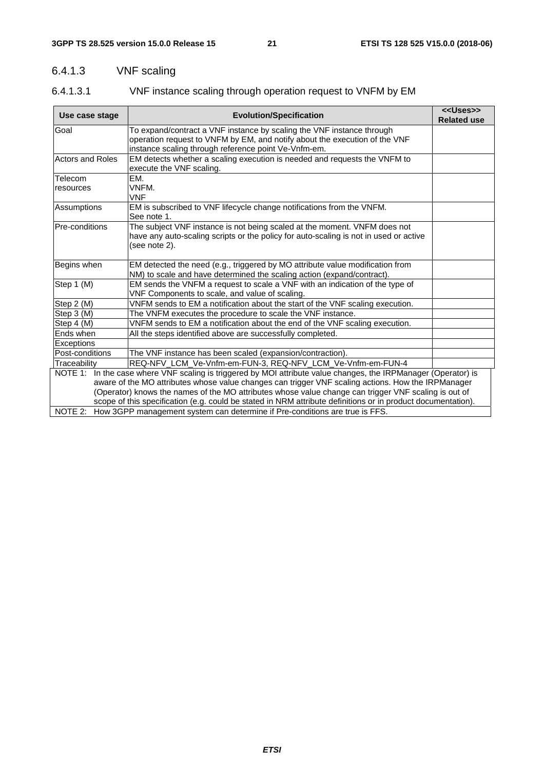### 6.4.1.3 VNF scaling

#### 6.4.1.3.1 VNF instance scaling through operation request to VNFM by EM

| Use case stage | Evolution/Specification | <<Uses>> Related use |
|---|---|---|
| Goal | To expand/contract a VNF instance by scaling the VNF instance through operation request to VNFM by EM, and notify about the execution of the VNF instance scaling through reference point Ve-Vnfm-em. | |
| Actors and Roles | EM detects whether a scaling execution is needed and requests the VNFM to execute the VNF scaling. | |
| Telecom resources | EM.<br>VNFM.<br>VNF | |
| Assumptions | EM is subscribed to VNF lifecycle change notifications from the VNFM.<br>See note 1. | |
| Pre-conditions | The subject VNF instance is not being scaled at the moment. VNFM does not have any auto-scaling scripts or the policy for auto-scaling is not in used or active (see note 2). | |
| Begins when | EM detected the need (e.g., triggered by MO attribute value modification from NM) to scale and have determined the scaling action (expand/contract). | |
| Step 1 (M) | EM sends the VNFM a request to scale a VNF with an indication of the type of VNF Components to scale, and value of scaling. | |
| Step 2 (M) | VNFM sends to EM a notification about the start of the VNF scaling execution. | |
| Step 3 (M) | The VNFM executes the procedure to scale the VNF instance. | |
| Step 4 (M) | VNFM sends to EM a notification about the end of the VNF scaling execution. | |
| Ends when | All the steps identified above are successfully completed. | |
| Exceptions | | |
| Post-conditions | The VNF instance has been scaled (expansion/contraction). | |
| Traceability | REQ-NFV_LCM_Ve-Vnfm-em-FUN-3, REQ-NFV_LCM_Ve-Vnfm-em-FUN-4 | |
| NOTE 1: In the case where VNF scaling is triggered by MOI attribute value changes, the IRPManager (Operator) is aware of the MO attributes whose value changes can trigger VNF scaling actions. How the IRPManager (Operator) knows the names of the MO attributes whose value change can trigger VNF scaling is out of scope of this specification (e.g. could be stated in NRM attribute definitions or in product documentation). | | |
| NOTE 2: How 3GPP management system can determine if Pre-conditions are true is FFS. | | |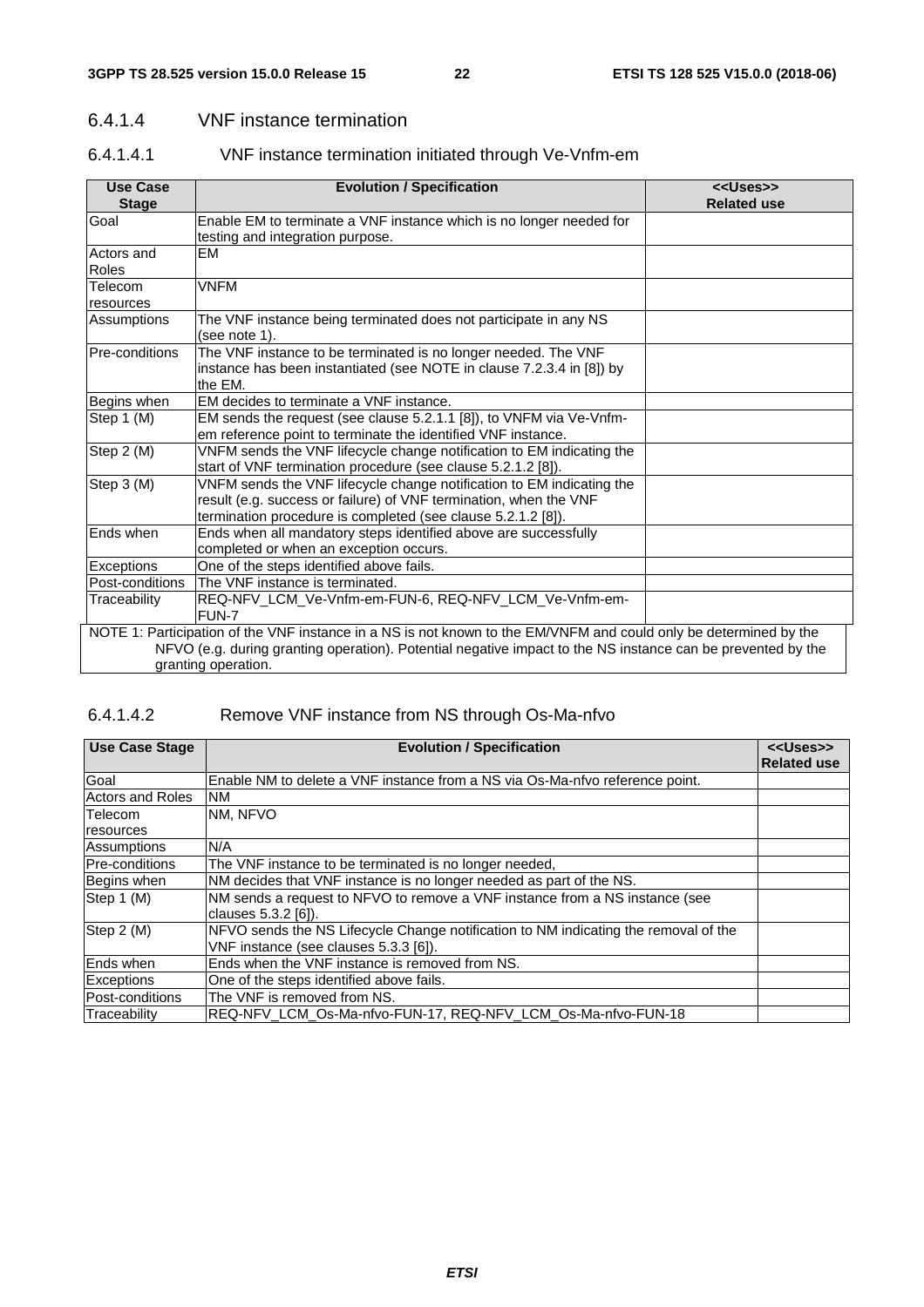### 6.4.1.4 VNF instance termination

#### 6.4.1.4.1 VNF instance termination initiated through Ve-Vnfm-em

| Use Case Stage | Evolution / Specification | <<Uses>> Related use |
|---|---|---|
| Goal | Enable EM to terminate a VNF instance which is no longer needed for testing and integration purpose. | |
| Actors and Roles | EM | |
| Telecom resources | VNFM | |
| Assumptions | The VNF instance being terminated does not participate in any NS (see note 1). | |
| Pre-conditions | The VNF instance to be terminated is no longer needed. The VNF instance has been instantiated (see NOTE in clause 7.2.3.4 in [8]) by the EM. | |
| Begins when | EM decides to terminate a VNF instance. | |
| Step 1 (M) | EM sends the request (see clause 5.2.1.1 [8]), to VNFM via Ve-Vnfm-em reference point to terminate the identified VNF instance. | |
| Step 2 (M) | VNFM sends the VNF lifecycle change notification to EM indicating the start of VNF termination procedure (see clause 5.2.1.2 [8]). | |
| Step 3 (M) | VNFM sends the VNF lifecycle change notification to EM indicating the result (e.g. success or failure) of VNF termination, when the VNF termination procedure is completed (see clause 5.2.1.2 [8]). | |
| Ends when | Ends when all mandatory steps identified above are successfully completed or when an exception occurs. | |
| Exceptions | One of the steps identified above fails. | |
| Post-conditions | The VNF instance is terminated. | |
| Traceability | REQ-NFV_LCM_Ve-Vnfm-em-FUN-6, REQ-NFV_LCM_Ve-Vnfm-em-FUN-7 | |

NOTE 1: Participation of the VNF instance in a NS is not known to the EM/VNFM and could only be determined by the NFVO (e.g. during granting operation). Potential negative impact to the NS instance can be prevented by the granting operation.

#### 6.4.1.4.2 Remove VNF instance from NS through Os-Ma-nfvo

| Use Case Stage | Evolution / Specification | <<Uses>> Related use |
|---|---|---|
| Goal | Enable NM to delete a VNF instance from a NS via Os-Ma-nfvo reference point. | |
| Actors and Roles | NM | |
| Telecom resources | NM, NFVO | |
| Assumptions | N/A | |
| Pre-conditions | The VNF instance to be terminated is no longer needed, | |
| Begins when | NM decides that VNF instance is no longer needed as part of the NS. | |
| Step 1 (M) | NM sends a request to NFVO to remove a VNF instance from a NS instance (see clauses 5.3.2 [6]). | |
| Step 2 (M) | NFVO sends the NS Lifecycle Change notification to NM indicating the removal of the VNF instance (see clauses 5.3.3 [6]). | |
| Ends when | Ends when the VNF instance is removed from NS. | |
| Exceptions | One of the steps identified above fails. | |
| Post-conditions | The VNF is removed from NS. | |
| Traceability | REQ-NFV_LCM_Os-Ma-nfvo-FUN-17, REQ-NFV_LCM_Os-Ma-nfvo-FUN-18 | |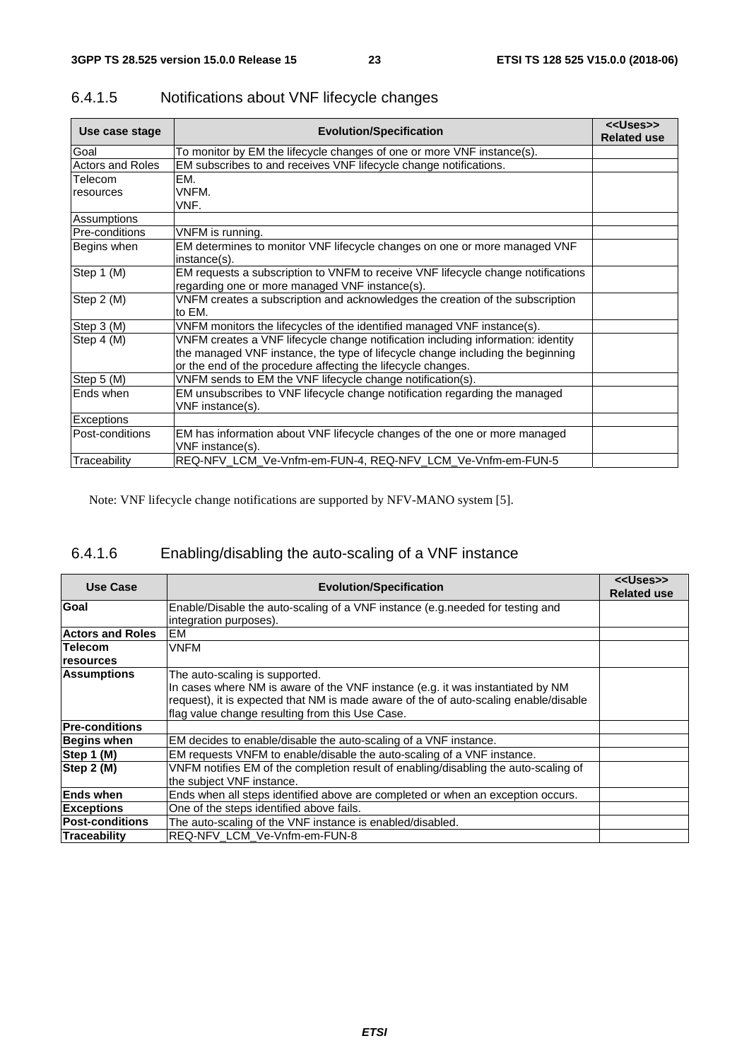### 6.4.1.5 Notifications about VNF lifecycle changes

| Use case stage | Evolution/Specification | <<Uses>> Related use |
|---|---|---|
| Goal | To monitor by EM the lifecycle changes of one or more VNF instance(s). | |
| Actors and Roles | EM subscribes to and receives VNF lifecycle change notifications. | |
| Telecom resources | EM.<br>VNFM.<br>VNF. | |
| Assumptions | | |
| Pre-conditions | VNFM is running. | |
| Begins when | EM determines to monitor VNF lifecycle changes on one or more managed VNF instance(s). | |
| Step 1 (M) | EM requests a subscription to VNFM to receive VNF lifecycle change notifications regarding one or more managed VNF instance(s). | |
| Step 2 (M) | VNFM creates a subscription and acknowledges the creation of the subscription to EM. | |
| Step 3 (M) | VNFM monitors the lifecycles of the identified managed VNF instance(s). | |
| Step 4 (M) | VNFM creates a VNF lifecycle change notification including information: identity the managed VNF instance, the type of lifecycle change including the beginning or the end of the procedure affecting the lifecycle changes. | |
| Step 5 (M) | VNFM sends to EM the VNF lifecycle change notification(s). | |
| Ends when | EM unsubscribes to VNF lifecycle change notification regarding the managed VNF instance(s). | |
| Exceptions | | |
| Post-conditions | EM has information about VNF lifecycle changes of the one or more managed VNF instance(s). | |
| Traceability | REQ-NFV_LCM_Ve-Vnfm-em-FUN-4, REQ-NFV_LCM_Ve-Vnfm-em-FUN-5 | |

Note: VNF lifecycle change notifications are supported by NFV-MANO system [5].

### 6.4.1.6 Enabling/disabling the auto-scaling of a VNF instance

| Use Case | Evolution/Specification | <<Uses>> Related use |
|---|---|---|
| **Goal** | Enable/Disable the auto-scaling of a VNF instance (e.g.needed for testing and integration purposes). | |
| **Actors and Roles** | EM | |
| **Telecom resources** | VNFM | |
| **Assumptions** | The auto-scaling is supported.<br>In cases where NM is aware of the VNF instance (e.g. it was instantiated by NM request), it is expected that NM is made aware of the of auto-scaling enable/disable flag value change resulting from this Use Case. | |
| **Pre-conditions** | | |
| **Begins when** | EM decides to enable/disable the auto-scaling of a VNF instance. | |
| **Step 1 (M)** | EM requests VNFM to enable/disable the auto-scaling of a VNF instance. | |
| **Step 2 (M)** | VNFM notifies EM of the completion result of enabling/disabling the auto-scaling of the subject VNF instance. | |
| **Ends when** | Ends when all steps identified above are completed or when an exception occurs. | |
| **Exceptions** | One of the steps identified above fails. | |
| **Post-conditions** | The auto-scaling of the VNF instance is enabled/disabled. | |
| **Traceability** | REQ-NFV_LCM_Ve-Vnfm-em-FUN-8 | |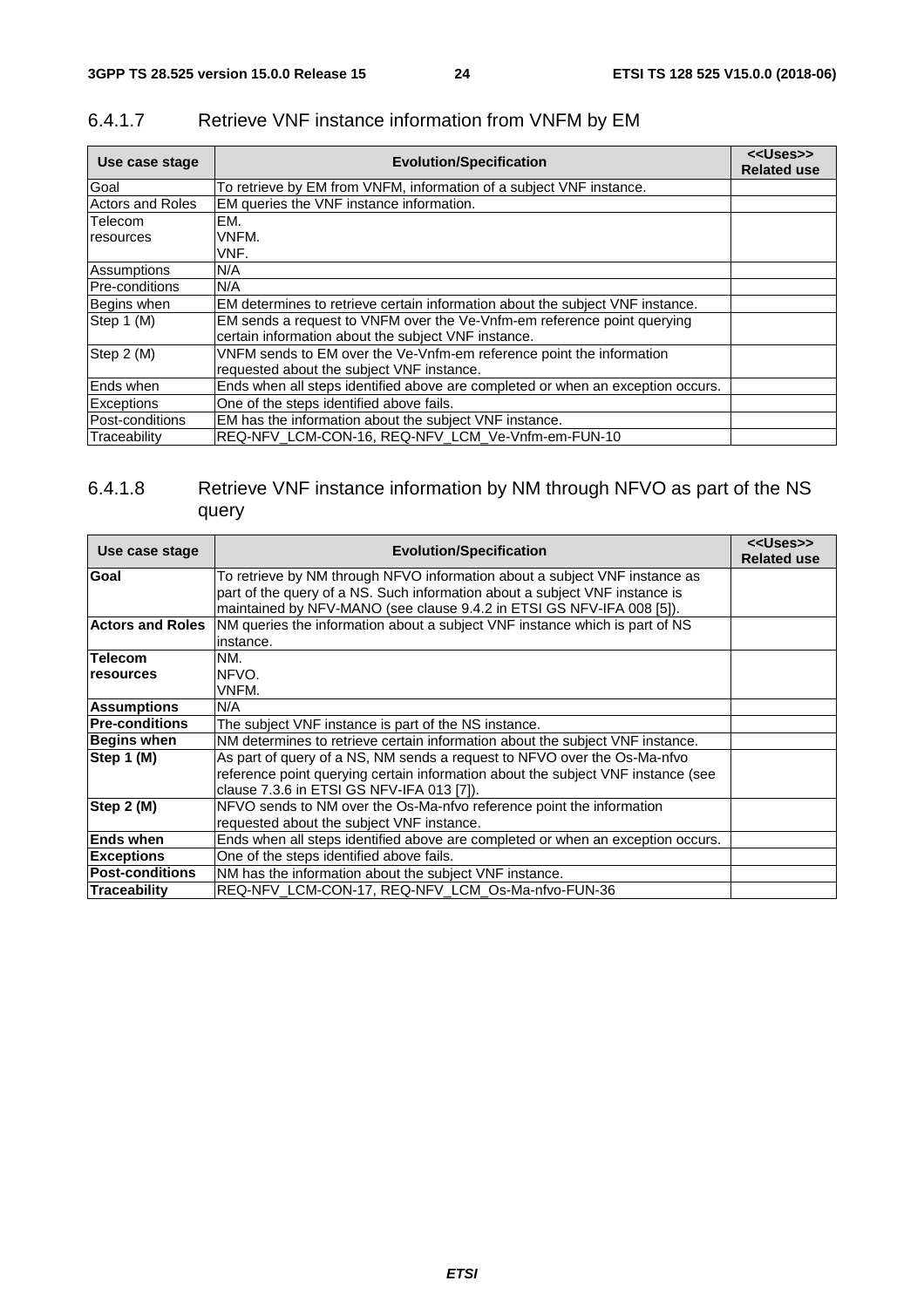#### 6.4.1.7 Retrieve VNF instance information from VNFM by EM

| Use case stage | Evolution/Specification | <<Uses>> Related use |
|---|---|---|
| Goal | To retrieve by EM from VNFM, information of a subject VNF instance. | |
| Actors and Roles | EM queries the VNF instance information. | |
| Telecom resources | EM.<br>VNFM.<br>VNF. | |
| Assumptions | N/A | |
| Pre-conditions | N/A | |
| Begins when | EM determines to retrieve certain information about the subject VNF instance. | |
| Step 1 (M) | EM sends a request to VNFM over the Ve-Vnfm-em reference point querying certain information about the subject VNF instance. | |
| Step 2 (M) | VNFM sends to EM over the Ve-Vnfm-em reference point the information requested about the subject VNF instance. | |
| Ends when | Ends when all steps identified above are completed or when an exception occurs. | |
| Exceptions | One of the steps identified above fails. | |
| Post-conditions | EM has the information about the subject VNF instance. | |
| Traceability | REQ-NFV_LCM-CON-16, REQ-NFV_LCM_Ve-Vnfm-em-FUN-10 | |

#### 6.4.1.8 Retrieve VNF instance information by NM through NFVO as part of the NS query

| Use case stage | Evolution/Specification | <<Uses>> Related use |
|---|---|---|
| **Goal** | To retrieve by NM through NFVO information about a subject VNF instance as part of the query of a NS. Such information about a subject VNF instance is maintained by NFV-MANO (see clause 9.4.2 in ETSI GS NFV-IFA 008 [5]). | |
| **Actors and Roles** | NM queries the information about a subject VNF instance which is part of NS instance. | |
| **Telecom resources** | NM.<br>NFVO.<br>VNFM. | |
| **Assumptions** | N/A | |
| **Pre-conditions** | The subject VNF instance is part of the NS instance. | |
| **Begins when** | NM determines to retrieve certain information about the subject VNF instance. | |
| **Step 1 (M)** | As part of query of a NS, NM sends a request to NFVO over the Os-Ma-nfvo reference point querying certain information about the subject VNF instance (see clause 7.3.6 in ETSI GS NFV-IFA 013 [7]). | |
| **Step 2 (M)** | NFVO sends to NM over the Os-Ma-nfvo reference point the information requested about the subject VNF instance. | |
| **Ends when** | Ends when all steps identified above are completed or when an exception occurs. | |
| **Exceptions** | One of the steps identified above fails. | |
| **Post-conditions** | NM has the information about the subject VNF instance. | |
| **Traceability** | REQ-NFV_LCM-CON-17, REQ-NFV_LCM_Os-Ma-nfvo-FUN-36 | |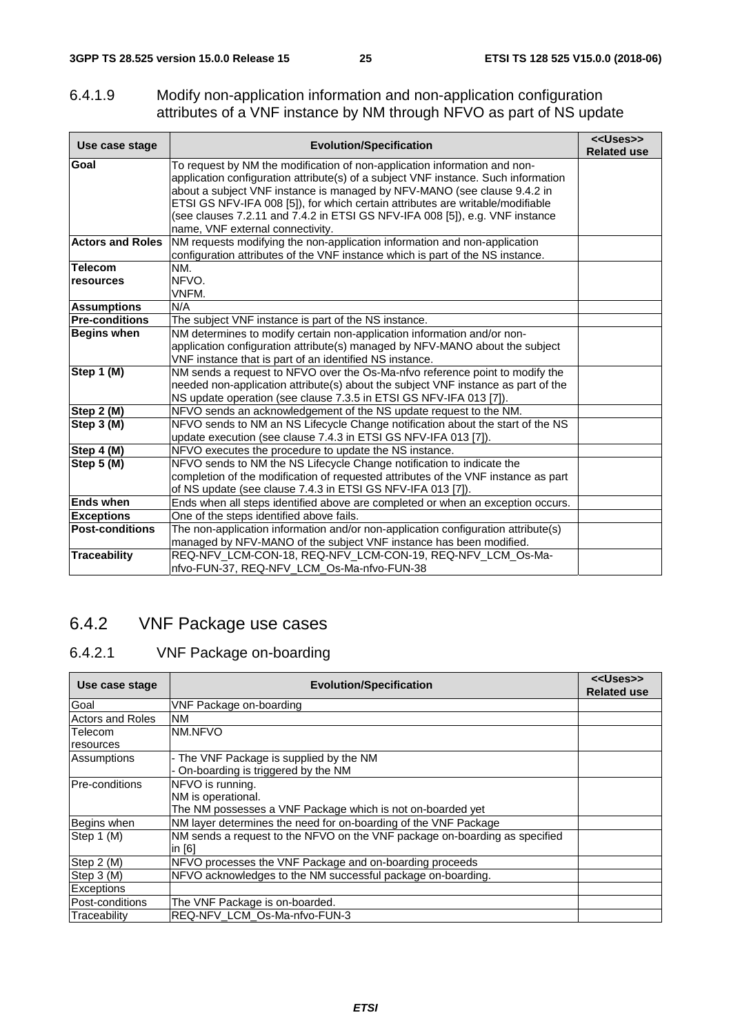#### 6.4.1.9 Modify non-application information and non-application configuration attributes of a VNF instance by NM through NFVO as part of NS update

| Use case stage | Evolution/Specification | <<Uses>> Related use |
|---|---|---|
| **Goal** | To request by NM the modification of non-application information and non-application configuration attribute(s) of a subject VNF instance. Such information about a subject VNF instance is managed by NFV-MANO (see clause 9.4.2 in ETSI GS NFV-IFA 008 [5]), for which certain attributes are writable/modifiable (see clauses 7.2.11 and 7.4.2 in ETSI GS NFV-IFA 008 [5]), e.g. VNF instance name, VNF external connectivity. | |
| **Actors and Roles** | NM requests modifying the non-application information and non-application configuration attributes of the VNF instance which is part of the NS instance. | |
| **Telecom resources** | NM.<br>NFVO.<br>VNFM. | |
| **Assumptions** | N/A | |
| **Pre-conditions** | The subject VNF instance is part of the NS instance. | |
| **Begins when** | NM determines to modify certain non-application information and/or non-application configuration attribute(s) managed by NFV-MANO about the subject VNF instance that is part of an identified NS instance. | |
| **Step 1 (M)** | NM sends a request to NFVO over the Os-Ma-nfvo reference point to modify the needed non-application attribute(s) about the subject VNF instance as part of the NS update operation (see clause 7.3.5 in ETSI GS NFV-IFA 013 [7]). | |
| **Step 2 (M)** | NFVO sends an acknowledgement of the NS update request to the NM. | |
| **Step 3 (M)** | NFVO sends to NM an NS Lifecycle Change notification about the start of the NS update execution (see clause 7.4.3 in ETSI GS NFV-IFA 013 [7]). | |
| **Step 4 (M)** | NFVO executes the procedure to update the NS instance. | |
| **Step 5 (M)** | NFVO sends to NM the NS Lifecycle Change notification to indicate the completion of the modification of requested attributes of the VNF instance as part of NS update (see clause 7.4.3 in ETSI GS NFV-IFA 013 [7]). | |
| **Ends when** | Ends when all steps identified above are completed or when an exception occurs. | |
| **Exceptions** | One of the steps identified above fails. | |
| **Post-conditions** | The non-application information and/or non-application configuration attribute(s) managed by NFV-MANO of the subject VNF instance has been modified. | |
| **Traceability** | REQ-NFV_LCM-CON-18, REQ-NFV_LCM-CON-19, REQ-NFV_LCM_Os-Ma-nfvo-FUN-37, REQ-NFV_LCM_Os-Ma-nfvo-FUN-38 | |

### 6.4.2 VNF Package use cases

#### 6.4.2.1 VNF Package on-boarding

| Use case stage | Evolution/Specification | <<Uses>> Related use |
|---|---|---|
| Goal | VNF Package on-boarding | |
| Actors and Roles | NM | |
| Telecom resources | NM.NFVO | |
| Assumptions | - The VNF Package is supplied by the NM<br>- On-boarding is triggered by the NM | |
| Pre-conditions | NFVO is running.<br>NM is operational.<br>The NM possesses a VNF Package which is not on-boarded yet | |
| Begins when | NM layer determines the need for on-boarding of the VNF Package | |
| Step 1 (M) | NM sends a request to the NFVO on the VNF package on-boarding as specified in [6] | |
| Step 2 (M) | NFVO processes the VNF Package and on-boarding proceeds | |
| Step 3 (M) | NFVO acknowledges to the NM successful package on-boarding. | |
| Exceptions | | |
| Post-conditions | The VNF Package is on-boarded. | |
| Traceability | REQ-NFV_LCM_Os-Ma-nfvo-FUN-3 | |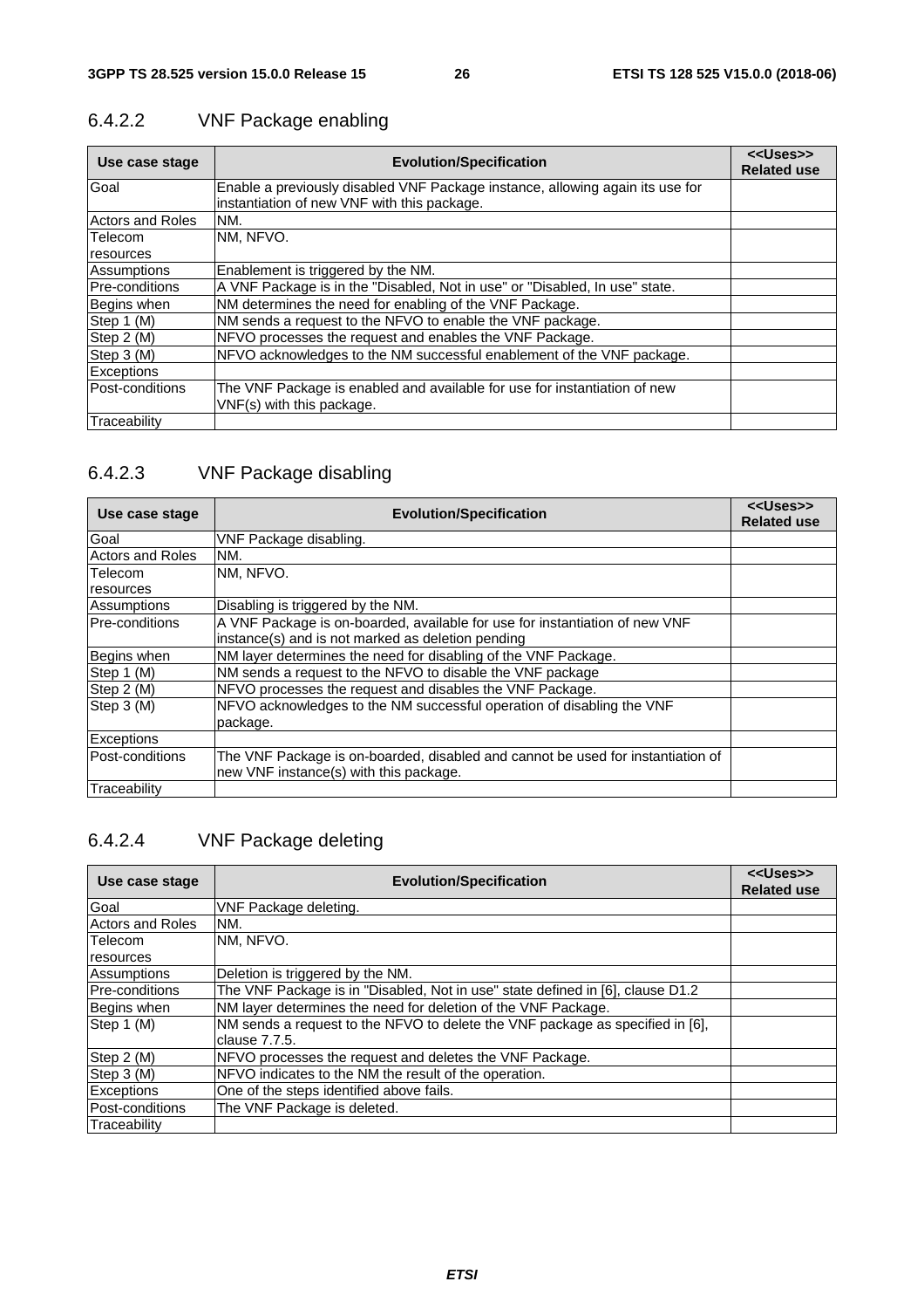#### 6.4.2.2 VNF Package enabling

| Use case stage | Evolution/Specification | <<Uses>> Related use |
|---|---|---|
| Goal | Enable a previously disabled VNF Package instance, allowing again its use for instantiation of new VNF with this package. | |
| Actors and Roles | NM. | |
| Telecom resources | NM, NFVO. | |
| Assumptions | Enablement is triggered by the NM. | |
| Pre-conditions | A VNF Package is in the "Disabled, Not in use" or "Disabled, In use" state. | |
| Begins when | NM determines the need for enabling of the VNF Package. | |
| Step 1 (M) | NM sends a request to the NFVO to enable the VNF package. | |
| Step 2 (M) | NFVO processes the request and enables the VNF Package. | |
| Step 3 (M) | NFVO acknowledges to the NM successful enablement of the VNF package. | |
| Exceptions | | |
| Post-conditions | The VNF Package is enabled and available for use for instantiation of new VNF(s) with this package. | |
| Traceability | | |

#### 6.4.2.3 VNF Package disabling

| Use case stage | Evolution/Specification | <<Uses>> Related use |
|---|---|---|
| Goal | VNF Package disabling. | |
| Actors and Roles | NM. | |
| Telecom resources | NM, NFVO. | |
| Assumptions | Disabling is triggered by the NM. | |
| Pre-conditions | A VNF Package is on-boarded, available for use for instantiation of new VNF instance(s) and is not marked as deletion pending | |
| Begins when | NM layer determines the need for disabling of the VNF Package. | |
| Step 1 (M) | NM sends a request to the NFVO to disable the VNF package | |
| Step 2 (M) | NFVO processes the request and disables the VNF Package. | |
| Step 3 (M) | NFVO acknowledges to the NM successful operation of disabling the VNF package. | |
| Exceptions | | |
| Post-conditions | The VNF Package is on-boarded, disabled and cannot be used for instantiation of new VNF instance(s) with this package. | |
| Traceability | | |

#### 6.4.2.4 VNF Package deleting

| Use case stage | Evolution/Specification | <<Uses>> Related use |
|---|---|---|
| Goal | VNF Package deleting. | |
| Actors and Roles | NM. | |
| Telecom resources | NM, NFVO. | |
| Assumptions | Deletion is triggered by the NM. | |
| Pre-conditions | The VNF Package is in "Disabled, Not in use" state defined in [6], clause D1.2 | |
| Begins when | NM layer determines the need for deletion of the VNF Package. | |
| Step 1 (M) | NM sends a request to the NFVO to delete the VNF package as specified in [6], clause 7.7.5. | |
| Step 2 (M) | NFVO processes the request and deletes the VNF Package. | |
| Step 3 (M) | NFVO indicates to the NM the result of the operation. | |
| Exceptions | One of the steps identified above fails. | |
| Post-conditions | The VNF Package is deleted. | |
| Traceability | | |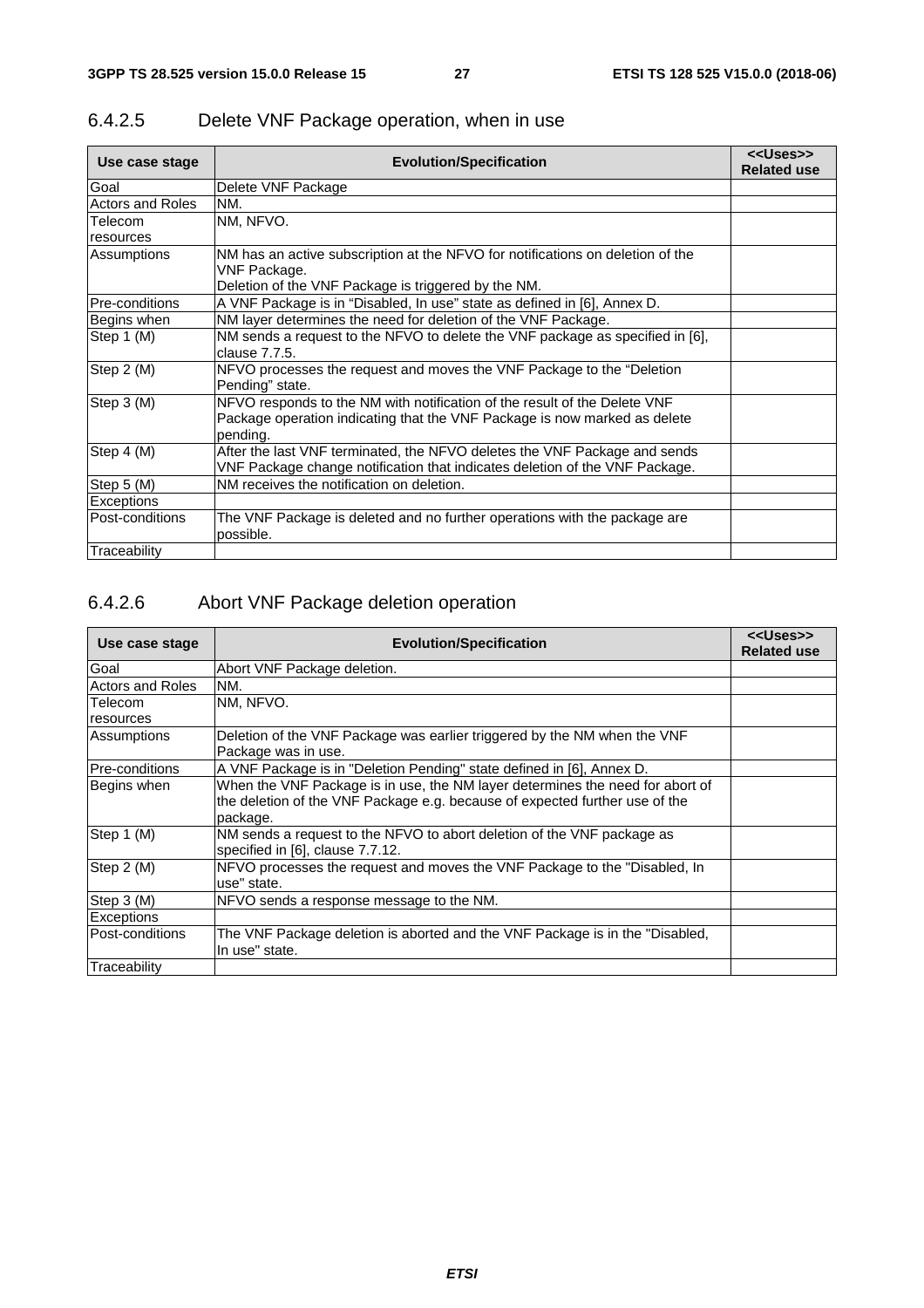### 6.4.2.5 Delete VNF Package operation, when in use

| Use case stage | Evolution/Specification | <<Uses>> Related use |
|---|---|---|
| Goal | Delete VNF Package | |
| Actors and Roles | NM. | |
| Telecom resources | NM, NFVO. | |
| Assumptions | NM has an active subscription at the NFVO for notifications on deletion of the VNF Package.<br>Deletion of the VNF Package is triggered by the NM. | |
| Pre-conditions | A VNF Package is in “Disabled, In use” state as defined in [6], Annex D. | |
| Begins when | NM layer determines the need for deletion of the VNF Package. | |
| Step 1 (M) | NM sends a request to the NFVO to delete the VNF package as specified in [6], clause 7.7.5. | |
| Step 2 (M) | NFVO processes the request and moves the VNF Package to the “Deletion Pending” state. | |
| Step 3 (M) | NFVO responds to the NM with notification of the result of the Delete VNF Package operation indicating that the VNF Package is now marked as delete pending. | |
| Step 4 (M) | After the last VNF terminated, the NFVO deletes the VNF Package and sends VNF Package change notification that indicates deletion of the VNF Package. | |
| Step 5 (M) | NM receives the notification on deletion. | |
| Exceptions | | |
| Post-conditions | The VNF Package is deleted and no further operations with the package are possible. | |
| Traceability | | |

### 6.4.2.6 Abort VNF Package deletion operation

| Use case stage | Evolution/Specification | <<Uses>> Related use |
|---|---|---|
| Goal | Abort VNF Package deletion. | |
| Actors and Roles | NM. | |
| Telecom resources | NM, NFVO. | |
| Assumptions | Deletion of the VNF Package was earlier triggered by the NM when the VNF Package was in use. | |
| Pre-conditions | A VNF Package is in "Deletion Pending" state defined in [6], Annex D. | |
| Begins when | When the VNF Package is in use, the NM layer determines the need for abort of the deletion of the VNF Package e.g. because of expected further use of the package. | |
| Step 1 (M) | NM sends a request to the NFVO to abort deletion of the VNF package as specified in [6], clause 7.7.12. | |
| Step 2 (M) | NFVO processes the request and moves the VNF Package to the "Disabled, In use" state. | |
| Step 3 (M) | NFVO sends a response message to the NM. | |
| Exceptions | | |
| Post-conditions | The VNF Package deletion is aborted and the VNF Package is in the "Disabled, In use" state. | |
| Traceability | | |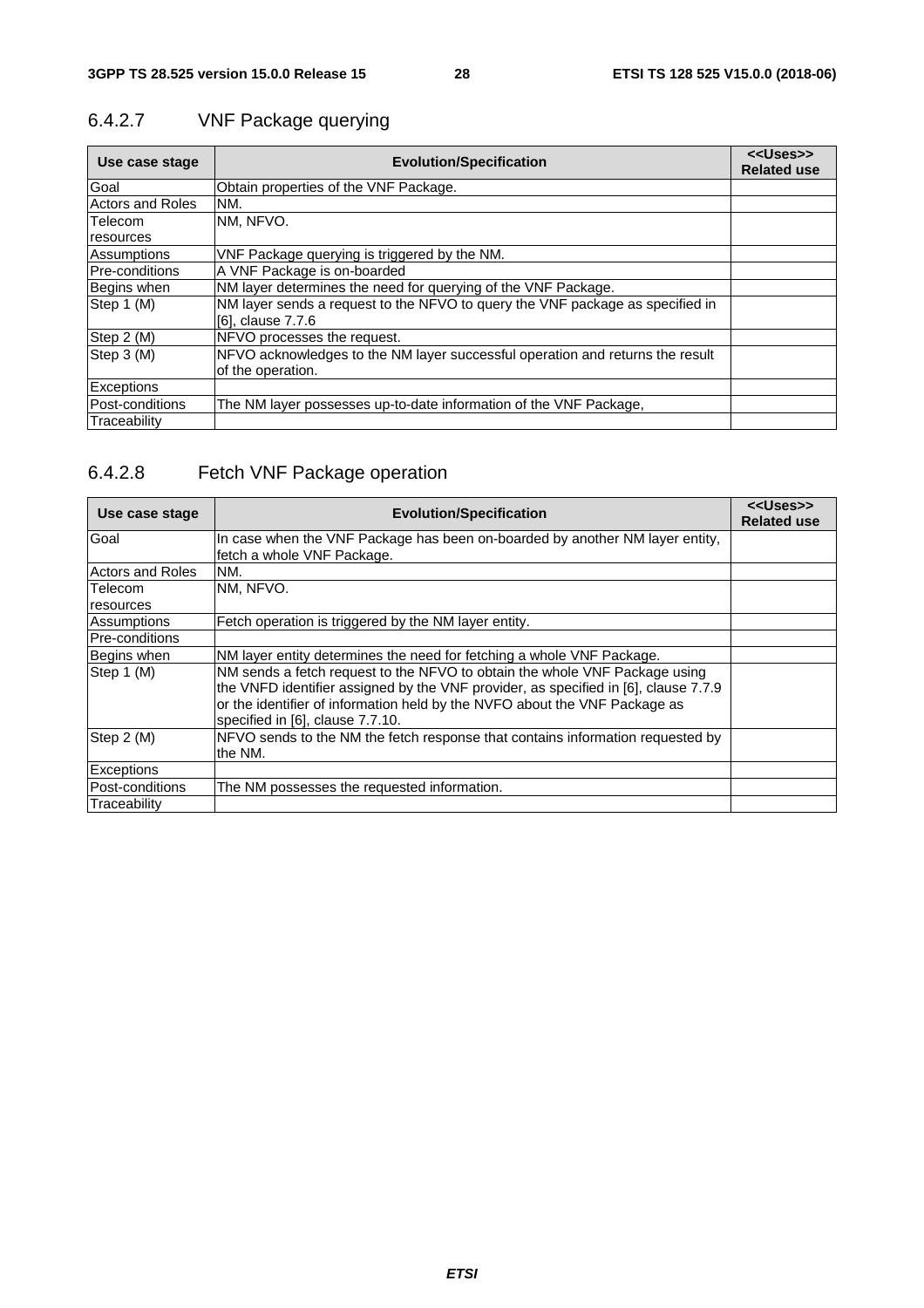#### 6.4.2.7 VNF Package querying

| Use case stage | Evolution/Specification | <<Uses>> Related use |
|---|---|---|
| Goal | Obtain properties of the VNF Package. | |
| Actors and Roles | NM. | |
| Telecom resources | NM, NFVO. | |
| Assumptions | VNF Package querying is triggered by the NM. | |
| Pre-conditions | A VNF Package is on-boarded | |
| Begins when | NM layer determines the need for querying of the VNF Package. | |
| Step 1 (M) | NM layer sends a request to the NFVO to query the VNF package as specified in [6], clause 7.7.6 | |
| Step 2 (M) | NFVO processes the request. | |
| Step 3 (M) | NFVO acknowledges to the NM layer successful operation and returns the result of the operation. | |
| Exceptions | | |
| Post-conditions | The NM layer possesses up-to-date information of the VNF Package, | |
| Traceability | | |

#### 6.4.2.8 Fetch VNF Package operation

| Use case stage | Evolution/Specification | <<Uses>> Related use |
|---|---|---|
| Goal | In case when the VNF Package has been on-boarded by another NM layer entity, fetch a whole VNF Package. | |
| Actors and Roles | NM. | |
| Telecom resources | NM, NFVO. | |
| Assumptions | Fetch operation is triggered by the NM layer entity. | |
| Pre-conditions | | |
| Begins when | NM layer entity determines the need for fetching a whole VNF Package. | |
| Step 1 (M) | NM sends a fetch request to the NFVO to obtain the whole VNF Package using the VNFD identifier assigned by the VNF provider, as specified in [6], clause 7.7.9 or the identifier of information held by the NVFO about the VNF Package as specified in [6], clause 7.7.10. | |
| Step 2 (M) | NFVO sends to the NM the fetch response that contains information requested by the NM. | |
| Exceptions | | |
| Post-conditions | The NM possesses the requested information. | |
| Traceability | | |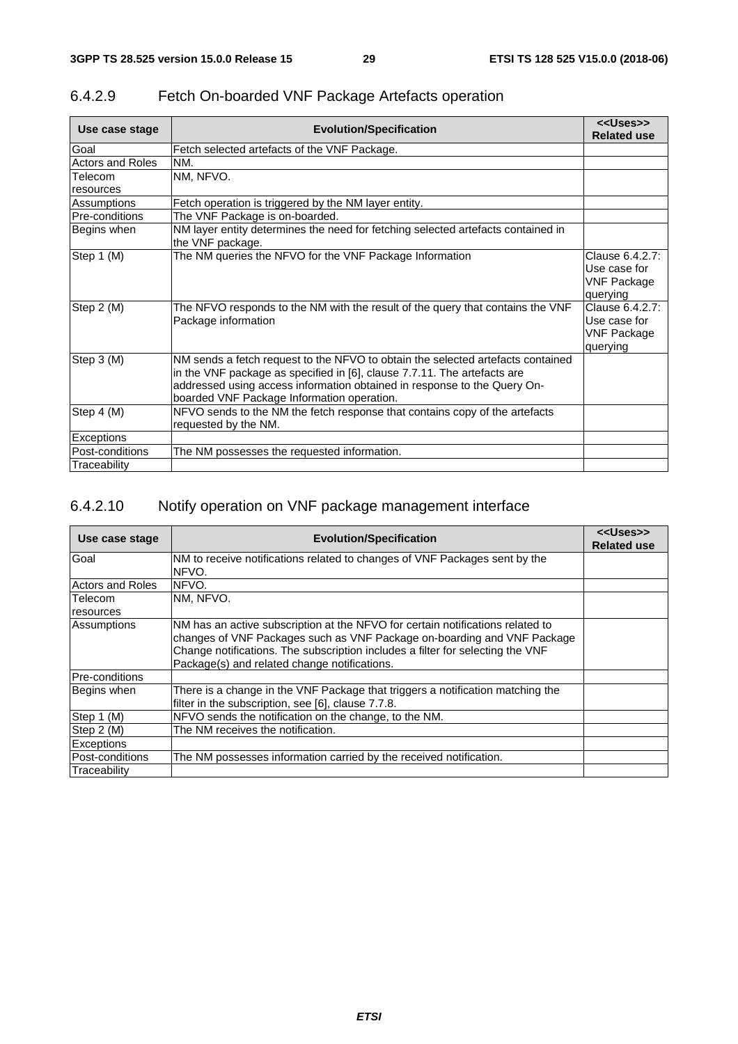### 6.4.2.9 Fetch On-boarded VNF Package Artefacts operation

| Use case stage | Evolution/Specification | <<Uses>> Related use |
| --- | --- | --- |
| Goal | Fetch selected artefacts of the VNF Package. | |
| Actors and Roles | NM. | |
| Telecom resources | NM, NFVO. | |
| Assumptions | Fetch operation is triggered by the NM layer entity. | |
| Pre-conditions | The VNF Package is on-boarded. | |
| Begins when | NM layer entity determines the need for fetching selected artefacts contained in the VNF package. | |
| Step 1 (M) | The NM queries the NFVO for the VNF Package Information | Clause 6.4.2.7: Use case for VNF Package querying |
| Step 2 (M) | The NFVO responds to the NM with the result of the query that contains the VNF Package information | Clause 6.4.2.7: Use case for VNF Package querying |
| Step 3 (M) | NM sends a fetch request to the NFVO to obtain the selected artefacts contained in the VNF package as specified in [6], clause 7.7.11. The artefacts are addressed using access information obtained in response to the Query On-boarded VNF Package Information operation. | |
| Step 4 (M) | NFVO sends to the NM the fetch response that contains copy of the artefacts requested by the NM. | |
| Exceptions | | |
| Post-conditions | The NM possesses the requested information. | |
| Traceability | | |

### 6.4.2.10 Notify operation on VNF package management interface

| Use case stage | Evolution/Specification | <<Uses>> Related use |
| --- | --- | --- |
| Goal | NM to receive notifications related to changes of VNF Packages sent by the NFVO. | |
| Actors and Roles | NFVO. | |
| Telecom resources | NM, NFVO. | |
| Assumptions | NM has an active subscription at the NFVO for certain notifications related to changes of VNF Packages such as VNF Package on-boarding and VNF Package Change notifications. The subscription includes a filter for selecting the VNF Package(s) and related change notifications. | |
| Pre-conditions | | |
| Begins when | There is a change in the VNF Package that triggers a notification matching the filter in the subscription, see [6], clause 7.7.8. | |
| Step 1 (M) | NFVO sends the notification on the change, to the NM. | |
| Step 2 (M) | The NM receives the notification. | |
| Exceptions | | |
| Post-conditions | The NM possesses information carried by the received notification. | |
| Traceability | | |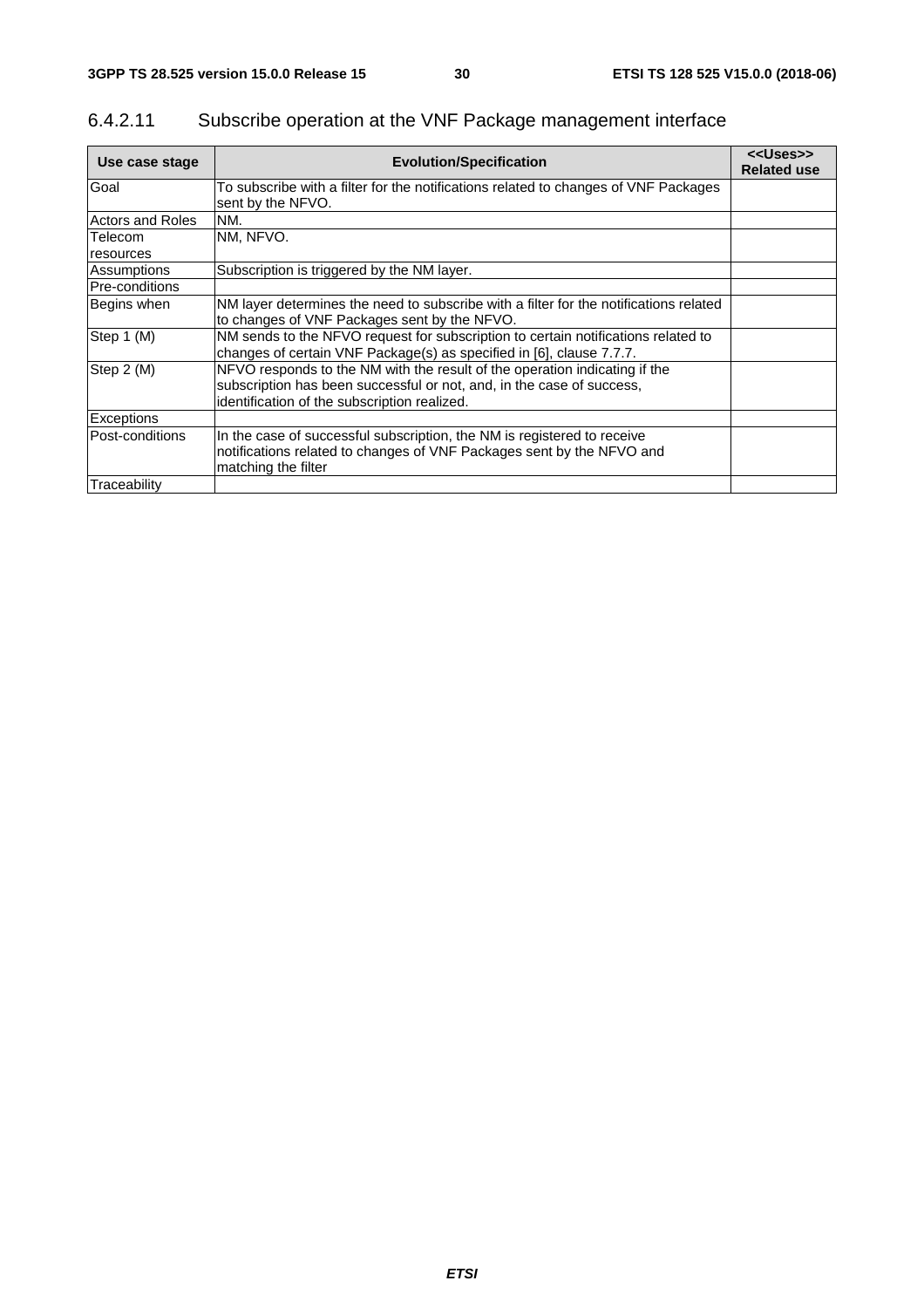### 6.4.2.11 Subscribe operation at the VNF Package management interface

| Use case stage | Evolution/Specification | <<Uses>> Related use |
|---|---|---|
| Goal | To subscribe with a filter for the notifications related to changes of VNF Packages sent by the NFVO. | |
| Actors and Roles | NM. | |
| Telecom resources | NM, NFVO. | |
| Assumptions | Subscription is triggered by the NM layer. | |
| Pre-conditions | | |
| Begins when | NM layer determines the need to subscribe with a filter for the notifications related to changes of VNF Packages sent by the NFVO. | |
| Step 1 (M) | NM sends to the NFVO request for subscription to certain notifications related to changes of certain VNF Package(s) as specified in [6], clause 7.7.7. | |
| Step 2 (M) | NFVO responds to the NM with the result of the operation indicating if the subscription has been successful or not, and, in the case of success, identification of the subscription realized. | |
| Exceptions | | |
| Post-conditions | In the case of successful subscription, the NM is registered to receive notifications related to changes of VNF Packages sent by the NFVO and matching the filter | |
| Traceability | | |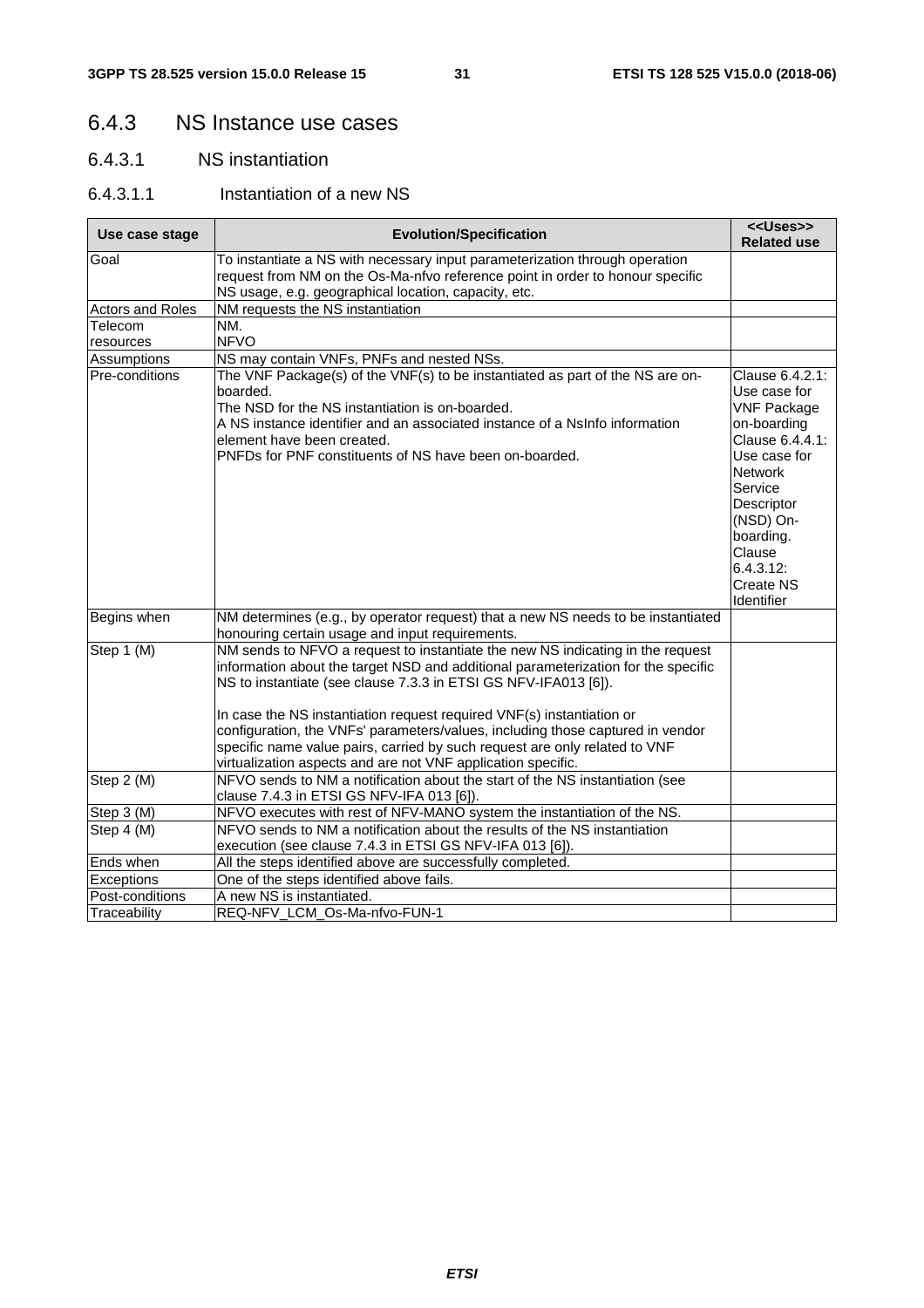## 6.4.3 NS Instance use cases

### 6.4.3.1 NS instantiation

#### 6.4.3.1.1 Instantiation of a new NS

| Use case stage | Evolution/Specification | <<Uses>> Related use |
|---|---|---|
| Goal | To instantiate a NS with necessary input parameterization through operation request from NM on the Os-Ma-nfvo reference point in order to honour specific NS usage, e.g. geographical location, capacity, etc. | |
| Actors and Roles | NM requests the NS instantiation | |
| Telecom resources | NM.<br>NFVO | |
| Assumptions | NS may contain VNFs, PNFs and nested NSs. | |
| Pre-conditions | The VNF Package(s) of the VNF(s) to be instantiated as part of the NS are on-boarded.<br>The NSD for the NS instantiation is on-boarded.<br>A NS instance identifier and an associated instance of a NsInfo information element have been created.<br>PNFDs for PNF constituents of NS have been on-boarded. | Clause 6.4.2.1: Use case for VNF Package on-boarding<br>Clause 6.4.4.1: Use case for Network Service Descriptor (NSD) On-boarding.<br>Clause 6.4.3.12: Create NS Identifier |
| Begins when | NM determines (e.g., by operator request) that a new NS needs to be instantiated honouring certain usage and input requirements. | |
| Step 1 (M) | NM sends to NFVO a request to instantiate the new NS indicating in the request information about the target NSD and additional parameterization for the specific NS to instantiate (see clause 7.3.3 in ETSI GS NFV-IFA013 [6]).<br><br>In case the NS instantiation request required VNF(s) instantiation or configuration, the VNFs' parameters/values, including those captured in vendor specific name value pairs, carried by such request are only related to VNF virtualization aspects and are not VNF application specific. | |
| Step 2 (M) | NFVO sends to NM a notification about the start of the NS instantiation (see clause 7.4.3 in ETSI GS NFV-IFA 013 [6]). | |
| Step 3 (M) | NFVO executes with rest of NFV-MANO system the instantiation of the NS. | |
| Step 4 (M) | NFVO sends to NM a notification about the results of the NS instantiation execution (see clause 7.4.3 in ETSI GS NFV-IFA 013 [6]). | |
| Ends when | All the steps identified above are successfully completed. | |
| Exceptions | One of the steps identified above fails. | |
| Post-conditions | A new NS is instantiated. | |
| Traceability | REQ-NFV_LCM_Os-Ma-nfvo-FUN-1 | |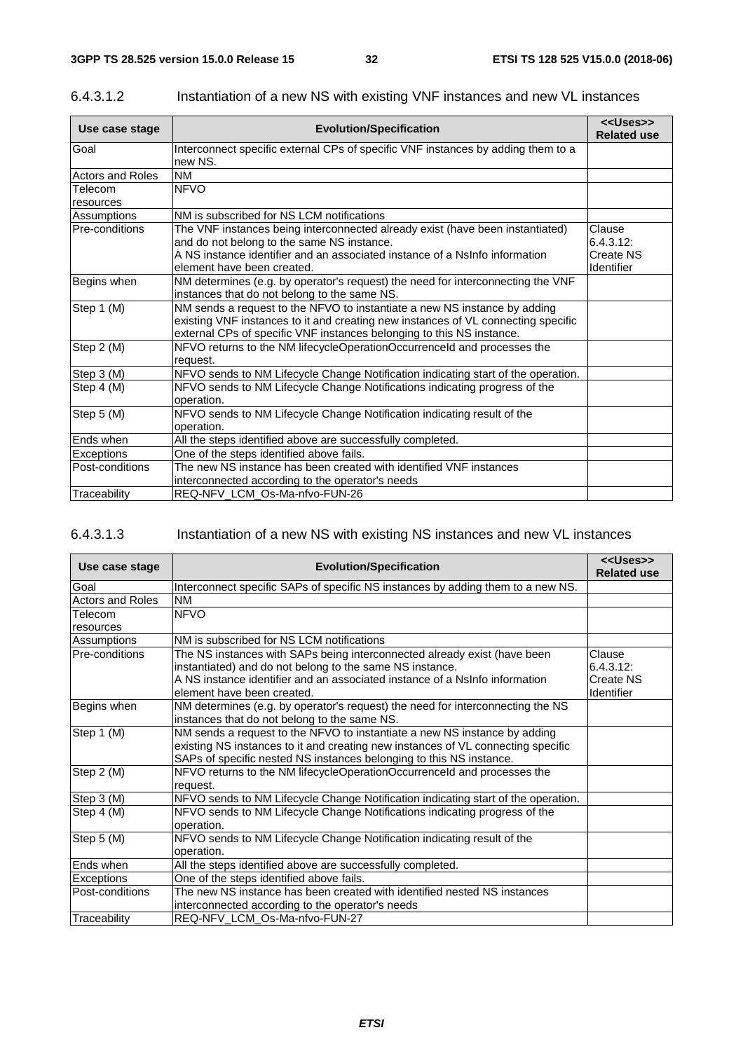#### 6.4.3.1.2 Instantiation of a new NS with existing VNF instances and new VL instances

| Use case stage | Evolution/Specification | <<Uses>> Related use |
|---|---|---|
| Goal | Interconnect specific external CPs of specific VNF instances by adding them to a new NS. | |
| Actors and Roles | NM | |
| Telecom resources | NFVO | |
| Assumptions | NM is subscribed for NS LCM notifications | |
| Pre-conditions | The VNF instances being interconnected already exist (have been instantiated) and do not belong to the same NS instance. A NS instance identifier and an associated instance of a NsInfo information element have been created. | Clause 6.4.3.12: Create NS Identifier |
| Begins when | NM determines (e.g. by operator's request) the need for interconnecting the VNF instances that do not belong to the same NS. | |
| Step 1 (M) | NM sends a request to the NFVO to instantiate a new NS instance by adding existing VNF instances to it and creating new instances of VL connecting specific external CPs of specific VNF instances belonging to this NS instance. | |
| Step 2 (M) | NFVO returns to the NM lifecycleOperationOccurrenceId and processes the request. | |
| Step 3 (M) | NFVO sends to NM Lifecycle Change Notification indicating start of the operation. | |
| Step 4 (M) | NFVO sends to NM Lifecycle Change Notifications indicating progress of the operation. | |
| Step 5 (M) | NFVO sends to NM Lifecycle Change Notification indicating result of the operation. | |
| Ends when | All the steps identified above are successfully completed. | |
| Exceptions | One of the steps identified above fails. | |
| Post-conditions | The new NS instance has been created with identified VNF instances interconnected according to the operator's needs | |
| Traceability | REQ-NFV_LCM_Os-Ma-nfvo-FUN-26 | |

#### 6.4.3.1.3 Instantiation of a new NS with existing NS instances and new VL instances

| Use case stage | Evolution/Specification | <<Uses>> Related use |
|---|---|---|
| Goal | Interconnect specific SAPs of specific NS instances by adding them to a new NS. | |
| Actors and Roles | NM | |
| Telecom resources | NFVO | |
| Assumptions | NM is subscribed for NS LCM notifications | |
| Pre-conditions | The NS instances with SAPs being interconnected already exist (have been instantiated) and do not belong to the same NS instance. A NS instance identifier and an associated instance of a NsInfo information element have been created. | Clause 6.4.3.12: Create NS Identifier |
| Begins when | NM determines (e.g. by operator's request) the need for interconnecting the NS instances that do not belong to the same NS. | |
| Step 1 (M) | NM sends a request to the NFVO to instantiate a new NS instance by adding existing NS instances to it and creating new instances of VL connecting specific SAPs of specific nested NS instances belonging to this NS instance. | |
| Step 2 (M) | NFVO returns to the NM lifecycleOperationOccurrenceId and processes the request. | |
| Step 3 (M) | NFVO sends to NM Lifecycle Change Notification indicating start of the operation. | |
| Step 4 (M) | NFVO sends to NM Lifecycle Change Notifications indicating progress of the operation. | |
| Step 5 (M) | NFVO sends to NM Lifecycle Change Notification indicating result of the operation. | |
| Ends when | All the steps identified above are successfully completed. | |
| Exceptions | One of the steps identified above fails. | |
| Post-conditions | The new NS instance has been created with identified nested NS instances interconnected according to the operator's needs | |
| Traceability | REQ-NFV_LCM_Os-Ma-nfvo-FUN-27 | |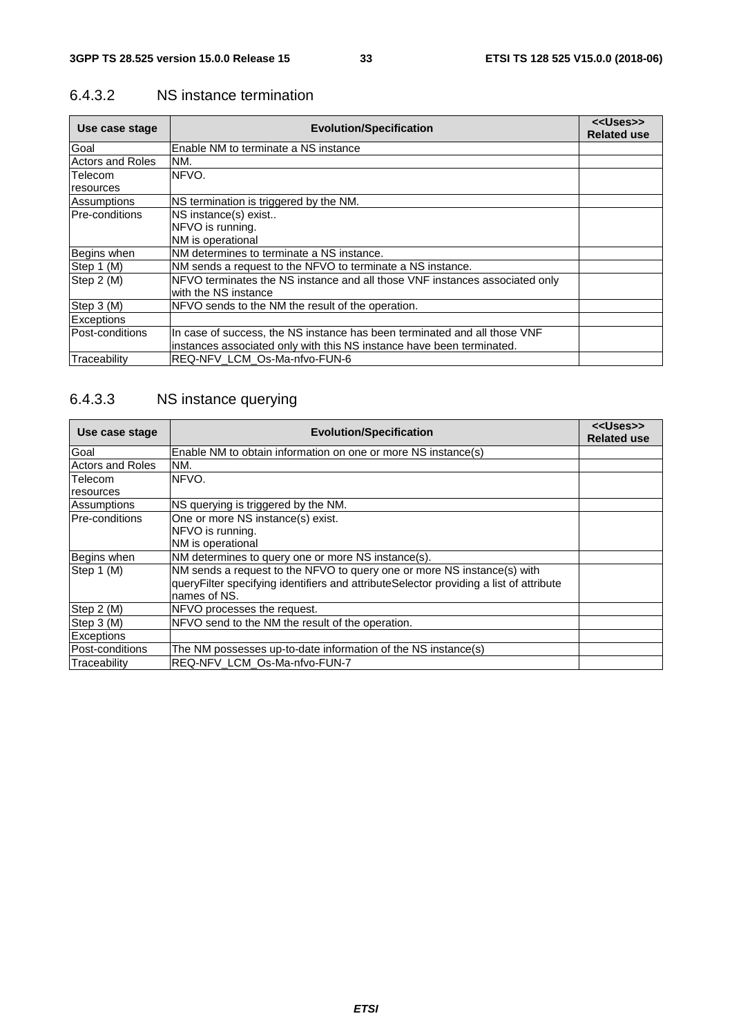### 6.4.3.2 NS instance termination

| Use case stage | Evolution/Specification | <<Uses>> Related use |
|---|---|---|
| Goal | Enable NM to terminate a NS instance | |
| Actors and Roles | NM. | |
| Telecom resources | NFVO. | |
| Assumptions | NS termination is triggered by the NM. | |
| Pre-conditions | NS instance(s) exist..<br>NFVO is running.<br>NM is operational | |
| Begins when | NM determines to terminate a NS instance. | |
| Step 1 (M) | NM sends a request to the NFVO to terminate a NS instance. | |
| Step 2 (M) | NFVO terminates the NS instance and all those VNF instances associated only with the NS instance | |
| Step 3 (M) | NFVO sends to the NM the result of the operation. | |
| Exceptions | | |
| Post-conditions | In case of success, the NS instance has been terminated and all those VNF instances associated only with this NS instance have been terminated. | |
| Traceability | REQ-NFV_LCM_Os-Ma-nfvo-FUN-6 | |

### 6.4.3.3 NS instance querying

| Use case stage | Evolution/Specification | <<Uses>> Related use |
|---|---|---|
| Goal | Enable NM to obtain information on one or more NS instance(s) | |
| Actors and Roles | NM. | |
| Telecom resources | NFVO. | |
| Assumptions | NS querying is triggered by the NM. | |
| Pre-conditions | One or more NS instance(s) exist.<br>NFVO is running.<br>NM is operational | |
| Begins when | NM determines to query one or more NS instance(s). | |
| Step 1 (M) | NM sends a request to the NFVO to query one or more NS instance(s) with queryFilter specifying identifiers and attributeSelector providing a list of attribute names of NS. | |
| Step 2 (M) | NFVO processes the request. | |
| Step 3 (M) | NFVO send to the NM the result of the operation. | |
| Exceptions | | |
| Post-conditions | The NM possesses up-to-date information of the NS instance(s) | |
| Traceability | REQ-NFV_LCM_Os-Ma-nfvo-FUN-7 | |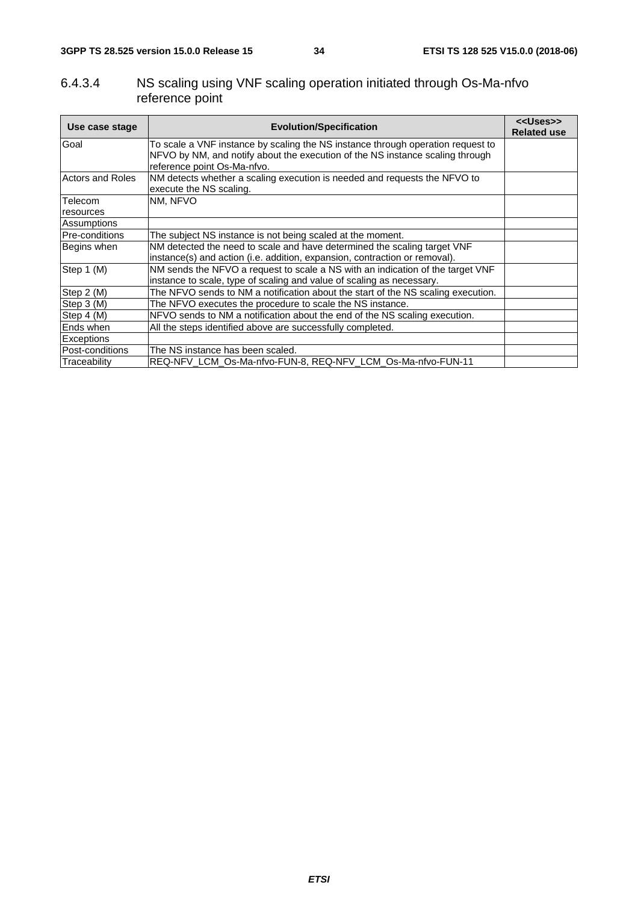### 6.4.3.4 NS scaling using VNF scaling operation initiated through Os-Ma-nfvo reference point

| Use case stage | Evolution/Specification | <<Uses>> Related use |
|---|---|---|
| Goal | To scale a VNF instance by scaling the NS instance through operation request to NFVO by NM, and notify about the execution of the NS instance scaling through reference point Os-Ma-nfvo. | |
| Actors and Roles | NM detects whether a scaling execution is needed and requests the NFVO to execute the NS scaling. | |
| Telecom resources | NM, NFVO | |
| Assumptions | | |
| Pre-conditions | The subject NS instance is not being scaled at the moment. | |
| Begins when | NM detected the need to scale and have determined the scaling target VNF instance(s) and action (i.e. addition, expansion, contraction or removal). | |
| Step 1 (M) | NM sends the NFVO a request to scale a NS with an indication of the target VNF instance to scale, type of scaling and value of scaling as necessary. | |
| Step 2 (M) | The NFVO sends to NM a notification about the start of the NS scaling execution. | |
| Step 3 (M) | The NFVO executes the procedure to scale the NS instance. | |
| Step 4 (M) | NFVO sends to NM a notification about the end of the NS scaling execution. | |
| Ends when | All the steps identified above are successfully completed. | |
| Exceptions | | |
| Post-conditions | The NS instance has been scaled. | |
| Traceability | REQ-NFV_LCM_Os-Ma-nfvo-FUN-8, REQ-NFV_LCM_Os-Ma-nfvo-FUN-11 | |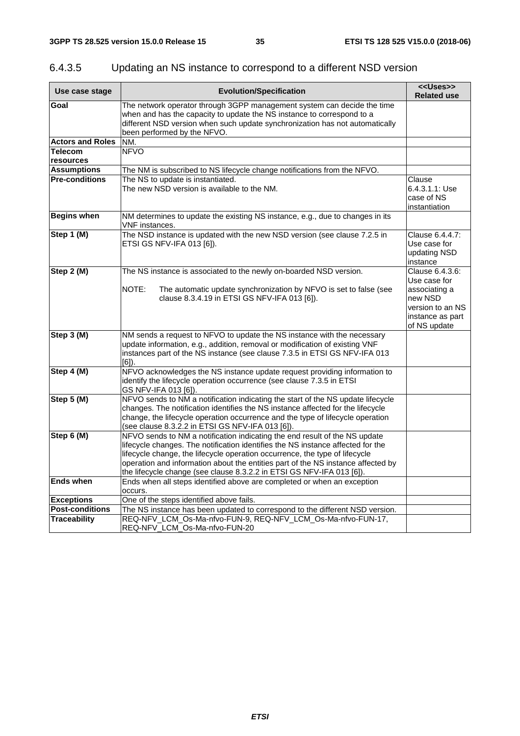### 6.4.3.5 Updating an NS instance to correspond to a different NSD version

| Use case stage | Evolution/Specification | <<Uses>> Related use |
|---|---|---|
| **Goal** | The network operator through 3GPP management system can decide the time when and has the capacity to update the NS instance to correspond to a different NSD version when such update synchronization has not automatically been performed by the NFVO. | |
| **Actors and Roles** | NM. | |
| **Telecom resources** | NFVO | |
| **Assumptions** | The NM is subscribed to NS lifecycle change notifications from the NFVO. | |
| **Pre-conditions** | The NS to update is instantiated.<br>The new NSD version is available to the NM. | Clause 6.4.3.1.1: Use case of NS instantiation |
| **Begins when** | NM determines to update the existing NS instance, e.g., due to changes in its VNF instances. | |
| **Step 1 (M)** | The NSD instance is updated with the new NSD version (see clause 7.2.5 in ETSI GS NFV-IFA 013 [6]). | Clause 6.4.4.7: Use case for updating NSD instance |
| **Step 2 (M)** | The NS instance is associated to the newly on-boarded NSD version.<br><br>NOTE: The automatic update synchronization by NFVO is set to false (see clause 8.3.4.19 in ETSI GS NFV-IFA 013 [6]). | Clause 6.4.3.6: Use case for associating a new NSD version to an NS instance as part of NS update |
| **Step 3 (M)** | NM sends a request to NFVO to update the NS instance with the necessary update information, e.g., addition, removal or modification of existing VNF instances part of the NS instance (see clause 7.3.5 in ETSI GS NFV-IFA 013 [6]). | |
| **Step 4 (M)** | NFVO acknowledges the NS instance update request providing information to identify the lifecycle operation occurrence (see clause 7.3.5 in ETSI GS NFV-IFA 013 [6]). | |
| **Step 5 (M)** | NFVO sends to NM a notification indicating the start of the NS update lifecycle changes. The notification identifies the NS instance affected for the lifecycle change, the lifecycle operation occurrence and the type of lifecycle operation (see clause 8.3.2.2 in ETSI GS NFV-IFA 013 [6]). | |
| **Step 6 (M)** | NFVO sends to NM a notification indicating the end result of the NS update lifecycle changes. The notification identifies the NS instance affected for the lifecycle change, the lifecycle operation occurrence, the type of lifecycle operation and information about the entities part of the NS instance affected by the lifecycle change (see clause 8.3.2.2 in ETSI GS NFV-IFA 013 [6]). | |
| **Ends when** | Ends when all steps identified above are completed or when an exception occurs. | |
| **Exceptions** | One of the steps identified above fails. | |
| **Post-conditions** | The NS instance has been updated to correspond to the different NSD version. | |
| **Traceability** | REQ-NFV_LCM_Os-Ma-nfvo-FUN-9, REQ-NFV_LCM_Os-Ma-nfvo-FUN-17, REQ-NFV_LCM_Os-Ma-nfvo-FUN-20 | |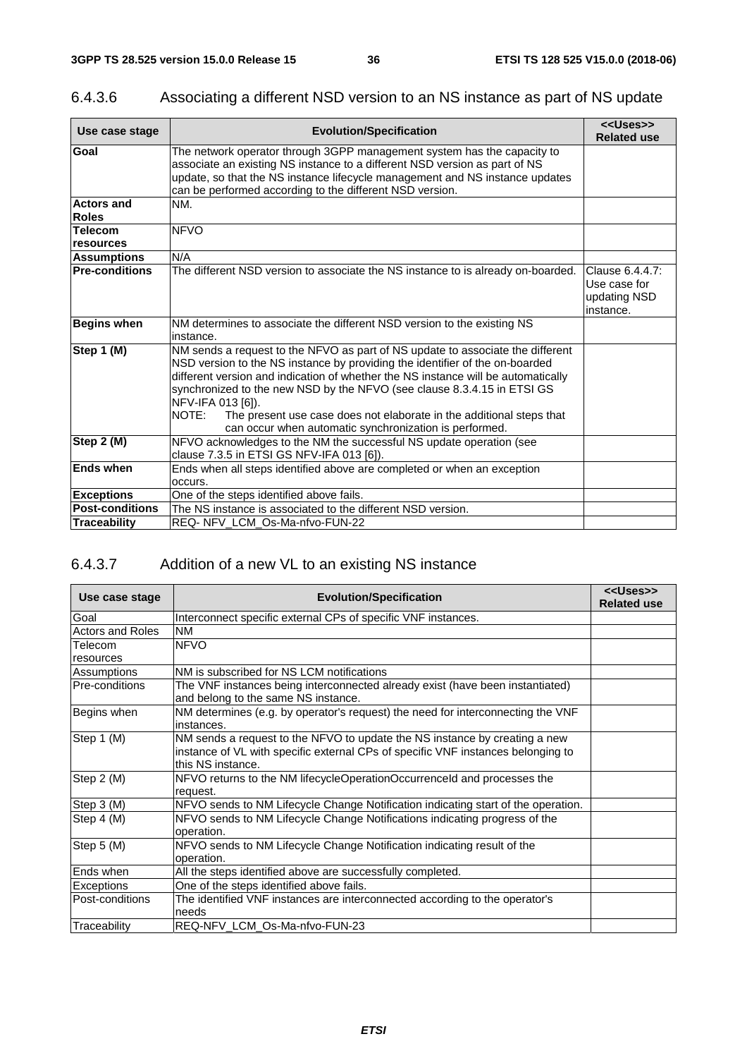### 6.4.3.6 Associating a different NSD version to an NS instance as part of NS update

| Use case stage | Evolution/Specification | <<Uses>> Related use |
|---|---|---|
| **Goal** | The network operator through 3GPP management system has the capacity to associate an existing NS instance to a different NSD version as part of NS update, so that the NS instance lifecycle management and NS instance updates can be performed according to the different NSD version. | |
| **Actors and Roles** | NM. | |
| **Telecom resources** | NFVO | |
| **Assumptions** | N/A | |
| **Pre-conditions** | The different NSD version to associate the NS instance to is already on-boarded. | Clause 6.4.4.7: Use case for updating NSD instance. |
| **Begins when** | NM determines to associate the different NSD version to the existing NS instance. | |
| **Step 1 (M)** | NM sends a request to the NFVO as part of NS update to associate the different NSD version to the NS instance by providing the identifier of the on-boarded different version and indication of whether the NS instance will be automatically synchronized to the new NSD by the NFVO (see clause 8.3.4.15 in ETSI GS NFV-IFA 013 [6]).<br>NOTE: The present use case does not elaborate in the additional steps that can occur when automatic synchronization is performed. | |
| **Step 2 (M)** | NFVO acknowledges to the NM the successful NS update operation (see clause 7.3.5 in ETSI GS NFV-IFA 013 [6]). | |
| **Ends when** | Ends when all steps identified above are completed or when an exception occurs. | |
| **Exceptions** | One of the steps identified above fails. | |
| **Post-conditions** | The NS instance is associated to the different NSD version. | |
| **Traceability** | REQ- NFV_LCM_Os-Ma-nfvo-FUN-22 | |

### 6.4.3.7 Addition of a new VL to an existing NS instance

| Use case stage | Evolution/Specification | <<Uses>> Related use |
|---|---|---|
| Goal | Interconnect specific external CPs of specific VNF instances. | |
| Actors and Roles | NM | |
| Telecom resources | NFVO | |
| Assumptions | NM is subscribed for NS LCM notifications | |
| Pre-conditions | The VNF instances being interconnected already exist (have been instantiated) and belong to the same NS instance. | |
| Begins when | NM determines (e.g. by operator's request) the need for interconnecting the VNF instances. | |
| Step 1 (M) | NM sends a request to the NFVO to update the NS instance by creating a new instance of VL with specific external CPs of specific VNF instances belonging to this NS instance. | |
| Step 2 (M) | NFVO returns to the NM lifecycleOperationOccurrenceId and processes the request. | |
| Step 3 (M) | NFVO sends to NM Lifecycle Change Notification indicating start of the operation. | |
| Step 4 (M) | NFVO sends to NM Lifecycle Change Notifications indicating progress of the operation. | |
| Step 5 (M) | NFVO sends to NM Lifecycle Change Notification indicating result of the operation. | |
| Ends when | All the steps identified above are successfully completed. | |
| Exceptions | One of the steps identified above fails. | |
| Post-conditions | The identified VNF instances are interconnected according to the operator's needs | |
| Traceability | REQ-NFV_LCM_Os-Ma-nfvo-FUN-23 | |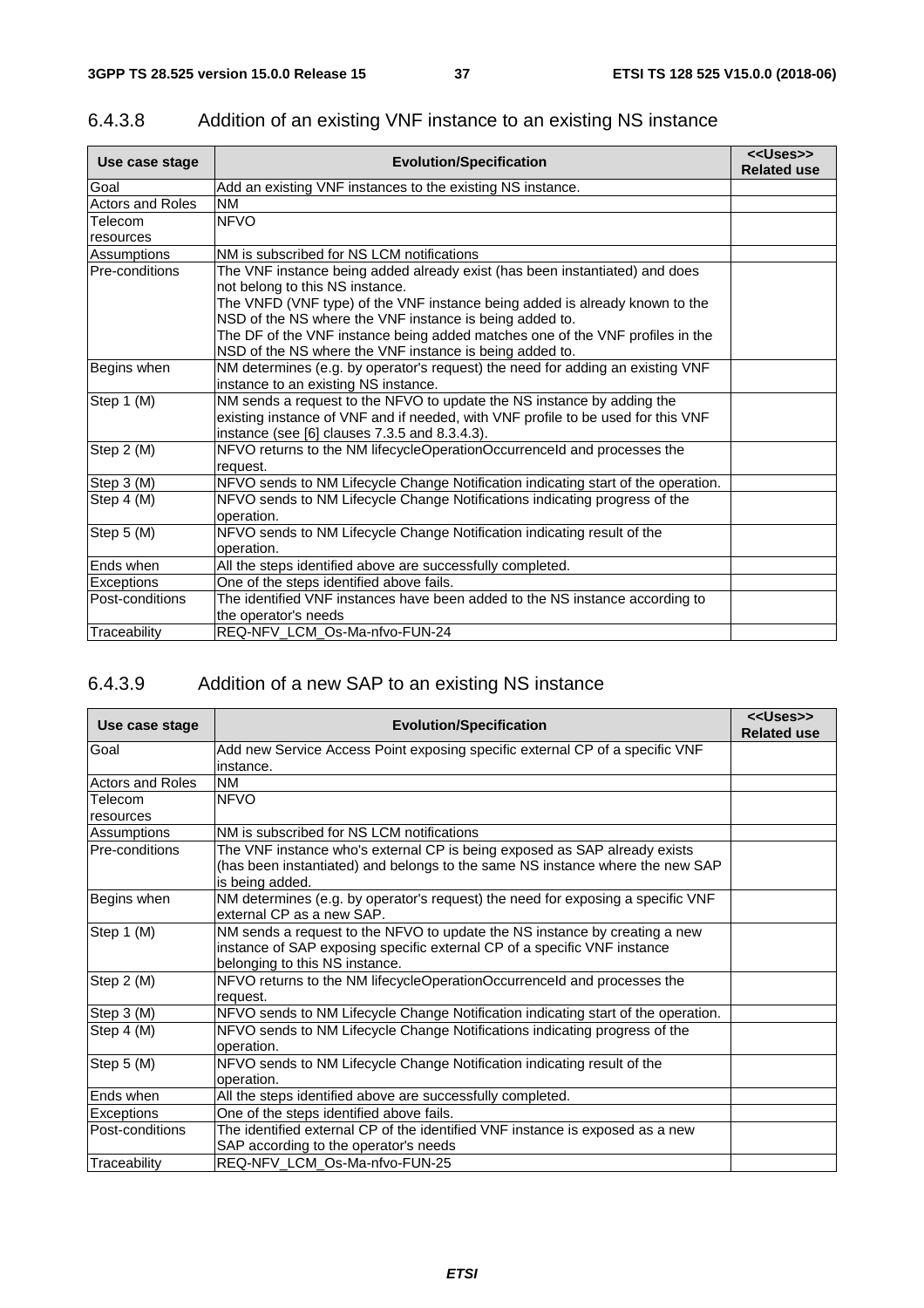#### 6.4.3.8 Addition of an existing VNF instance to an existing NS instance

| Use case stage | Evolution/Specification | <<Uses>> Related use |
|---|---|---|
| Goal | Add an existing VNF instances to the existing NS instance. | |
| Actors and Roles | NM | |
| Telecom resources | NFVO | |
| Assumptions | NM is subscribed for NS LCM notifications | |
| Pre-conditions | The VNF instance being added already exist (has been instantiated) and does not belong to this NS instance.<br>The VNFD (VNF type) of the VNF instance being added is already known to the NSD of the NS where the VNF instance is being added to.<br>The DF of the VNF instance being added matches one of the VNF profiles in the NSD of the NS where the VNF instance is being added to. | |
| Begins when | NM determines (e.g. by operator's request) the need for adding an existing VNF instance to an existing NS instance. | |
| Step 1 (M) | NM sends a request to the NFVO to update the NS instance by adding the existing instance of VNF and if needed, with VNF profile to be used for this VNF instance (see [6] clauses 7.3.5 and 8.3.4.3). | |
| Step 2 (M) | NFVO returns to the NM lifecycleOperationOccurrenceId and processes the request. | |
| Step 3 (M) | NFVO sends to NM Lifecycle Change Notification indicating start of the operation. | |
| Step 4 (M) | NFVO sends to NM Lifecycle Change Notifications indicating progress of the operation. | |
| Step 5 (M) | NFVO sends to NM Lifecycle Change Notification indicating result of the operation. | |
| Ends when | All the steps identified above are successfully completed. | |
| Exceptions | One of the steps identified above fails. | |
| Post-conditions | The identified VNF instances have been added to the NS instance according to the operator's needs | |
| Traceability | REQ-NFV_LCM_Os-Ma-nfvo-FUN-24 | |

#### 6.4.3.9 Addition of a new SAP to an existing NS instance

| Use case stage | Evolution/Specification | <<Uses>> Related use |
|---|---|---|
| Goal | Add new Service Access Point exposing specific external CP of a specific VNF instance. | |
| Actors and Roles | NM | |
| Telecom resources | NFVO | |
| Assumptions | NM is subscribed for NS LCM notifications | |
| Pre-conditions | The VNF instance who's external CP is being exposed as SAP already exists (has been instantiated) and belongs to the same NS instance where the new SAP is being added. | |
| Begins when | NM determines (e.g. by operator's request) the need for exposing a specific VNF external CP as a new SAP. | |
| Step 1 (M) | NM sends a request to the NFVO to update the NS instance by creating a new instance of SAP exposing specific external CP of a specific VNF instance belonging to this NS instance. | |
| Step 2 (M) | NFVO returns to the NM lifecycleOperationOccurrenceId and processes the request. | |
| Step 3 (M) | NFVO sends to NM Lifecycle Change Notification indicating start of the operation. | |
| Step 4 (M) | NFVO sends to NM Lifecycle Change Notifications indicating progress of the operation. | |
| Step 5 (M) | NFVO sends to NM Lifecycle Change Notification indicating result of the operation. | |
| Ends when | All the steps identified above are successfully completed. | |
| Exceptions | One of the steps identified above fails. | |
| Post-conditions | The identified external CP of the identified VNF instance is exposed as a new SAP according to the operator's needs | |
| Traceability | REQ-NFV_LCM_Os-Ma-nfvo-FUN-25 | |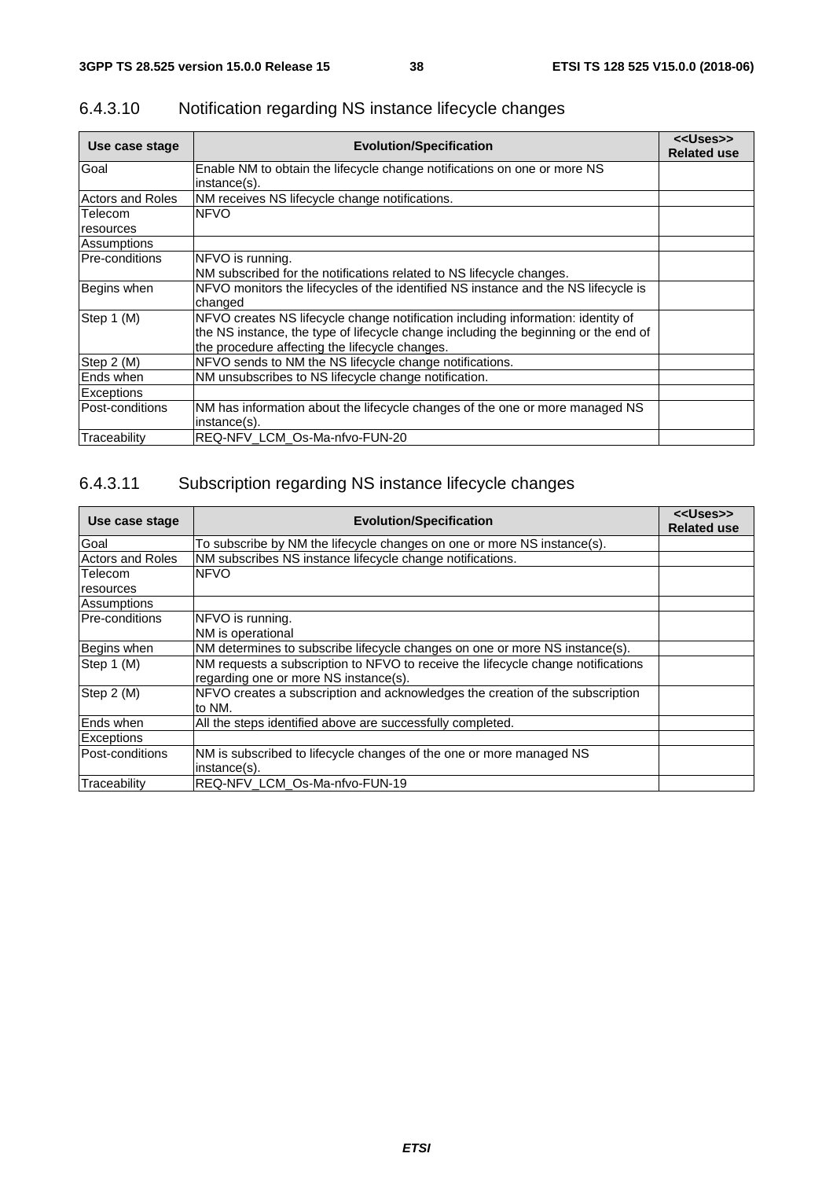### 6.4.3.10 Notification regarding NS instance lifecycle changes

| Use case stage | Evolution/Specification | <<Uses>> Related use |
|---|---|---|
| Goal | Enable NM to obtain the lifecycle change notifications on one or more NS instance(s). | |
| Actors and Roles | NM receives NS lifecycle change notifications. | |
| Telecom resources | NFVO | |
| Assumptions | | |
| Pre-conditions | NFVO is running.<br>NM subscribed for the notifications related to NS lifecycle changes. | |
| Begins when | NFVO monitors the lifecycles of the identified NS instance and the NS lifecycle is changed | |
| Step 1 (M) | NFVO creates NS lifecycle change notification including information: identity of the NS instance, the type of lifecycle change including the beginning or the end of the procedure affecting the lifecycle changes. | |
| Step 2 (M) | NFVO sends to NM the NS lifecycle change notifications. | |
| Ends when | NM unsubscribes to NS lifecycle change notification. | |
| Exceptions | | |
| Post-conditions | NM has information about the lifecycle changes of the one or more managed NS instance(s). | |
| Traceability | REQ-NFV_LCM_Os-Ma-nfvo-FUN-20 | |

### 6.4.3.11 Subscription regarding NS instance lifecycle changes

| Use case stage | Evolution/Specification | <<Uses>> Related use |
|---|---|---|
| Goal | To subscribe by NM the lifecycle changes on one or more NS instance(s). | |
| Actors and Roles | NM subscribes NS instance lifecycle change notifications. | |
| Telecom resources | NFVO | |
| Assumptions | | |
| Pre-conditions | NFVO is running.<br>NM is operational | |
| Begins when | NM determines to subscribe lifecycle changes on one or more NS instance(s). | |
| Step 1 (M) | NM requests a subscription to NFVO to receive the lifecycle change notifications regarding one or more NS instance(s). | |
| Step 2 (M) | NFVO creates a subscription and acknowledges the creation of the subscription to NM. | |
| Ends when | All the steps identified above are successfully completed. | |
| Exceptions | | |
| Post-conditions | NM is subscribed to lifecycle changes of the one or more managed NS instance(s). | |
| Traceability | REQ-NFV_LCM_Os-Ma-nfvo-FUN-19 | |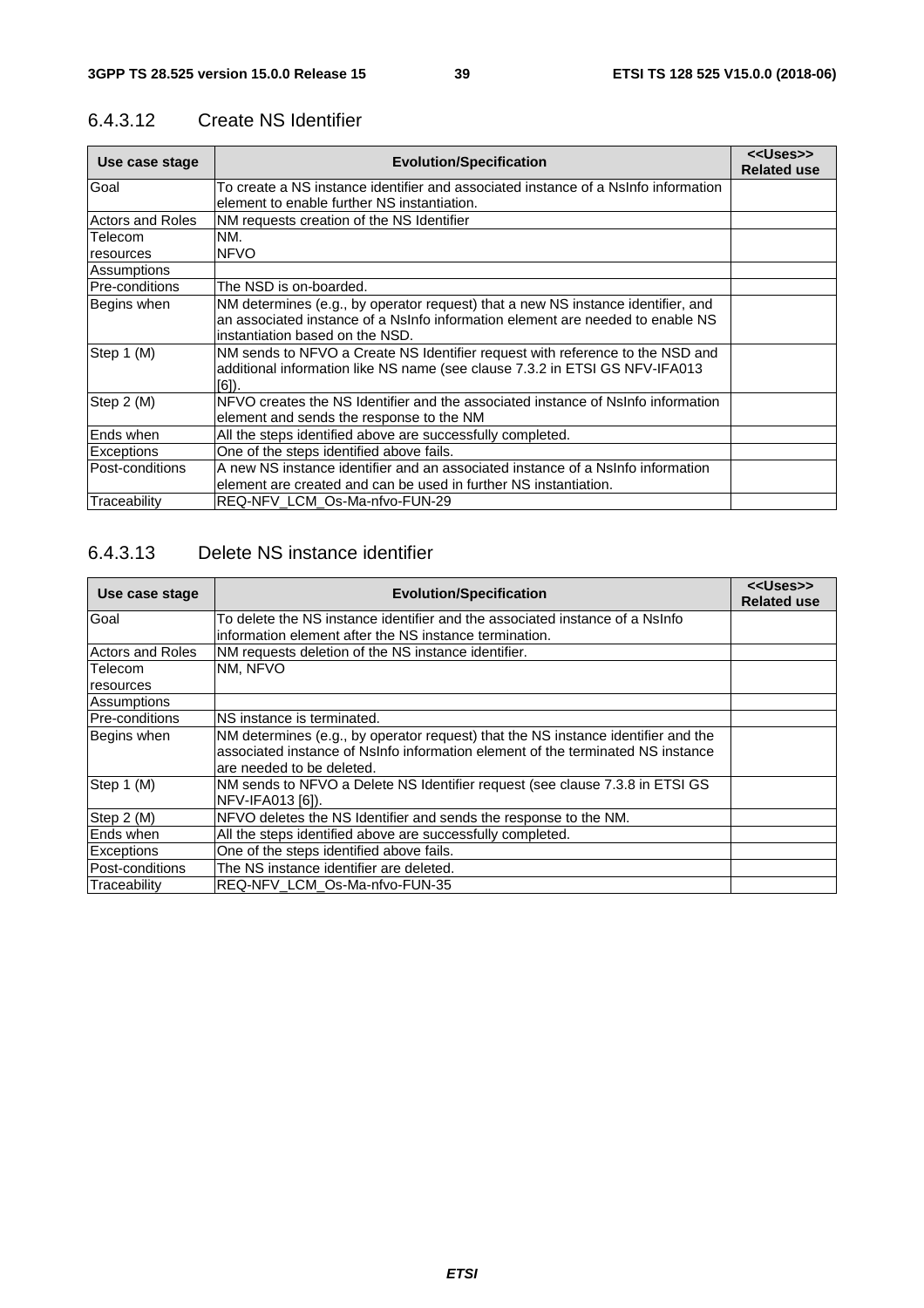### 6.4.3.12 Create NS Identifier

| Use case stage | Evolution/Specification | <<Uses>> Related use |
|---|---|---|
| Goal | To create a NS instance identifier and associated instance of a NsInfo information element to enable further NS instantiation. | |
| Actors and Roles | NM requests creation of the NS Identifier | |
| Telecom resources | NM. NFVO | |
| Assumptions | | |
| Pre-conditions | The NSD is on-boarded. | |
| Begins when | NM determines (e.g., by operator request) that a new NS instance identifier, and an associated instance of a NsInfo information element are needed to enable NS instantiation based on the NSD. | |
| Step 1 (M) | NM sends to NFVO a Create NS Identifier request with reference to the NSD and additional information like NS name (see clause 7.3.2 in ETSI GS NFV-IFA013 [6]). | |
| Step 2 (M) | NFVO creates the NS Identifier and the associated instance of NsInfo information element and sends the response to the NM | |
| Ends when | All the steps identified above are successfully completed. | |
| Exceptions | One of the steps identified above fails. | |
| Post-conditions | A new NS instance identifier and an associated instance of a NsInfo information element are created and can be used in further NS instantiation. | |
| Traceability | REQ-NFV_LCM_Os-Ma-nfvo-FUN-29 | |

### 6.4.3.13 Delete NS instance identifier

| Use case stage | Evolution/Specification | <<Uses>> Related use |
|---|---|---|
| Goal | To delete the NS instance identifier and the associated instance of a NsInfo information element after the NS instance termination. | |
| Actors and Roles | NM requests deletion of the NS instance identifier. | |
| Telecom resources | NM, NFVO | |
| Assumptions | | |
| Pre-conditions | NS instance is terminated. | |
| Begins when | NM determines (e.g., by operator request) that the NS instance identifier and the associated instance of NsInfo information element of the terminated NS instance are needed to be deleted. | |
| Step 1 (M) | NM sends to NFVO a Delete NS Identifier request (see clause 7.3.8 in ETSI GS NFV-IFA013 [6]). | |
| Step 2 (M) | NFVO deletes the NS Identifier and sends the response to the NM. | |
| Ends when | All the steps identified above are successfully completed. | |
| Exceptions | One of the steps identified above fails. | |
| Post-conditions | The NS instance identifier are deleted. | |
| Traceability | REQ-NFV_LCM_Os-Ma-nfvo-FUN-35 | |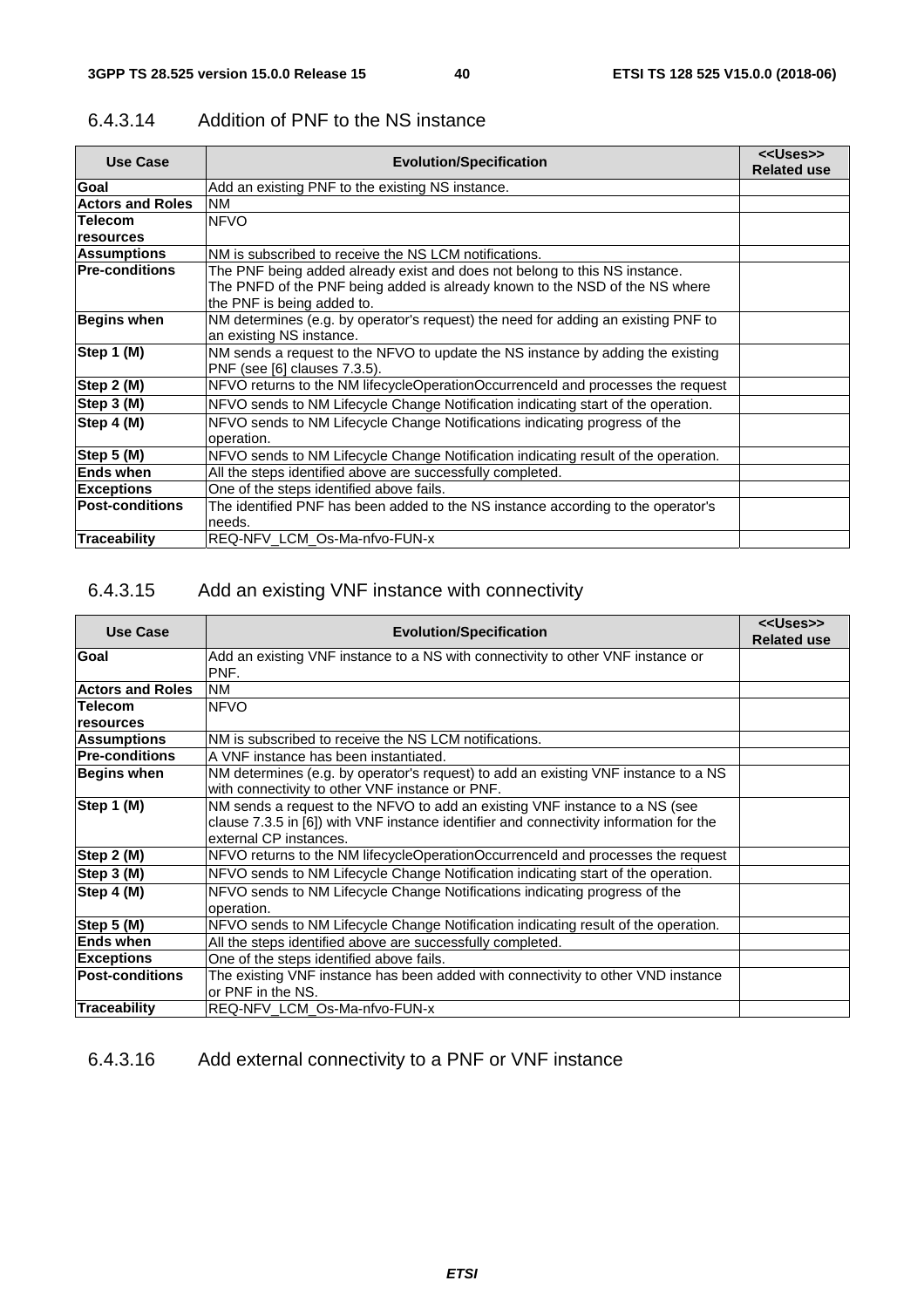### 6.4.3.14 Addition of PNF to the NS instance

| Use Case | Evolution/Specification | <<Uses>> Related use |
|---|---|---|
| **Goal** | Add an existing PNF to the existing NS instance. | |
| **Actors and Roles** | NM | |
| **Telecom resources** | NFVO | |
| **Assumptions** | NM is subscribed to receive the NS LCM notifications. | |
| **Pre-conditions** | The PNF being added already exist and does not belong to this NS instance.<br>The PNFD of the PNF being added is already known to the NSD of the NS where the PNF is being added to. | |
| **Begins when** | NM determines (e.g. by operator's request) the need for adding an existing PNF to an existing NS instance. | |
| **Step 1 (M)** | NM sends a request to the NFVO to update the NS instance by adding the existing PNF (see [6] clauses 7.3.5). | |
| **Step 2 (M)** | NFVO returns to the NM lifecycleOperationOccurrenceId and processes the request | |
| **Step 3 (M)** | NFVO sends to NM Lifecycle Change Notification indicating start of the operation. | |
| **Step 4 (M)** | NFVO sends to NM Lifecycle Change Notifications indicating progress of the operation. | |
| **Step 5 (M)** | NFVO sends to NM Lifecycle Change Notification indicating result of the operation. | |
| **Ends when** | All the steps identified above are successfully completed. | |
| **Exceptions** | One of the steps identified above fails. | |
| **Post-conditions** | The identified PNF has been added to the NS instance according to the operator's needs. | |
| **Traceability** | REQ-NFV_LCM_Os-Ma-nfvo-FUN-x | |

### 6.4.3.15 Add an existing VNF instance with connectivity

| Use Case | Evolution/Specification | <<Uses>> Related use |
|---|---|---|
| **Goal** | Add an existing VNF instance to a NS with connectivity to other VNF instance or PNF. | |
| **Actors and Roles** | NM | |
| **Telecom resources** | NFVO | |
| **Assumptions** | NM is subscribed to receive the NS LCM notifications. | |
| **Pre-conditions** | A VNF instance has been instantiated. | |
| **Begins when** | NM determines (e.g. by operator's request) to add an existing VNF instance to a NS with connectivity to other VNF instance or PNF. | |
| **Step 1 (M)** | NM sends a request to the NFVO to add an existing VNF instance to a NS (see clause 7.3.5 in [6]) with VNF instance identifier and connectivity information for the external CP instances. | |
| **Step 2 (M)** | NFVO returns to the NM lifecycleOperationOccurrenceId and processes the request | |
| **Step 3 (M)** | NFVO sends to NM Lifecycle Change Notification indicating start of the operation. | |
| **Step 4 (M)** | NFVO sends to NM Lifecycle Change Notifications indicating progress of the operation. | |
| **Step 5 (M)** | NFVO sends to NM Lifecycle Change Notification indicating result of the operation. | |
| **Ends when** | All the steps identified above are successfully completed. | |
| **Exceptions** | One of the steps identified above fails. | |
| **Post-conditions** | The existing VNF instance has been added with connectivity to other VND instance or PNF in the NS. | |
| **Traceability** | REQ-NFV_LCM_Os-Ma-nfvo-FUN-x | |

### 6.4.3.16 Add external connectivity to a PNF or VNF instance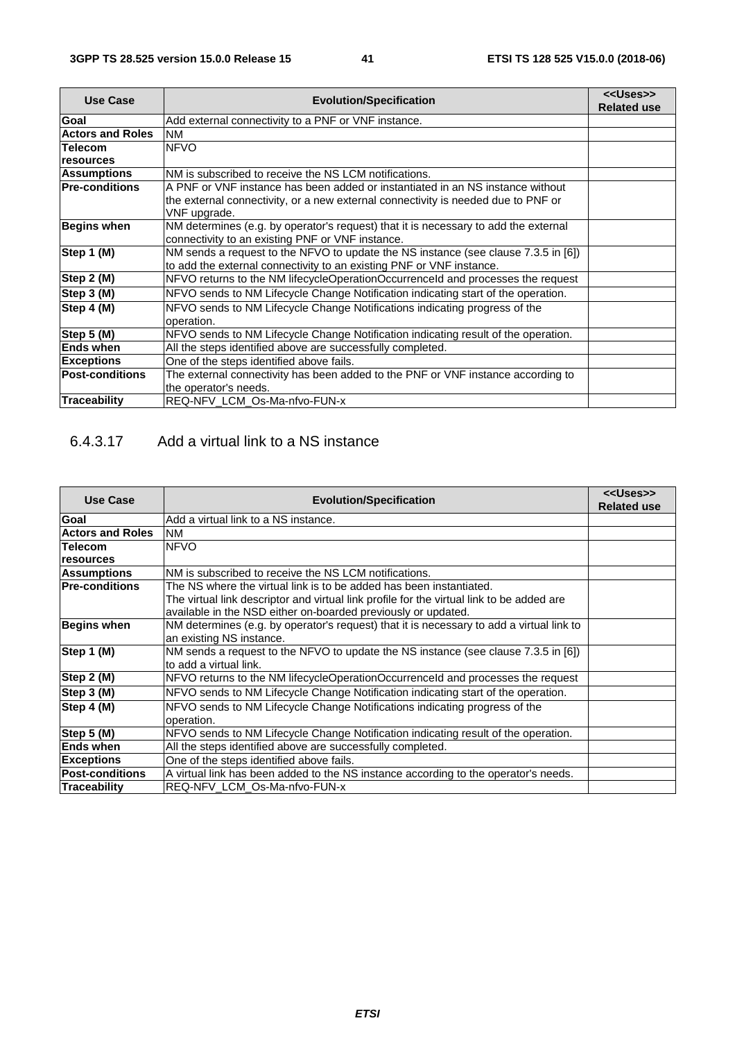| Use Case | Evolution/Specification | <<Uses>> Related use |
|---|---|---|
| **Goal** | Add external connectivity to a PNF or VNF instance. | |
| **Actors and Roles** | NM | |
| **Telecom resources** | NFVO | |
| **Assumptions** | NM is subscribed to receive the NS LCM notifications. | |
| **Pre-conditions** | A PNF or VNF instance has been added or instantiated in an NS instance without the external connectivity, or a new external connectivity is needed due to PNF or VNF upgrade. | |
| **Begins when** | NM determines (e.g. by operator's request) that it is necessary to add the external connectivity to an existing PNF or VNF instance. | |
| **Step 1 (M)** | NM sends a request to the NFVO to update the NS instance (see clause 7.3.5 in [6]) to add the external connectivity to an existing PNF or VNF instance. | |
| **Step 2 (M)** | NFVO returns to the NM lifecycleOperationOccurrenceId and processes the request | |
| **Step 3 (M)** | NFVO sends to NM Lifecycle Change Notification indicating start of the operation. | |
| **Step 4 (M)** | NFVO sends to NM Lifecycle Change Notifications indicating progress of the operation. | |
| **Step 5 (M)** | NFVO sends to NM Lifecycle Change Notification indicating result of the operation. | |
| **Ends when** | All the steps identified above are successfully completed. | |
| **Exceptions** | One of the steps identified above fails. | |
| **Post-conditions** | The external connectivity has been added to the PNF or VNF instance according to the operator's needs. | |
| **Traceability** | REQ-NFV_LCM_Os-Ma-nfvo-FUN-x | |

### 6.4.3.17 Add a virtual link to a NS instance

| Use Case | Evolution/Specification | <<Uses>> Related use |
|---|---|---|
| **Goal** | Add a virtual link to a NS instance. | |
| **Actors and Roles** | NM | |
| **Telecom resources** | NFVO | |
| **Assumptions** | NM is subscribed to receive the NS LCM notifications. | |
| **Pre-conditions** | The NS where the virtual link is to be added has been instantiated. The virtual link descriptor and virtual link profile for the virtual link to be added are available in the NSD either on-boarded previously or updated. | |
| **Begins when** | NM determines (e.g. by operator's request) that it is necessary to add a virtual link to an existing NS instance. | |
| **Step 1 (M)** | NM sends a request to the NFVO to update the NS instance (see clause 7.3.5 in [6]) to add a virtual link. | |
| **Step 2 (M)** | NFVO returns to the NM lifecycleOperationOccurrenceId and processes the request | |
| **Step 3 (M)** | NFVO sends to NM Lifecycle Change Notification indicating start of the operation. | |
| **Step 4 (M)** | NFVO sends to NM Lifecycle Change Notifications indicating progress of the operation. | |
| **Step 5 (M)** | NFVO sends to NM Lifecycle Change Notification indicating result of the operation. | |
| **Ends when** | All the steps identified above are successfully completed. | |
| **Exceptions** | One of the steps identified above fails. | |
| **Post-conditions** | A virtual link has been added to the NS instance according to the operator's needs. | |
| **Traceability** | REQ-NFV_LCM_Os-Ma-nfvo-FUN-x | |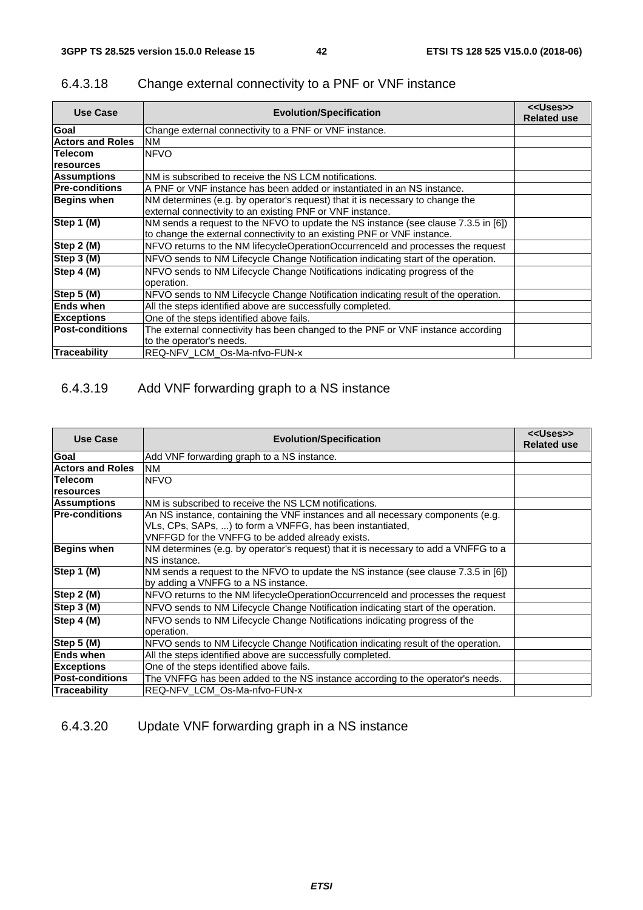### 6.4.3.18 Change external connectivity to a PNF or VNF instance

| Use Case | Evolution/Specification | <<Uses>> Related use |
|---|---|---|
| **Goal** | Change external connectivity to a PNF or VNF instance. | |
| **Actors and Roles** | NM | |
| **Telecom resources** | NFVO | |
| **Assumptions** | NM is subscribed to receive the NS LCM notifications. | |
| **Pre-conditions** | A PNF or VNF instance has been added or instantiated in an NS instance. | |
| **Begins when** | NM determines (e.g. by operator's request) that it is necessary to change the external connectivity to an existing PNF or VNF instance. | |
| **Step 1 (M)** | NM sends a request to the NFVO to update the NS instance (see clause 7.3.5 in [6]) to change the external connectivity to an existing PNF or VNF instance. | |
| **Step 2 (M)** | NFVO returns to the NM lifecycleOperationOccurrenceId and processes the request | |
| **Step 3 (M)** | NFVO sends to NM Lifecycle Change Notification indicating start of the operation. | |
| **Step 4 (M)** | NFVO sends to NM Lifecycle Change Notifications indicating progress of the operation. | |
| **Step 5 (M)** | NFVO sends to NM Lifecycle Change Notification indicating result of the operation. | |
| **Ends when** | All the steps identified above are successfully completed. | |
| **Exceptions** | One of the steps identified above fails. | |
| **Post-conditions** | The external connectivity has been changed to the PNF or VNF instance according to the operator's needs. | |
| **Traceability** | REQ-NFV_LCM_Os-Ma-nfvo-FUN-x | |

### 6.4.3.19 Add VNF forwarding graph to a NS instance

| Use Case | Evolution/Specification | <<Uses>> Related use |
|---|---|---|
| **Goal** | Add VNF forwarding graph to a NS instance. | |
| **Actors and Roles** | NM | |
| **Telecom resources** | NFVO | |
| **Assumptions** | NM is subscribed to receive the NS LCM notifications. | |
| **Pre-conditions** | An NS instance, containing the VNF instances and all necessary components (e.g. VLs, CPs, SAPs, ...) to form a VNFFG, has been instantiated, VNFFGD for the VNFFG to be added already exists. | |
| **Begins when** | NM determines (e.g. by operator's request) that it is necessary to add a VNFFG to a NS instance. | |
| **Step 1 (M)** | NM sends a request to the NFVO to update the NS instance (see clause 7.3.5 in [6]) by adding a VNFFG to a NS instance. | |
| **Step 2 (M)** | NFVO returns to the NM lifecycleOperationOccurrenceId and processes the request | |
| **Step 3 (M)** | NFVO sends to NM Lifecycle Change Notification indicating start of the operation. | |
| **Step 4 (M)** | NFVO sends to NM Lifecycle Change Notifications indicating progress of the operation. | |
| **Step 5 (M)** | NFVO sends to NM Lifecycle Change Notification indicating result of the operation. | |
| **Ends when** | All the steps identified above are successfully completed. | |
| **Exceptions** | One of the steps identified above fails. | |
| **Post-conditions** | The VNFFG has been added to the NS instance according to the operator's needs. | |
| **Traceability** | REQ-NFV_LCM_Os-Ma-nfvo-FUN-x | |

### 6.4.3.20 Update VNF forwarding graph in a NS instance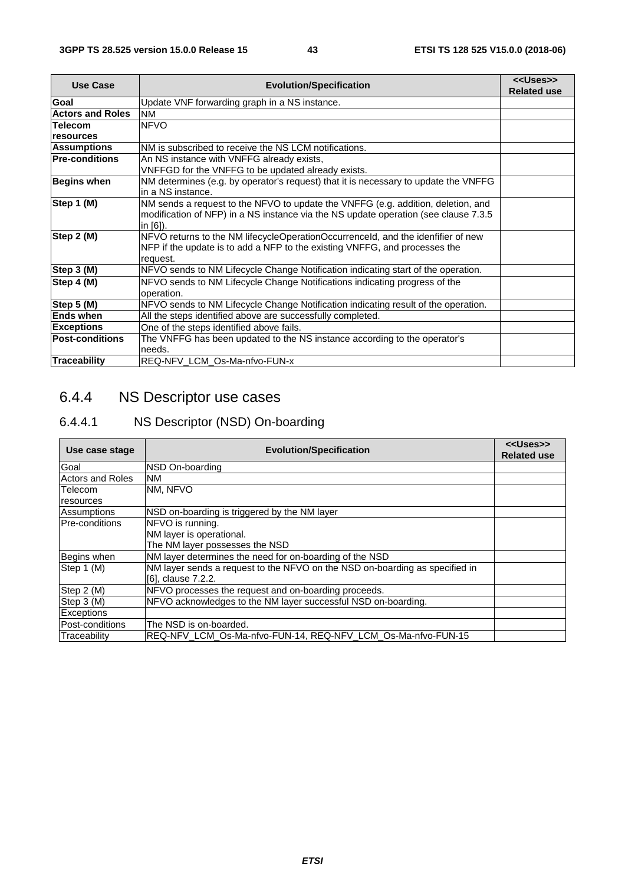| Use Case | Evolution/Specification | <<Uses>> Related use |
|---|---|---|
| **Goal** | Update VNF forwarding graph in a NS instance. | |
| **Actors and Roles** | NM | |
| **Telecom resources** | NFVO | |
| **Assumptions** | NM is subscribed to receive the NS LCM notifications. | |
| **Pre-conditions** | An NS instance with VNFFG already exists, VNFFGD for the VNFFG to be updated already exists. | |
| **Begins when** | NM determines (e.g. by operator's request) that it is necessary to update the VNFFG in a NS instance. | |
| **Step 1 (M)** | NM sends a request to the NFVO to update the VNFFG (e.g. addition, deletion, and modification of NFP) in a NS instance via the NS update operation (see clause 7.3.5 in [6]). | |
| **Step 2 (M)** | NFVO returns to the NM lifecycleOperationOccurrenceId, and the idenfifier of new NFP if the update is to add a NFP to the existing VNFFG, and processes the request. | |
| **Step 3 (M)** | NFVO sends to NM Lifecycle Change Notification indicating start of the operation. | |
| **Step 4 (M)** | NFVO sends to NM Lifecycle Change Notifications indicating progress of the operation. | |
| **Step 5 (M)** | NFVO sends to NM Lifecycle Change Notification indicating result of the operation. | |
| **Ends when** | All the steps identified above are successfully completed. | |
| **Exceptions** | One of the steps identified above fails. | |
| **Post-conditions** | The VNFFG has been updated to the NS instance according to the operator's needs. | |
| **Traceability** | REQ-NFV_LCM_Os-Ma-nfvo-FUN-x | |

### 6.4.4 NS Descriptor use cases

#### 6.4.4.1 NS Descriptor (NSD) On-boarding

| Use case stage | Evolution/Specification | <<Uses>> Related use |
|---|---|---|
| Goal | NSD On-boarding | |
| Actors and Roles | NM | |
| Telecom resources | NM, NFVO | |
| Assumptions | NSD on-boarding is triggered by the NM layer | |
| Pre-conditions | NFVO is running. NM layer is operational. The NM layer possesses the NSD | |
| Begins when | NM layer determines the need for on-boarding of the NSD | |
| Step 1 (M) | NM layer sends a request to the NFVO on the NSD on-boarding as specified in [6], clause 7.2.2. | |
| Step 2 (M) | NFVO processes the request and on-boarding proceeds. | |
| Step 3 (M) | NFVO acknowledges to the NM layer successful NSD on-boarding. | |
| Exceptions | | |
| Post-conditions | The NSD is on-boarded. | |
| Traceability | REQ-NFV_LCM_Os-Ma-nfvo-FUN-14, REQ-NFV_LCM_Os-Ma-nfvo-FUN-15 | |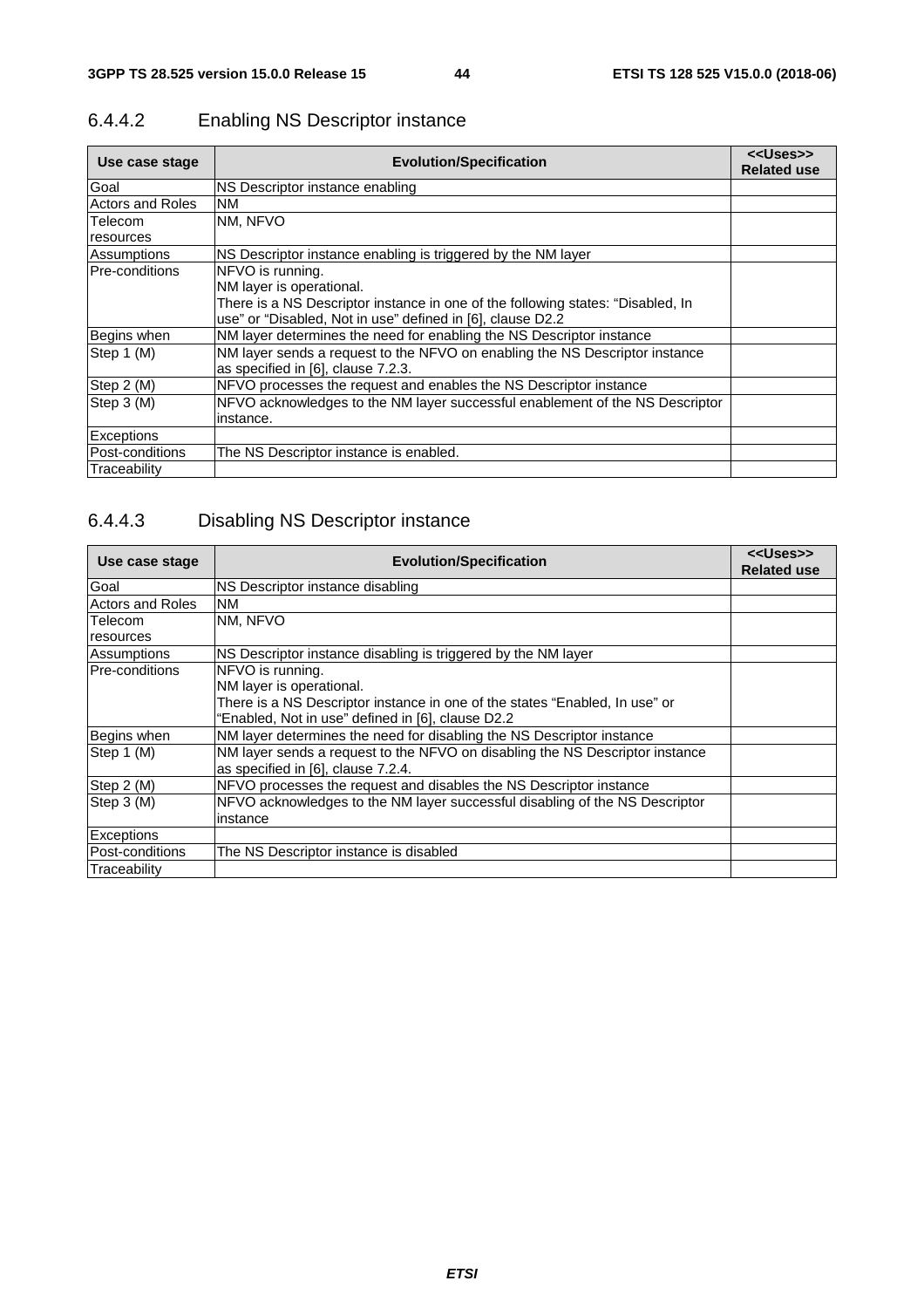### 6.4.4.2 Enabling NS Descriptor instance

| Use case stage | Evolution/Specification | <<Uses>> Related use |
|---|---|---|
| Goal | NS Descriptor instance enabling | |
| Actors and Roles | NM | |
| Telecom resources | NM, NFVO | |
| Assumptions | NS Descriptor instance enabling is triggered by the NM layer | |
| Pre-conditions | NFVO is running.<br>NM layer is operational.<br>There is a NS Descriptor instance in one of the following states: "Disabled, In use" or "Disabled, Not in use" defined in [6], clause D2.2 | |
| Begins when | NM layer determines the need for enabling the NS Descriptor instance | |
| Step 1 (M) | NM layer sends a request to the NFVO on enabling the NS Descriptor instance as specified in [6], clause 7.2.3. | |
| Step 2 (M) | NFVO processes the request and enables the NS Descriptor instance | |
| Step 3 (M) | NFVO acknowledges to the NM layer successful enablement of the NS Descriptor instance. | |
| Exceptions | | |
| Post-conditions | The NS Descriptor instance is enabled. | |
| Traceability | | |

### 6.4.4.3 Disabling NS Descriptor instance

| Use case stage | Evolution/Specification | <<Uses>> Related use |
|---|---|---|
| Goal | NS Descriptor instance disabling | |
| Actors and Roles | NM | |
| Telecom resources | NM, NFVO | |
| Assumptions | NS Descriptor instance disabling is triggered by the NM layer | |
| Pre-conditions | NFVO is running.<br>NM layer is operational.<br>There is a NS Descriptor instance in one of the states "Enabled, In use" or "Enabled, Not in use" defined in [6], clause D2.2 | |
| Begins when | NM layer determines the need for disabling the NS Descriptor instance | |
| Step 1 (M) | NM layer sends a request to the NFVO on disabling the NS Descriptor instance as specified in [6], clause 7.2.4. | |
| Step 2 (M) | NFVO processes the request and disables the NS Descriptor instance | |
| Step 3 (M) | NFVO acknowledges to the NM layer successful disabling of the NS Descriptor instance | |
| Exceptions | | |
| Post-conditions | The NS Descriptor instance is disabled | |
| Traceability | | |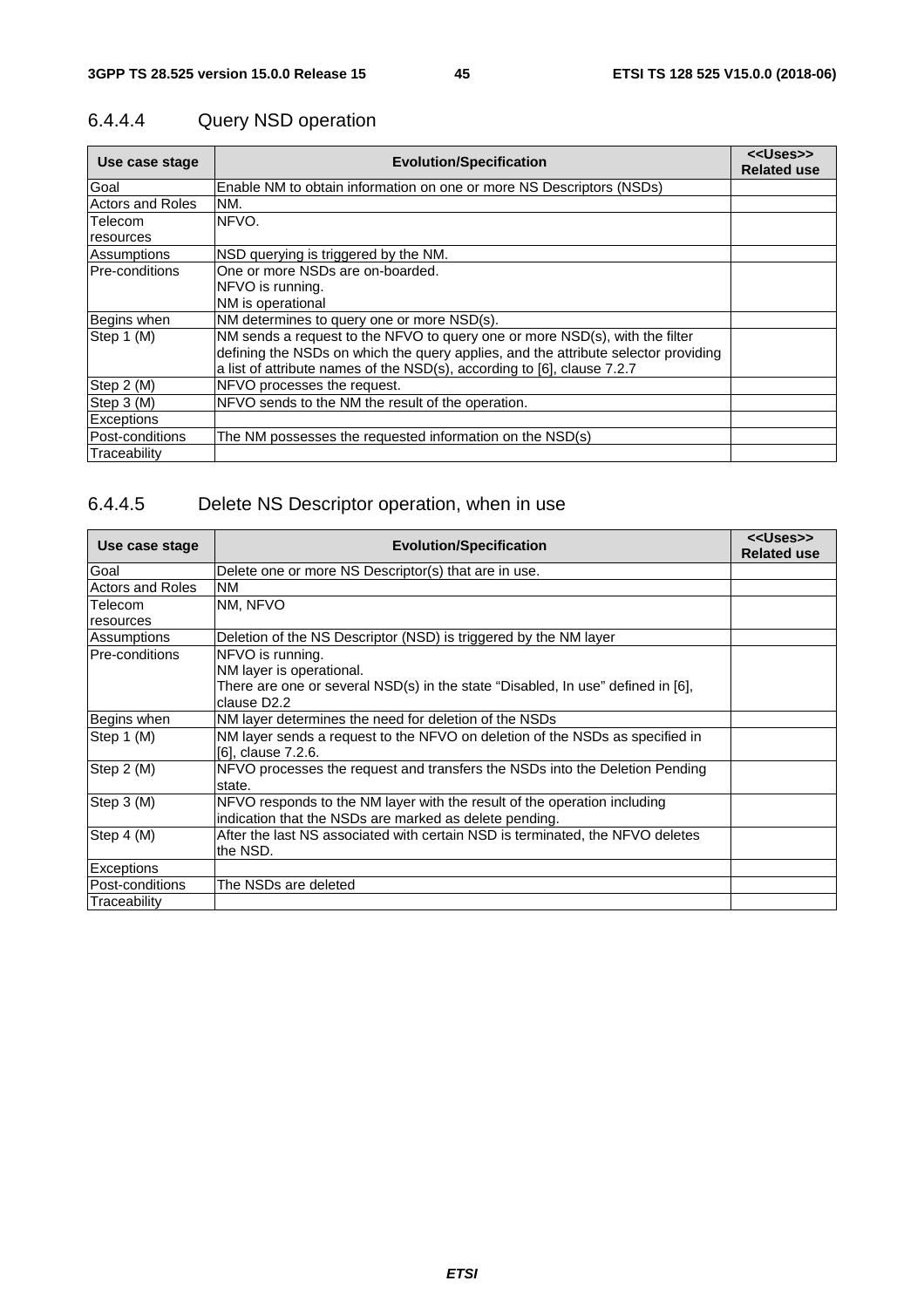#### 6.4.4.4 Query NSD operation

| Use case stage | Evolution/Specification | <<Uses>> Related use |
|---|---|---|
| Goal | Enable NM to obtain information on one or more NS Descriptors (NSDs) | |
| Actors and Roles | NM. | |
| Telecom resources | NFVO. | |
| Assumptions | NSD querying is triggered by the NM. | |
| Pre-conditions | One or more NSDs are on-boarded.<br>NFVO is running.<br>NM is operational | |
| Begins when | NM determines to query one or more NSD(s). | |
| Step 1 (M) | NM sends a request to the NFVO to query one or more NSD(s), with the filter defining the NSDs on which the query applies, and the attribute selector providing a list of attribute names of the NSD(s), according to [6], clause 7.2.7 | |
| Step 2 (M) | NFVO processes the request. | |
| Step 3 (M) | NFVO sends to the NM the result of the operation. | |
| Exceptions | | |
| Post-conditions | The NM possesses the requested information on the NSD(s) | |
| Traceability | | |

#### 6.4.4.5 Delete NS Descriptor operation, when in use

| Use case stage | Evolution/Specification | <<Uses>> Related use |
|---|---|---|
| Goal | Delete one or more NS Descriptor(s) that are in use. | |
| Actors and Roles | NM | |
| Telecom resources | NM, NFVO | |
| Assumptions | Deletion of the NS Descriptor (NSD) is triggered by the NM layer | |
| Pre-conditions | NFVO is running.<br>NM layer is operational.<br>There are one or several NSD(s) in the state "Disabled, In use" defined in [6], clause D2.2 | |
| Begins when | NM layer determines the need for deletion of the NSDs | |
| Step 1 (M) | NM layer sends a request to the NFVO on deletion of the NSDs as specified in [6], clause 7.2.6. | |
| Step 2 (M) | NFVO processes the request and transfers the NSDs into the Deletion Pending state. | |
| Step 3 (M) | NFVO responds to the NM layer with the result of the operation including indication that the NSDs are marked as delete pending. | |
| Step 4 (M) | After the last NS associated with certain NSD is terminated, the NFVO deletes the NSD. | |
| Exceptions | | |
| Post-conditions | The NSDs are deleted | |
| Traceability | | |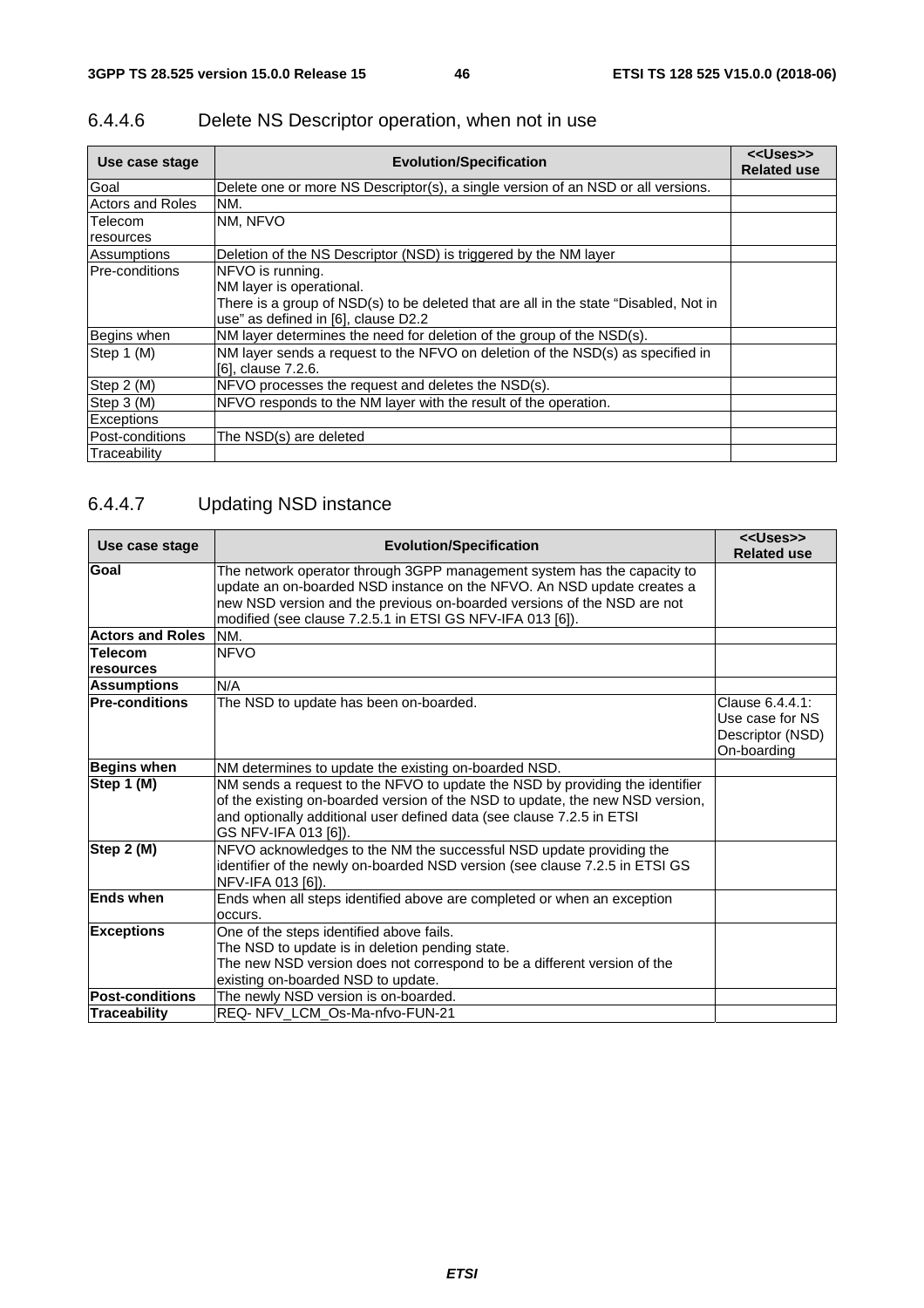### 6.4.4.6 Delete NS Descriptor operation, when not in use

| Use case stage | Evolution/Specification | <<Uses>> Related use |
|---|---|---|
| Goal | Delete one or more NS Descriptor(s), a single version of an NSD or all versions. | |
| Actors and Roles | NM. | |
| Telecom resources | NM, NFVO | |
| Assumptions | Deletion of the NS Descriptor (NSD) is triggered by the NM layer | |
| Pre-conditions | NFVO is running.<br>NM layer is operational.<br>There is a group of NSD(s) to be deleted that are all in the state "Disabled, Not in use" as defined in [6], clause D2.2 | |
| Begins when | NM layer determines the need for deletion of the group of the NSD(s). | |
| Step 1 (M) | NM layer sends a request to the NFVO on deletion of the NSD(s) as specified in [6], clause 7.2.6. | |
| Step 2 (M) | NFVO processes the request and deletes the NSD(s). | |
| Step 3 (M) | NFVO responds to the NM layer with the result of the operation. | |
| Exceptions | | |
| Post-conditions | The NSD(s) are deleted | |
| Traceability | | |

### 6.4.4.7 Updating NSD instance

| Use case stage | Evolution/Specification | <<Uses>> Related use |
|---|---|---|
| **Goal** | The network operator through 3GPP management system has the capacity to update an on-boarded NSD instance on the NFVO. An NSD update creates a new NSD version and the previous on-boarded versions of the NSD are not modified (see clause 7.2.5.1 in ETSI GS NFV-IFA 013 [6]). | |
| **Actors and Roles** | NM. | |
| **Telecom resources** | NFVO | |
| **Assumptions** | N/A | |
| **Pre-conditions** | The NSD to update has been on-boarded. | Clause 6.4.4.1: Use case for NS Descriptor (NSD) On-boarding |
| **Begins when** | NM determines to update the existing on-boarded NSD. | |
| **Step 1 (M)** | NM sends a request to the NFVO to update the NSD by providing the identifier of the existing on-boarded version of the NSD to update, the new NSD version, and optionally additional user defined data (see clause 7.2.5 in ETSI GS NFV-IFA 013 [6]). | |
| **Step 2 (M)** | NFVO acknowledges to the NM the successful NSD update providing the identifier of the newly on-boarded NSD version (see clause 7.2.5 in ETSI GS NFV-IFA 013 [6]). | |
| **Ends when** | Ends when all steps identified above are completed or when an exception occurs. | |
| **Exceptions** | One of the steps identified above fails.<br>The NSD to update is in deletion pending state.<br>The new NSD version does not correspond to be a different version of the existing on-boarded NSD to update. | |
| **Post-conditions** | The newly NSD version is on-boarded. | |
| **Traceability** | REQ- NFV_LCM_Os-Ma-nfvo-FUN-21 | |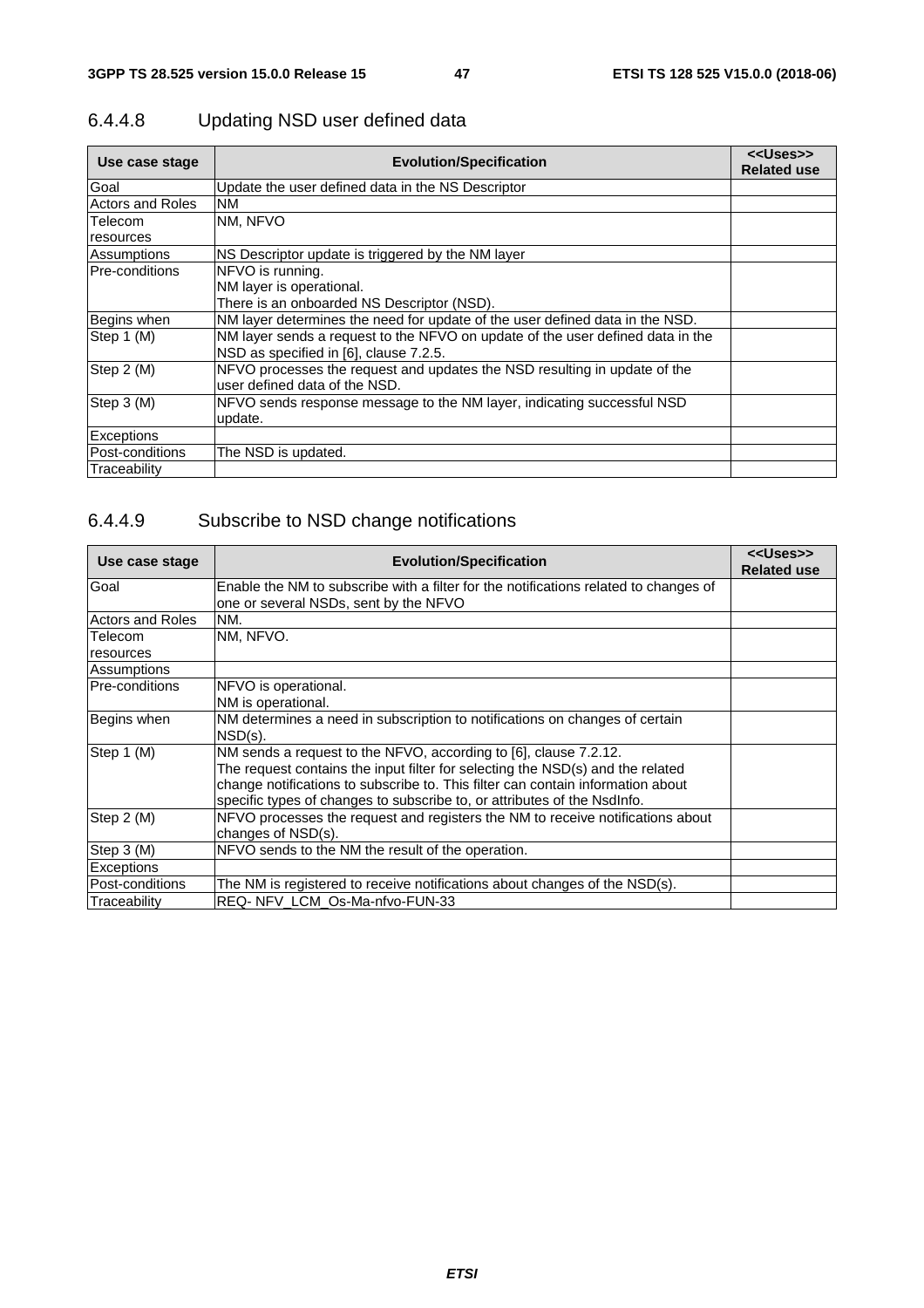### 6.4.4.8 Updating NSD user defined data

| Use case stage | Evolution/Specification | <<Uses>> Related use |
|---|---|---|
| Goal | Update the user defined data in the NS Descriptor | |
| Actors and Roles | NM | |
| Telecom resources | NM, NFVO | |
| Assumptions | NS Descriptor update is triggered by the NM layer | |
| Pre-conditions | NFVO is running.<br>NM layer is operational.<br>There is an onboarded NS Descriptor (NSD). | |
| Begins when | NM layer determines the need for update of the user defined data in the NSD. | |
| Step 1 (M) | NM layer sends a request to the NFVO on update of the user defined data in the NSD as specified in [6], clause 7.2.5. | |
| Step 2 (M) | NFVO processes the request and updates the NSD resulting in update of the user defined data of the NSD. | |
| Step 3 (M) | NFVO sends response message to the NM layer, indicating successful NSD update. | |
| Exceptions | | |
| Post-conditions | The NSD is updated. | |
| Traceability | | |

### 6.4.4.9 Subscribe to NSD change notifications

| Use case stage | Evolution/Specification | <<Uses>> Related use |
|---|---|---|
| Goal | Enable the NM to subscribe with a filter for the notifications related to changes of one or several NSDs, sent by the NFVO | |
| Actors and Roles | NM. | |
| Telecom resources | NM, NFVO. | |
| Assumptions | | |
| Pre-conditions | NFVO is operational.<br>NM is operational. | |
| Begins when | NM determines a need in subscription to notifications on changes of certain NSD(s). | |
| Step 1 (M) | NM sends a request to the NFVO, according to [6], clause 7.2.12.<br>The request contains the input filter for selecting the NSD(s) and the related change notifications to subscribe to. This filter can contain information about specific types of changes to subscribe to, or attributes of the NsdInfo. | |
| Step 2 (M) | NFVO processes the request and registers the NM to receive notifications about changes of NSD(s). | |
| Step 3 (M) | NFVO sends to the NM the result of the operation. | |
| Exceptions | | |
| Post-conditions | The NM is registered to receive notifications about changes of the NSD(s). | |
| Traceability | REQ- NFV_LCM_Os-Ma-nfvo-FUN-33 | |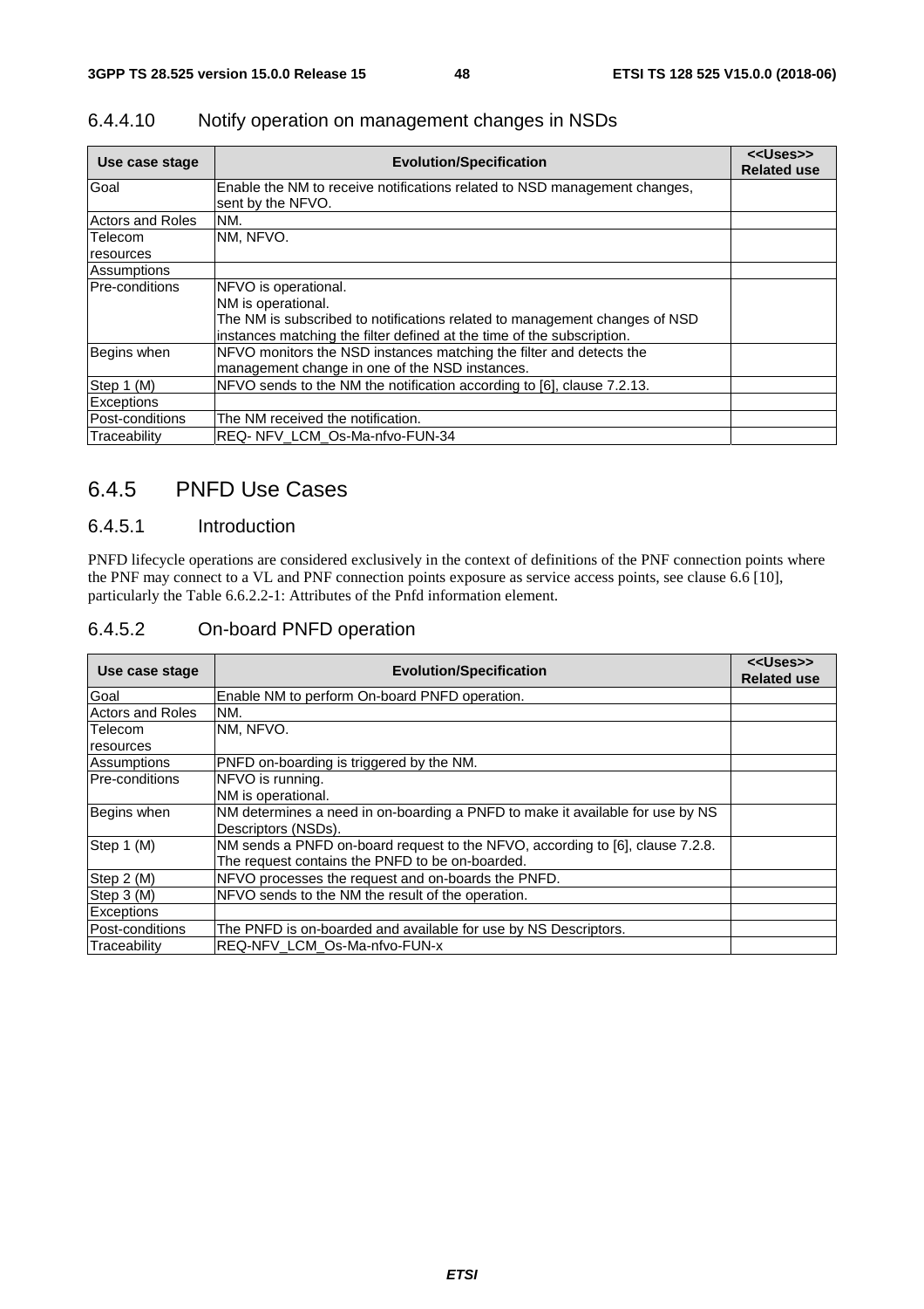### 6.4.4.10 Notify operation on management changes in NSDs

| Use case stage | Evolution/Specification | <<Uses>> Related use |
|---|---|---|
| Goal | Enable the NM to receive notifications related to NSD management changes, sent by the NFVO. | |
| Actors and Roles | NM. | |
| Telecom resources | NM, NFVO. | |
| Assumptions | | |
| Pre-conditions | NFVO is operational.<br>NM is operational.<br>The NM is subscribed to notifications related to management changes of NSD instances matching the filter defined at the time of the subscription. | |
| Begins when | NFVO monitors the NSD instances matching the filter and detects the management change in one of the NSD instances. | |
| Step 1 (M) | NFVO sends to the NM the notification according to [6], clause 7.2.13. | |
| Exceptions | | |
| Post-conditions | The NM received the notification. | |
| Traceability | REQ- NFV_LCM_Os-Ma-nfvo-FUN-34 | |

## 6.4.5 PNFD Use Cases

### 6.4.5.1 Introduction

PNFD lifecycle operations are considered exclusively in the context of definitions of the PNF connection points where the PNF may connect to a VL and PNF connection points exposure as service access points, see clause 6.6 [10], particularly the Table 6.6.2.2-1: Attributes of the Pnfd information element.

### 6.4.5.2 On-board PNFD operation

| Use case stage | Evolution/Specification | <<Uses>> Related use |
|---|---|---|
| Goal | Enable NM to perform On-board PNFD operation. | |
| Actors and Roles | NM. | |
| Telecom resources | NM, NFVO. | |
| Assumptions | PNFD on-boarding is triggered by the NM. | |
| Pre-conditions | NFVO is running.<br>NM is operational. | |
| Begins when | NM determines a need in on-boarding a PNFD to make it available for use by NS Descriptors (NSDs). | |
| Step 1 (M) | NM sends a PNFD on-board request to the NFVO, according to [6], clause 7.2.8. The request contains the PNFD to be on-boarded. | |
| Step 2 (M) | NFVO processes the request and on-boards the PNFD. | |
| Step 3 (M) | NFVO sends to the NM the result of the operation. | |
| Exceptions | | |
| Post-conditions | The PNFD is on-boarded and available for use by NS Descriptors. | |
| Traceability | REQ-NFV_LCM_Os-Ma-nfvo-FUN-x | |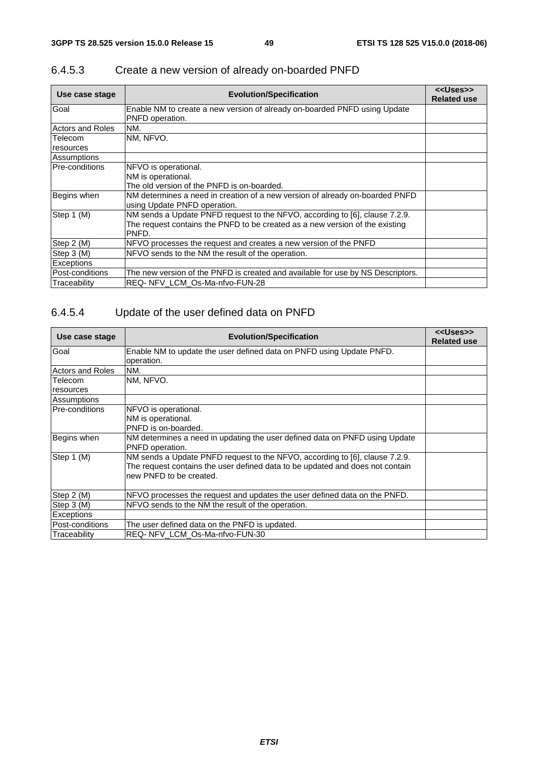### 6.4.5.3 Create a new version of already on-boarded PNFD

| Use case stage | Evolution/Specification | <<Uses>> Related use |
| --- | --- | --- |
| Goal | Enable NM to create a new version of already on-boarded PNFD using Update PNFD operation. | |
| Actors and Roles | NM. | |
| Telecom resources | NM, NFVO. | |
| Assumptions | | |
| Pre-conditions | NFVO is operational.<br>NM is operational.<br>The old version of the PNFD is on-boarded. | |
| Begins when | NM determines a need in creation of a new version of already on-boarded PNFD using Update PNFD operation. | |
| Step 1 (M) | NM sends a Update PNFD request to the NFVO, according to [6], clause 7.2.9. The request contains the PNFD to be created as a new version of the existing PNFD. | |
| Step 2 (M) | NFVO processes the request and creates a new version of the PNFD | |
| Step 3 (M) | NFVO sends to the NM the result of the operation. | |
| Exceptions | | |
| Post-conditions | The new version of the PNFD is created and available for use by NS Descriptors. | |
| Traceability | REQ- NFV_LCM_Os-Ma-nfvo-FUN-28 | |

### 6.4.5.4 Update of the user defined data on PNFD

| Use case stage | Evolution/Specification | <<Uses>> Related use |
| --- | --- | --- |
| Goal | Enable NM to update the user defined data on PNFD using Update PNFD. operation. | |
| Actors and Roles | NM. | |
| Telecom resources | NM, NFVO. | |
| Assumptions | | |
| Pre-conditions | NFVO is operational.<br>NM is operational.<br>PNFD is on-boarded. | |
| Begins when | NM determines a need in updating the user defined data on PNFD using Update PNFD operation. | |
| Step 1 (M) | NM sends a Update PNFD request to the NFVO, according to [6], clause 7.2.9. The request contains the user defined data to be updated and does not contain new PNFD to be created. | |
| Step 2 (M) | NFVO processes the request and updates the user defined data on the PNFD. | |
| Step 3 (M) | NFVO sends to the NM the result of the operation. | |
| Exceptions | | |
| Post-conditions | The user defined data on the PNFD is updated. | |
| Traceability | REQ- NFV_LCM_Os-Ma-nfvo-FUN-30 | |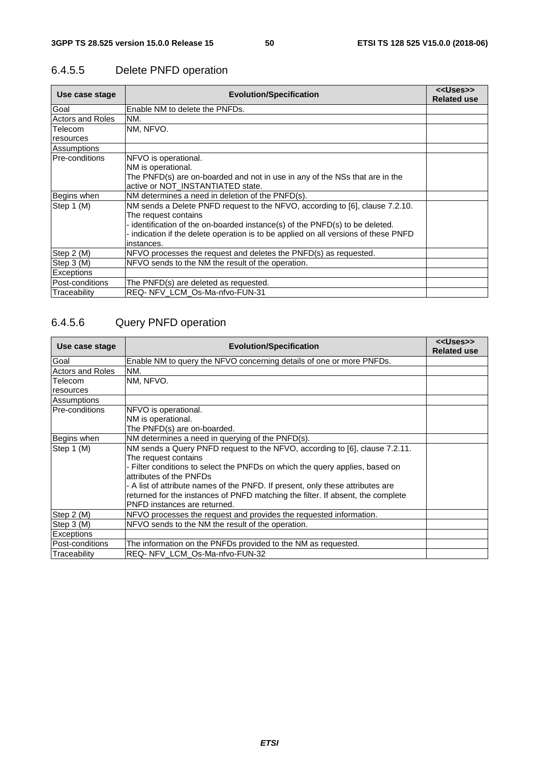### 6.4.5.5 Delete PNFD operation

| Use case stage | Evolution/Specification | <<Uses>> Related use |
|---|---|---|
| Goal | Enable NM to delete the PNFDs. | |
| Actors and Roles | NM. | |
| Telecom resources | NM, NFVO. | |
| Assumptions | | |
| Pre-conditions | NFVO is operational.<br>NM is operational.<br>The PNFD(s) are on-boarded and not in use in any of the NSs that are in the active or NOT_INSTANTIATED state. | |
| Begins when | NM determines a need in deletion of the PNFD(s). | |
| Step 1 (M) | NM sends a Delete PNFD request to the NFVO, according to [6], clause 7.2.10.<br>The request contains<br>- identification of the on-boarded instance(s) of the PNFD(s) to be deleted.<br>- indication if the delete operation is to be applied on all versions of these PNFD instances. | |
| Step 2 (M) | NFVO processes the request and deletes the PNFD(s) as requested. | |
| Step 3 (M) | NFVO sends to the NM the result of the operation. | |
| Exceptions | | |
| Post-conditions | The PNFD(s) are deleted as requested. | |
| Traceability | REQ- NFV_LCM_Os-Ma-nfvo-FUN-31 | |

### 6.4.5.6 Query PNFD operation

| Use case stage | Evolution/Specification | <<Uses>> Related use |
|---|---|---|
| Goal | Enable NM to query the NFVO concerning details of one or more PNFDs. | |
| Actors and Roles | NM. | |
| Telecom resources | NM, NFVO. | |
| Assumptions | | |
| Pre-conditions | NFVO is operational.<br>NM is operational.<br>The PNFD(s) are on-boarded. | |
| Begins when | NM determines a need in querying of the PNFD(s). | |
| Step 1 (M) | NM sends a Query PNFD request to the NFVO, according to [6], clause 7.2.11.<br>The request contains<br>- Filter conditions to select the PNFDs on which the query applies, based on attributes of the PNFDs<br>- A list of attribute names of the PNFD. If present, only these attributes are returned for the instances of PNFD matching the filter. If absent, the complete PNFD instances are returned. | |
| Step 2 (M) | NFVO processes the request and provides the requested information. | |
| Step 3 (M) | NFVO sends to the NM the result of the operation. | |
| Exceptions | | |
| Post-conditions | The information on the PNFDs provided to the NM as requested. | |
| Traceability | REQ- NFV_LCM_Os-Ma-nfvo-FUN-32 | |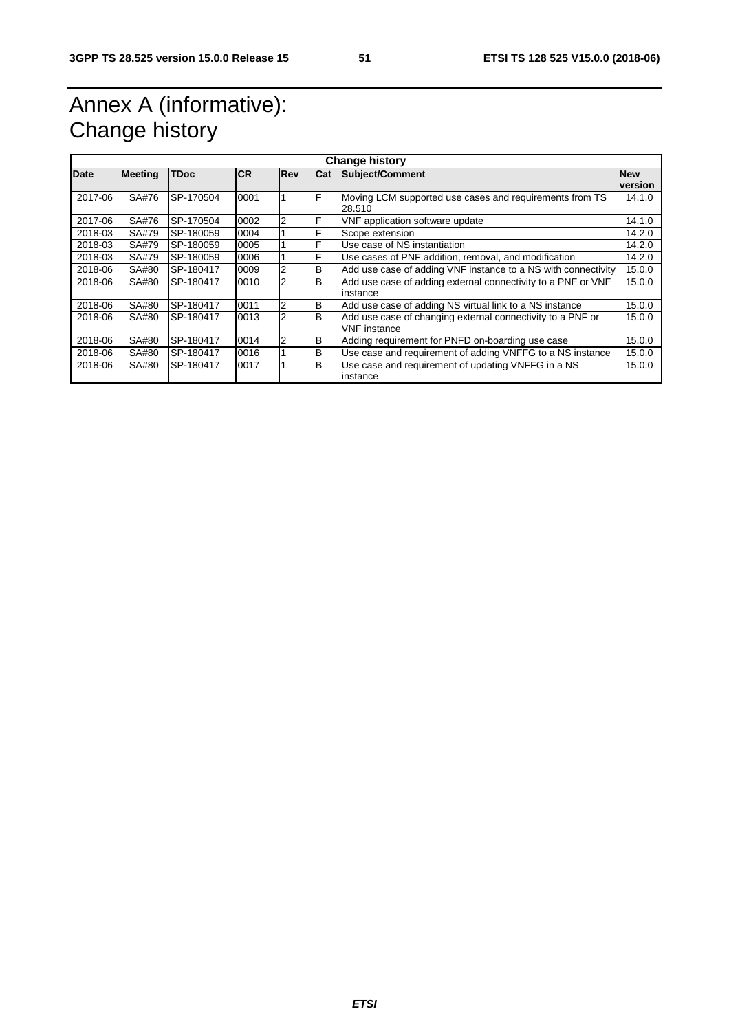# Annex A (informative): Change history

| Change history | | | | | | | |
|---|---|---|---|---|---|---|---|
| **Date** | **Meeting** | **TDoc** | **CR** | **Rev** | **Cat** | **Subject/Comment** | **New version** |
| 2017-06 | SA#76 | SP-170504 | 0001 | 1 | F | Moving LCM supported use cases and requirements from TS 28.510 | 14.1.0 |
| 2017-06 | SA#76 | SP-170504 | 0002 | 2 | F | VNF application software update | 14.1.0 |
| 2018-03 | SA#79 | SP-180059 | 0004 | 1 | F | Scope extension | 14.2.0 |
| 2018-03 | SA#79 | SP-180059 | 0005 | 1 | F | Use case of NS instantiation | 14.2.0 |
| 2018-03 | SA#79 | SP-180059 | 0006 | 1 | F | Use cases of PNF addition, removal, and modification | 14.2.0 |
| 2018-06 | SA#80 | SP-180417 | 0009 | 2 | B | Add use case of adding VNF instance to a NS with connectivity | 15.0.0 |
| 2018-06 | SA#80 | SP-180417 | 0010 | 2 | B | Add use case of adding external connectivity to a PNF or VNF instance | 15.0.0 |
| 2018-06 | SA#80 | SP-180417 | 0011 | 2 | B | Add use case of adding NS virtual link to a NS instance | 15.0.0 |
| 2018-06 | SA#80 | SP-180417 | 0013 | 2 | B | Add use case of changing external connectivity to a PNF or VNF instance | 15.0.0 |
| 2018-06 | SA#80 | SP-180417 | 0014 | 2 | B | Adding requirement for PNFD on-boarding use case | 15.0.0 |
| 2018-06 | SA#80 | SP-180417 | 0016 | 1 | B | Use case and requirement of adding VNFFG to a NS instance | 15.0.0 |
| 2018-06 | SA#80 | SP-180417 | 0017 | 1 | B | Use case and requirement of updating VNFFG in a NS instance | 15.0.0 |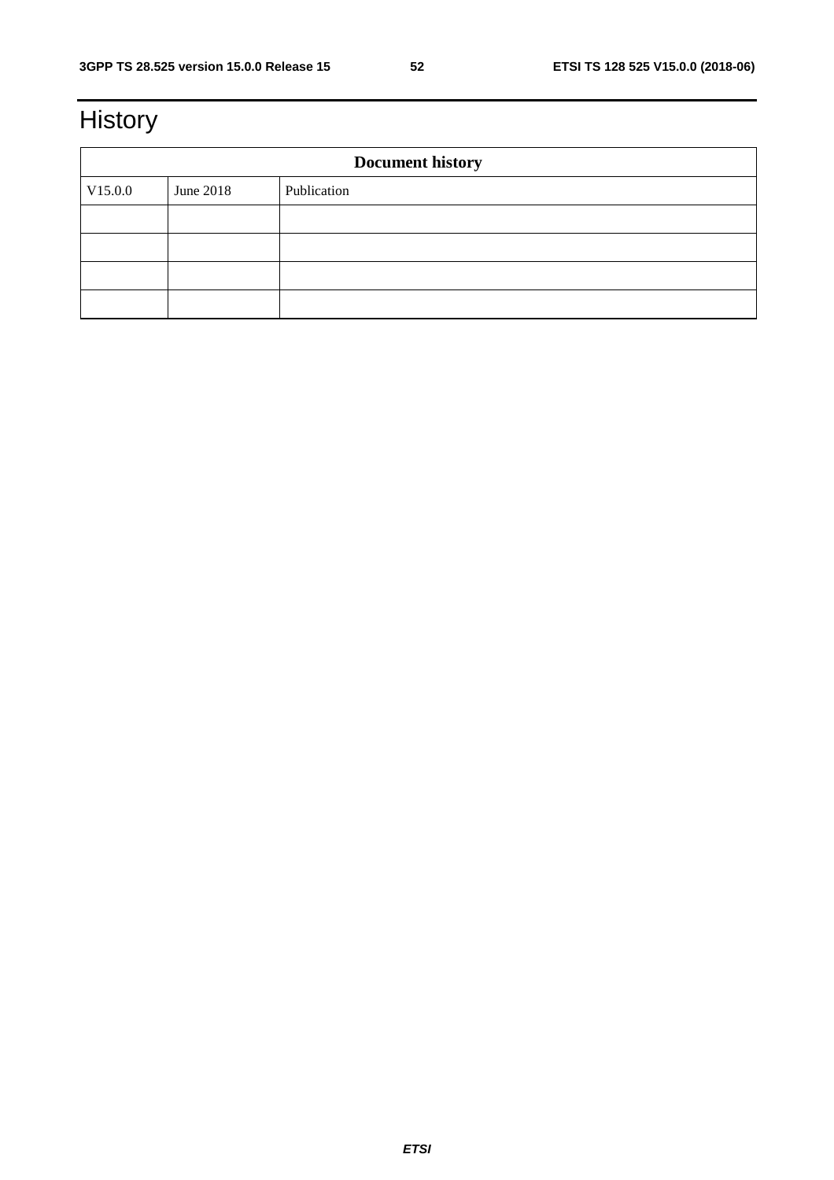# History

| Document history | | |
|---|---|---|
| V15.0.0 | June 2018 | Publication |
| | | |
| | | |
| | | |
| | | |